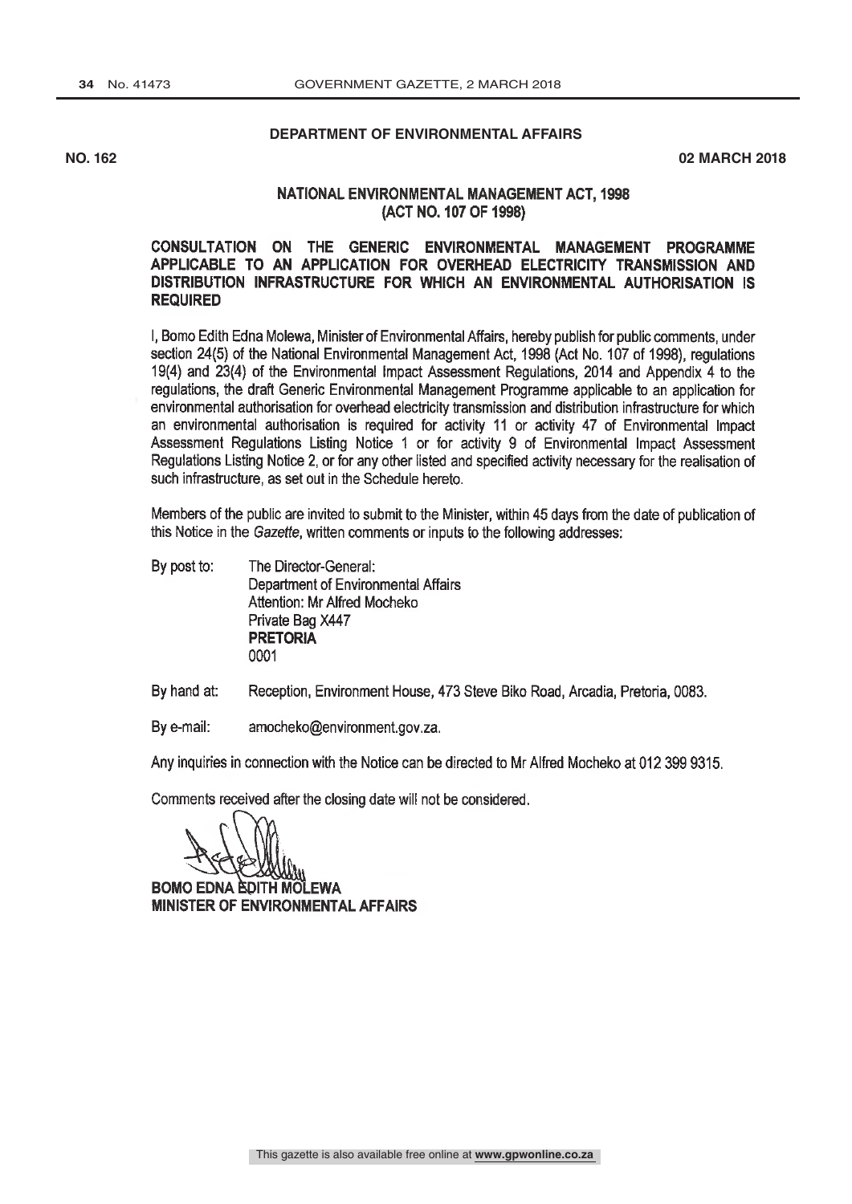**DEPARTMENT OF ENVIRONMENTAL AFFAIRS**

**NO. 162** **02 MARCH 2018**

**NATIONAL ENVIRONMENTAL MANAGEMENT ACT, 1998 (ACT NO. 107 OF 1998)**

**CONSULTATION ON THE GENERIC ENVIRONMENTAL MANAGEMENT PROGRAMME APPLICABLE TO AN APPLICATION FOR OVERHEAD ELECTRICITY TRANSMISSION AND DISTRIBUTION INFRASTRUCTURE FOR WHICH AN ENVIRONMENTAL AUTHORISATION IS REQUIRED**

I, Bomo Edith Edna Molewa, Minister of Environmental Affairs, hereby publish for public comments, under section 24(5) of the National Environmental Management Act, 1998 (Act No. 107 of 1998), regulations 19(4) and 23(4) of the Environmental Impact Assessment Regulations, 2014 and Appendix 4 to the regulations, the draft Generic Environmental Management Programme applicable to an application for environmental authorisation for overhead electricity transmission and distribution infrastructure for which an environmental authorisation is required for activity 11 or activity 47 of Environmental Impact Assessment Regulations Listing Notice 1 or for activity 9 of Environmental Impact Assessment Regulations Listing Notice 2, or for any other listed and specified activity necessary for the realisation of such infrastructure, as set out in the Schedule hereto.

Members of the public are invited to submit to the Minister, within 45 days from the date of publication of this Notice in the *Gazette*, written comments or inputs to the following addresses:

By post to: The Director-General:
Department of Environmental Affairs
Attention: Mr Alfred Mocheko
Private Bag X447
**PRETORIA**
0001

By hand at: Reception, Environment House, 473 Steve Biko Road, Arcadia, Pretoria, 0083.

By e-mail: amocheko@environment.gov.za.

Any inquiries in connection with the Notice can be directed to Mr Alfred Mocheko at 012 399 9315.

Comments received after the closing date will not be considered.

**BOMO EDNA EDITH MOLEWA**
**MINISTER OF ENVIRONMENTAL AFFAIRS**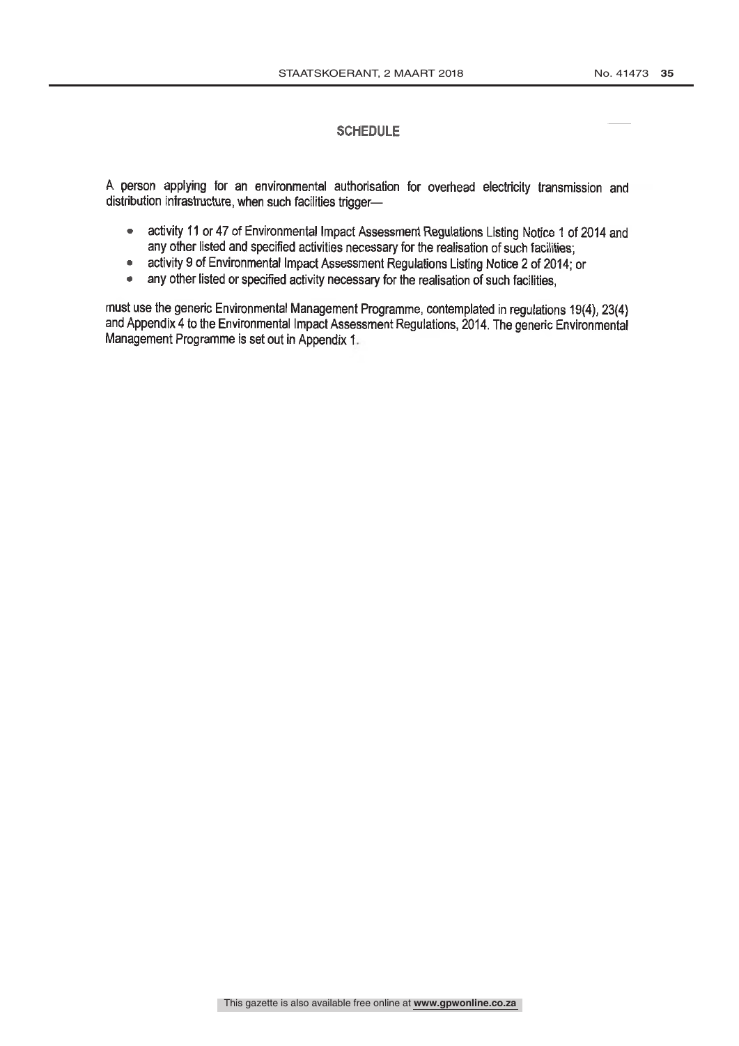## SCHEDULE

A person applying for an environmental authorisation for overhead electricity transmission and distribution infrastructure, when such facilities trigger—

- activity 11 or 47 of Environmental Impact Assessment Regulations Listing Notice 1 of 2014 and any other listed and specified activities necessary for the realisation of such facilities;
- activity 9 of Environmental Impact Assessment Regulations Listing Notice 2 of 2014; or
- any other listed or specified activity necessary for the realisation of such facilities,

must use the generic Environmental Management Programme, contemplated in regulations 19(4), 23(4) and Appendix 4 to the Environmental Impact Assessment Regulations, 2014. The generic Environmental Management Programme is set out in Appendix 1.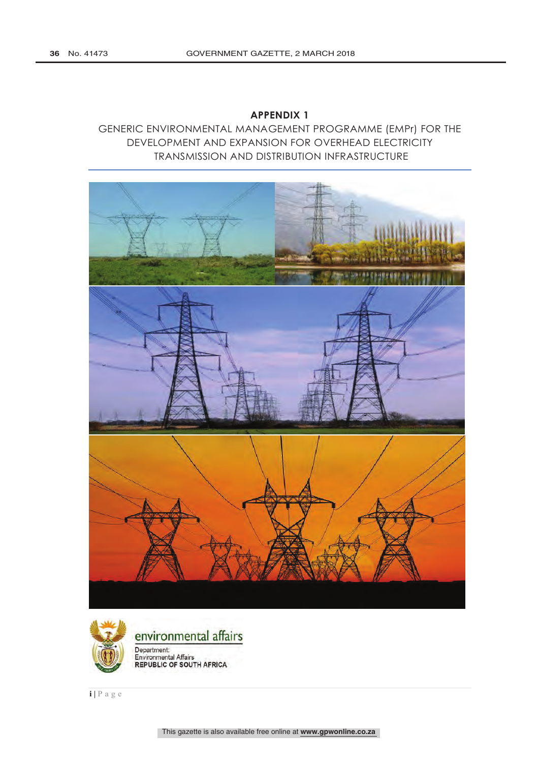# APPENDIX 1

GENERIC ENVIRONMENTAL MANAGEMENT PROGRAMME (EMPr) FOR THE DEVELOPMENT AND EXPANSION FOR OVERHEAD ELECTRICITY TRANSMISSION AND DISTRIBUTION INFRASTRUCTURE

environmental affairs

Department:
Environmental Affairs
REPUBLIC OF SOUTH AFRICA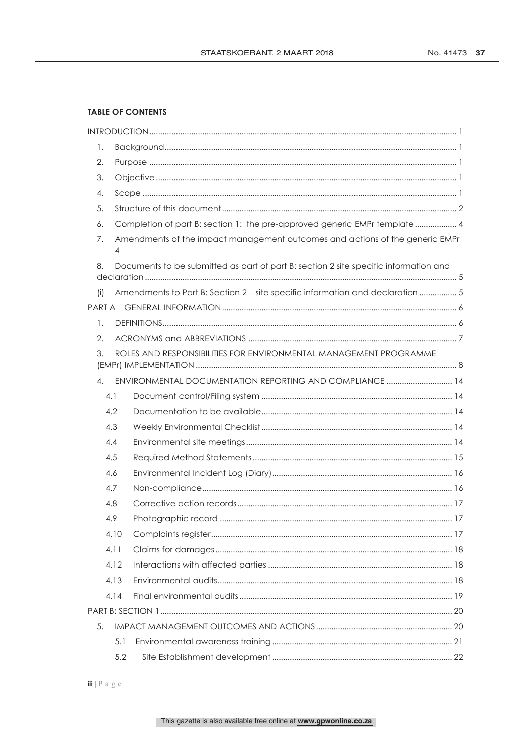**TABLE OF CONTENTS**

INTRODUCTION ..... 1

1. Background ..... 1
2. Purpose ..... 1
3. Objective ..... 1
4. Scope ..... 1
5. Structure of this document ..... 2
6. Completion of part B: section 1: the pre-approved generic EMPr template ..... 4
7. Amendments of the impact management outcomes and actions of the generic EMPr 4
8. Documents to be submitted as part of part B: section 2 site specific information and declaration ..... 5

(i) Amendments to Part B: Section 2 – site specific information and declaration ..... 5

PART A – GENERAL INFORMATION ..... 6

1. DEFINITIONS ..... 6
2. ACRONYMS and ABBREVIATIONS ..... 7
3. ROLES AND RESPONSIBILITIES FOR ENVIRONMENTAL MANAGEMENT PROGRAMME (EMPr) IMPLEMENTATION ..... 8
4. ENVIRONMENTAL DOCUMENTATION REPORTING AND COMPLIANCE ..... 14
   - 4.1 Document control/Filing system ..... 14
   - 4.2 Documentation to be available ..... 14
   - 4.3 Weekly Environmental Checklist ..... 14
   - 4.4 Environmental site meetings ..... 14
   - 4.5 Required Method Statements ..... 15
   - 4.6 Environmental Incident Log (Diary) ..... 16
   - 4.7 Non-compliance ..... 16
   - 4.8 Corrective action records ..... 17
   - 4.9 Photographic record ..... 17
   - 4.10 Complaints register ..... 17
   - 4.11 Claims for damages ..... 18
   - 4.12 Interactions with affected parties ..... 18
   - 4.13 Environmental audits ..... 18
   - 4.14 Final environmental audits ..... 19

PART B: SECTION 1 ..... 20

5. IMPACT MANAGEMENT OUTCOMES AND ACTIONS ..... 20
   - 5.1 Environmental awareness training ..... 21
   - 5.2 Site Establishment development ..... 22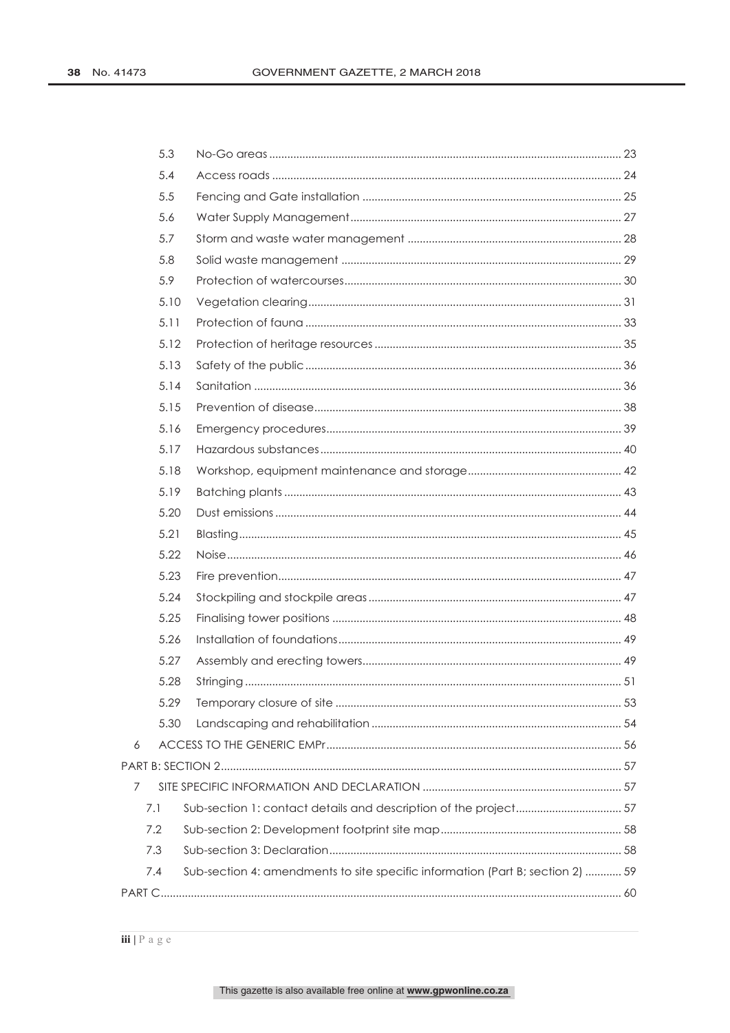5.3 No-Go areas ........ 23

5.4 Access roads ........ 24

5.5 Fencing and Gate installation ........ 25

5.6 Water Supply Management ........ 27

5.7 Storm and waste water management ........ 28

5.8 Solid waste management ........ 29

5.9 Protection of watercourses ........ 30

5.10 Vegetation clearing ........ 31

5.11 Protection of fauna ........ 33

5.12 Protection of heritage resources ........ 35

5.13 Safety of the public ........ 36

5.14 Sanitation ........ 36

5.15 Prevention of disease ........ 38

5.16 Emergency procedures ........ 39

5.17 Hazardous substances ........ 40

5.18 Workshop, equipment maintenance and storage ........ 42

5.19 Batching plants ........ 43

5.20 Dust emissions ........ 44

5.21 Blasting ........ 45

5.22 Noise ........ 46

5.23 Fire prevention ........ 47

5.24 Stockpiling and stockpile areas ........ 47

5.25 Finalising tower positions ........ 48

5.26 Installation of foundations ........ 49

5.27 Assembly and erecting towers ........ 49

5.28 Stringing ........ 51

5.29 Temporary closure of site ........ 53

5.30 Landscaping and rehabilitation ........ 54

6 ACCESS TO THE GENERIC EMPr ........ 56

PART B: SECTION 2 ........ 57

7 SITE SPECIFIC INFORMATION AND DECLARATION ........ 57

7.1 Sub-section 1: contact details and description of the project ........ 57

7.2 Sub-section 2: Development footprint site map ........ 58

7.3 Sub-section 3: Declaration ........ 58

7.4 Sub-section 4: amendments to site specific information (Part B; section 2) ........ 59

PART C ........ 60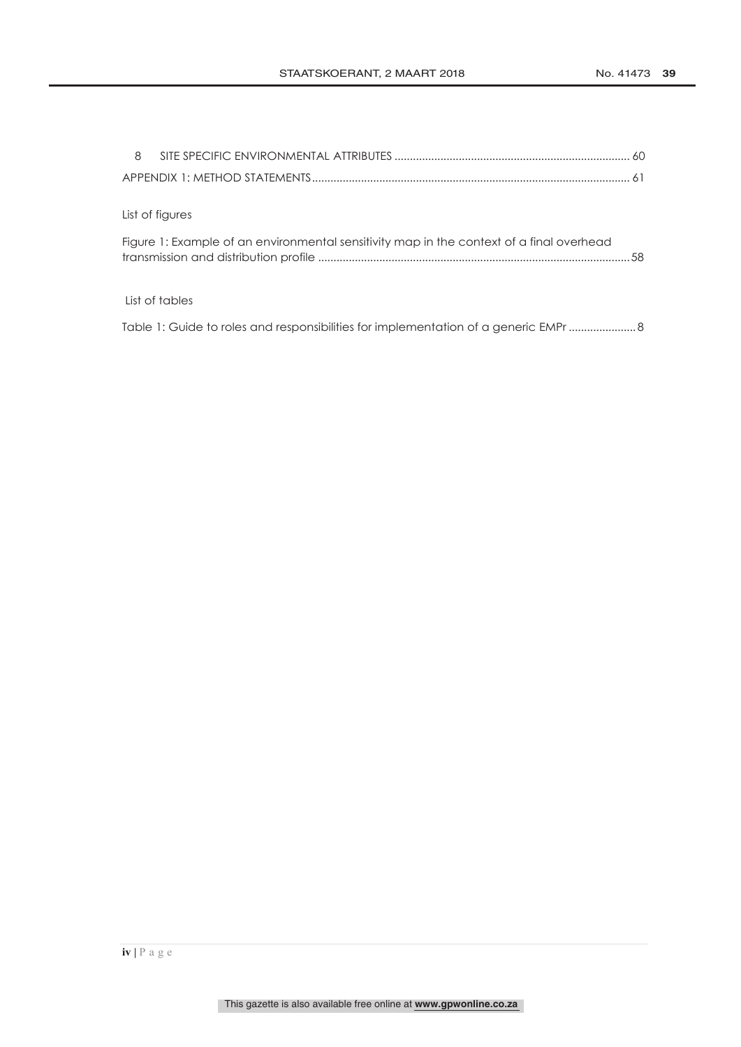8 SITE SPECIFIC ENVIRONMENTAL ATTRIBUTES ............................................................................ 60

APPENDIX 1: METHOD STATEMENTS ....................................................................................................... 61

List of figures

Figure 1: Example of an environmental sensitivity map in the context of a final overhead transmission and distribution profile ..................................................................................................... 58

List of tables

Table 1: Guide to roles and responsibilities for implementation of a generic EMPr ...................... 8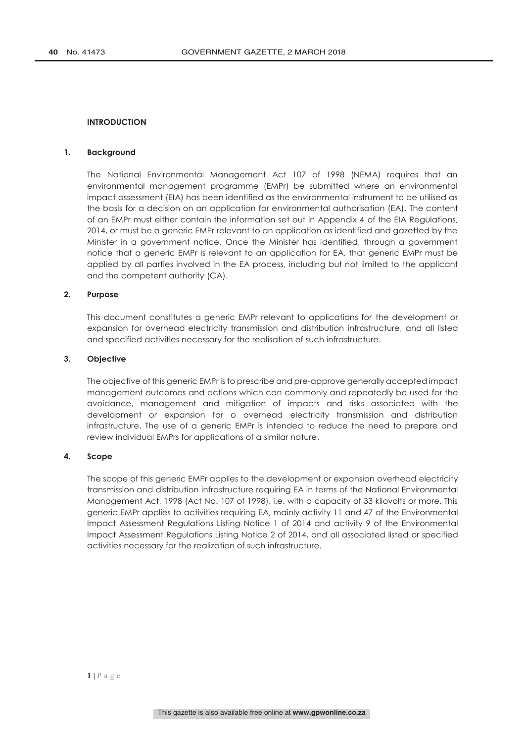## INTRODUCTION

### 1. Background

The National Environmental Management Act 107 of 1998 (NEMA) requires that an environmental management programme (EMPr) be submitted where an environmental impact assessment (EIA) has been identified as the environmental instrument to be utilised as the basis for a decision on an application for environmental authorisation (EA). The content of an EMPr must either contain the information set out in Appendix 4 of the EIA Regulations, 2014, or must be a generic EMPr relevant to an application as identified and gazetted by the Minister in a government notice. Once the Minister has identified, through a government notice that a generic EMPr is relevant to an application for EA, that generic EMPr must be applied by all parties involved in the EA process, including but not limited to the applicant and the competent authority (CA).

### 2. Purpose

This document constitutes a generic EMPr relevant to applications for the development or expansion for overhead electricity transmission and distribution infrastructure, and all listed and specified activities necessary for the realisation of such infrastructure.

### 3. Objective

The objective of this generic EMPr is to prescribe and pre-approve generally accepted impact management outcomes and actions which can commonly and repeatedly be used for the avoidance, management and mitigation of impacts and risks associated with the development or expansion for o overhead electricity transmission and distribution infrastructure. The use of a generic EMPr is intended to reduce the need to prepare and review individual EMPrs for applications of a similar nature.

### 4. Scope

The scope of this generic EMPr applies to the development or expansion overhead electricity transmission and distribution infrastructure requiring EA in terms of the National Environmental Management Act, 1998 (Act No. 107 of 1998), i.e. with a capacity of 33 kilovolts or more. This generic EMPr applies to activities requiring EA, mainly activity 11 and 47 of the Environmental Impact Assessment Regulations Listing Notice 1 of 2014 and activity 9 of the Environmental Impact Assessment Regulations Listing Notice 2 of 2014, and all associated listed or specified activities necessary for the realization of such infrastructure.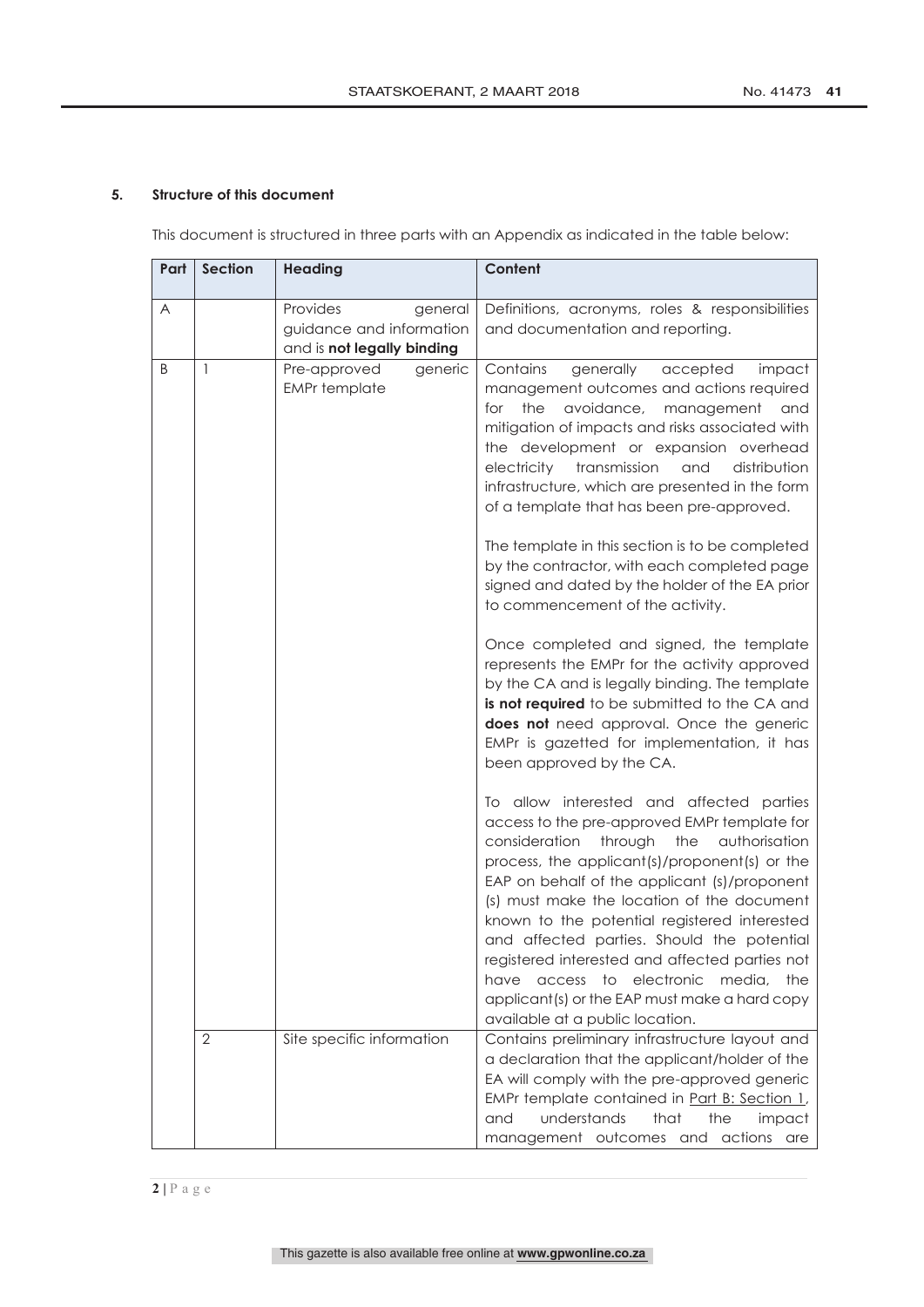## 5. Structure of this document

This document is structured in three parts with an Appendix as indicated in the table below:

| Part | Section | Heading | Content |
|---|---|---|---|
| A | | Provides general guidance and information and is **not legally binding** | Definitions, acronyms, roles & responsibilities and documentation and reporting. |
| B | 1 | Pre-approved generic EMPr template | Contains generally accepted impact management outcomes and actions required for the avoidance, management and mitigation of impacts and risks associated with the development or expansion overhead electricity transmission and distribution infrastructure, which are presented in the form of a template that has been pre-approved.<br><br>The template in this section is to be completed by the contractor, with each completed page signed and dated by the holder of the EA prior to commencement of the activity.<br><br>Once completed and signed, the template represents the EMPr for the activity approved by the CA and is legally binding. The template **is not required** to be submitted to the CA and **does not** need approval. Once the generic EMPr is gazetted for implementation, it has been approved by the CA.<br><br>To allow interested and affected parties access to the pre-approved EMPr template for consideration through the authorisation process, the applicant(s)/proponent(s) or the EAP on behalf of the applicant (s)/proponent (s) must make the location of the document known to the potential registered interested and affected parties. Should the potential registered interested and affected parties not have access to electronic media, the applicant(s) or the EAP must make a hard copy available at a public location. |
| | 2 | Site specific information | Contains preliminary infrastructure layout and a declaration that the applicant/holder of the EA will comply with the pre-approved generic EMPr template contained in <u>Part B: Section 1</u>, and understands that the impact management outcomes and actions are |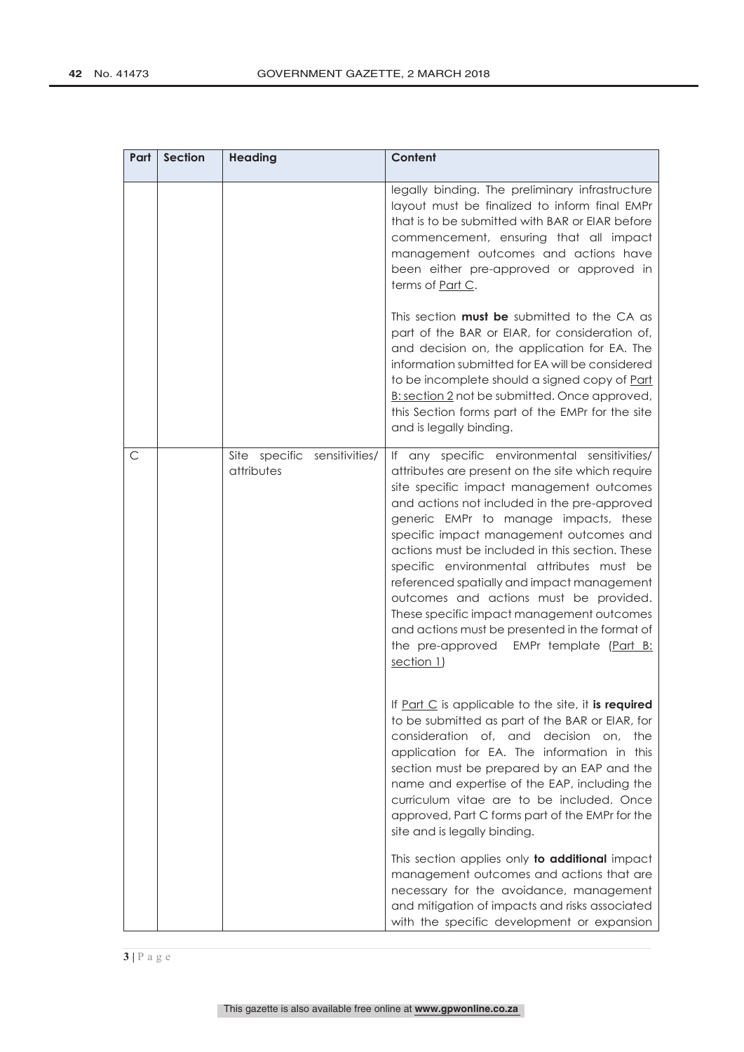| Part | Section | Heading | Content |
|---|---|---|---|
| | | | legally binding. The preliminary infrastructure layout must be finalized to inform final EMPr that is to be submitted with BAR or EIAR before commencement, ensuring that all impact management outcomes and actions have been either pre-approved or approved in terms of Part C.<br><br>This section **must be** submitted to the CA as part of the BAR or EIAR, for consideration of, and decision on, the application for EA. The information submitted for EA will be considered to be incomplete should a signed copy of Part B: section 2 not be submitted. Once approved, this Section forms part of the EMPr for the site and is legally binding. |
| C | | Site specific sensitivities/ attributes | If any specific environmental sensitivities/ attributes are present on the site which require site specific impact management outcomes and actions not included in the pre-approved generic EMPr to manage impacts, these specific impact management outcomes and actions must be included in this section. These specific environmental attributes must be referenced spatially and impact management outcomes and actions must be provided. These specific impact management outcomes and actions must be presented in the format of the pre-approved EMPr template (Part B: section 1)<br><br>If Part C is applicable to the site, it **is required** to be submitted as part of the BAR or EIAR, for consideration of, and decision on, the application for EA. The information in this section must be prepared by an EAP and the name and expertise of the EAP, including the curriculum vitae are to be included. Once approved, Part C forms part of the EMPr for the site and is legally binding.<br><br>This section applies only **to additional** impact management outcomes and actions that are necessary for the avoidance, management and mitigation of impacts and risks associated with the specific development or expansion |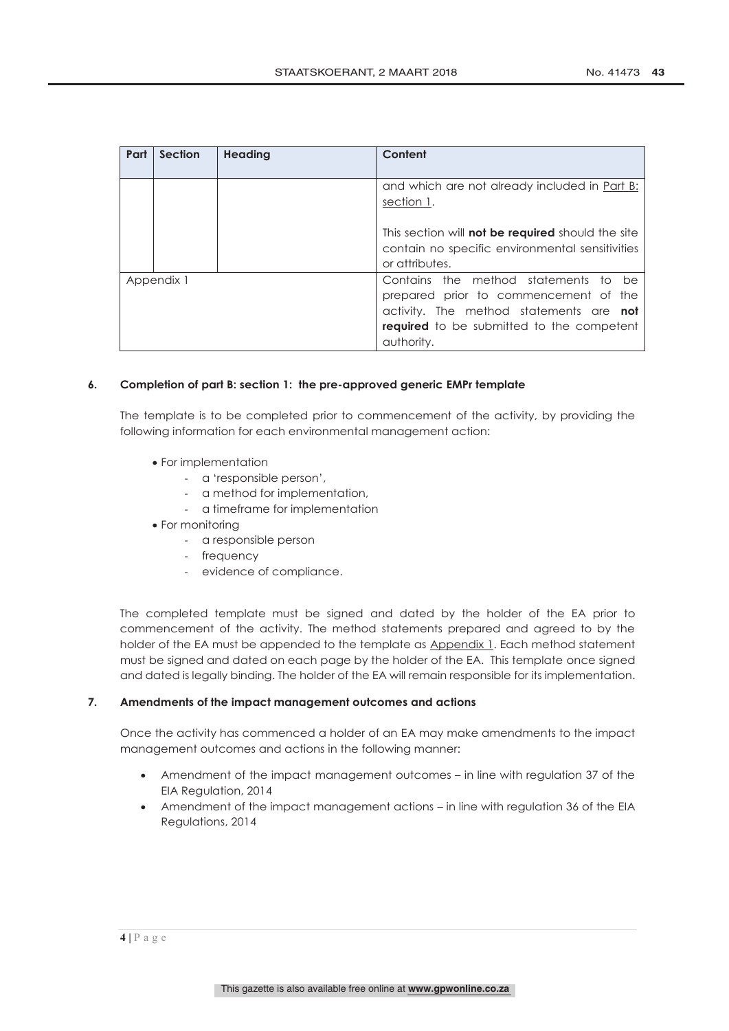| Part | Section | Heading | Content |
|---|---|---|---|
| | | | and which are not already included in Part B: section 1.<br><br>This section will **not be required** should the site contain no specific environmental sensitivities or attributes. |
| Appendix 1 | | | Contains the method statements to be prepared prior to commencement of the activity. The method statements are **not required** to be submitted to the competent authority. |

**6. Completion of part B: section 1: the pre-approved generic EMPr template**

The template is to be completed prior to commencement of the activity, by providing the following information for each environmental management action:

- For implementation
  - a 'responsible person',
  - a method for implementation,
  - a timeframe for implementation
- For monitoring
  - a responsible person
  - frequency
  - evidence of compliance.

The completed template must be signed and dated by the holder of the EA prior to commencement of the activity. The method statements prepared and agreed to by the holder of the EA must be appended to the template as Appendix 1. Each method statement must be signed and dated on each page by the holder of the EA. This template once signed and dated is legally binding. The holder of the EA will remain responsible for its implementation.

**7. Amendments of the impact management outcomes and actions**

Once the activity has commenced a holder of an EA may make amendments to the impact management outcomes and actions in the following manner:

- Amendment of the impact management outcomes – in line with regulation 37 of the EIA Regulation, 2014
- Amendment of the impact management actions – in line with regulation 36 of the EIA Regulations, 2014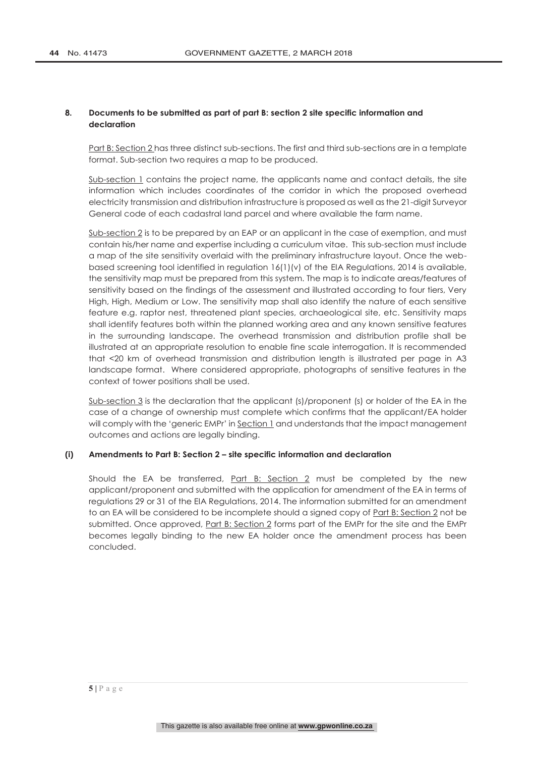## 8. Documents to be submitted as part of part B: section 2 site specific information and declaration

Part B: Section 2 has three distinct sub-sections. The first and third sub-sections are in a template format. Sub-section two requires a map to be produced.

Sub-section 1 contains the project name, the applicants name and contact details, the site information which includes coordinates of the corridor in which the proposed overhead electricity transmission and distribution infrastructure is proposed as well as the 21-digit Surveyor General code of each cadastral land parcel and where available the farm name.

Sub-section 2 is to be prepared by an EAP or an applicant in the case of exemption, and must contain his/her name and expertise including a curriculum vitae. This sub-section must include a map of the site sensitivity overlaid with the preliminary infrastructure layout. Once the web-based screening tool identified in regulation 16(1)(v) of the EIA Regulations, 2014 is available, the sensitivity map must be prepared from this system. The map is to indicate areas/features of sensitivity based on the findings of the assessment and illustrated according to four tiers, Very High, High, Medium or Low. The sensitivity map shall also identify the nature of each sensitive feature e.g. raptor nest, threatened plant species, archaeological site, etc. Sensitivity maps shall identify features both within the planned working area and any known sensitive features in the surrounding landscape. The overhead transmission and distribution profile shall be illustrated at an appropriate resolution to enable fine scale interrogation. It is recommended that <20 km of overhead transmission and distribution length is illustrated per page in A3 landscape format. Where considered appropriate, photographs of sensitive features in the context of tower positions shall be used.

Sub-section 3 is the declaration that the applicant (s)/proponent (s) or holder of the EA in the case of a change of ownership must complete which confirms that the applicant/EA holder will comply with the 'generic EMPr' in Section 1 and understands that the impact management outcomes and actions are legally binding.

### (i) Amendments to Part B: Section 2 – site specific information and declaration

Should the EA be transferred, Part B: Section 2 must be completed by the new applicant/proponent and submitted with the application for amendment of the EA in terms of regulations 29 or 31 of the EIA Regulations, 2014. The information submitted for an amendment to an EA will be considered to be incomplete should a signed copy of Part B: Section 2 not be submitted. Once approved, Part B: Section 2 forms part of the EMPr for the site and the EMPr becomes legally binding to the new EA holder once the amendment process has been concluded.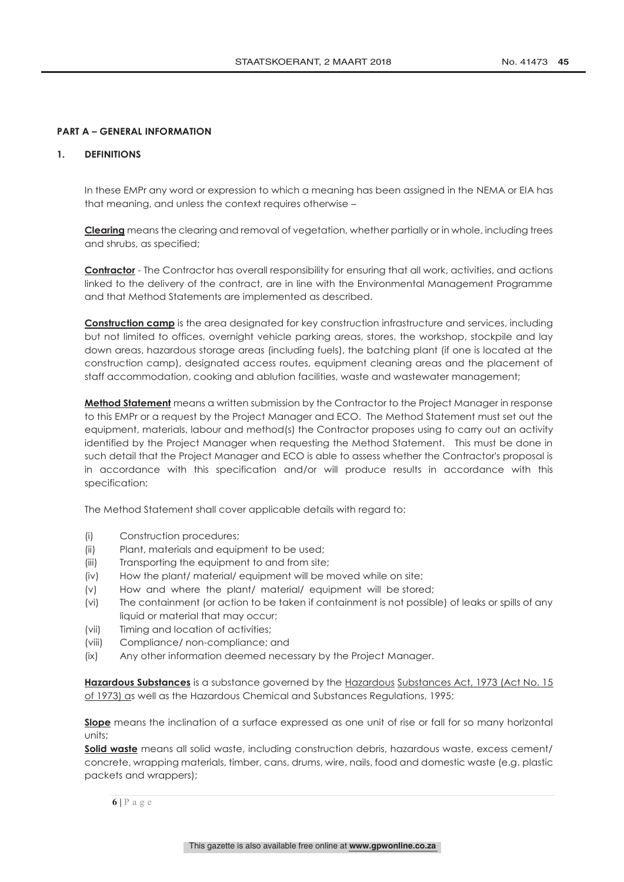## PART A – GENERAL INFORMATION

### 1. DEFINITIONS

In these EMPr any word or expression to which a meaning has been assigned in the NEMA or EIA has that meaning, and unless the context requires otherwise –

**Clearing** means the clearing and removal of vegetation, whether partially or in whole, including trees and shrubs, as specified;

**Contractor** - The Contractor has overall responsibility for ensuring that all work, activities, and actions linked to the delivery of the contract, are in line with the Environmental Management Programme and that Method Statements are implemented as described.

**Construction camp** is the area designated for key construction infrastructure and services, including but not limited to offices, overnight vehicle parking areas, stores, the workshop, stockpile and lay down areas, hazardous storage areas (including fuels), the batching plant (if one is located at the construction camp), designated access routes, equipment cleaning areas and the placement of staff accommodation, cooking and ablution facilities, waste and wastewater management;

**Method Statement** means a written submission by the Contractor to the Project Manager in response to this EMPr or a request by the Project Manager and ECO. The Method Statement must set out the equipment, materials, labour and method(s) the Contractor proposes using to carry out an activity identified by the Project Manager when requesting the Method Statement. This must be done in such detail that the Project Manager and ECO is able to assess whether the Contractor's proposal is in accordance with this specification and/or will produce results in accordance with this specification;

The Method Statement shall cover applicable details with regard to:

(i) Construction procedures;
(ii) Plant, materials and equipment to be used;
(iii) Transporting the equipment to and from site;
(iv) How the plant/ material/ equipment will be moved while on site;
(v) How and where the plant/ material/ equipment will be stored;
(vi) The containment (or action to be taken if containment is not possible) of leaks or spills of any liquid or material that may occur;
(vii) Timing and location of activities;
(viii) Compliance/ non-compliance; and
(ix) Any other information deemed necessary by the Project Manager.

**Hazardous Substances** is a substance governed by the Hazardous Substances Act, 1973 (Act No. 15 of 1973) as well as the Hazardous Chemical and Substances Regulations, 1995;

**Slope** means the inclination of a surface expressed as one unit of rise or fall for so many horizontal units;

**Solid waste** means all solid waste, including construction debris, hazardous waste, excess cement/ concrete, wrapping materials, timber, cans, drums, wire, nails, food and domestic waste (e.g. plastic packets and wrappers);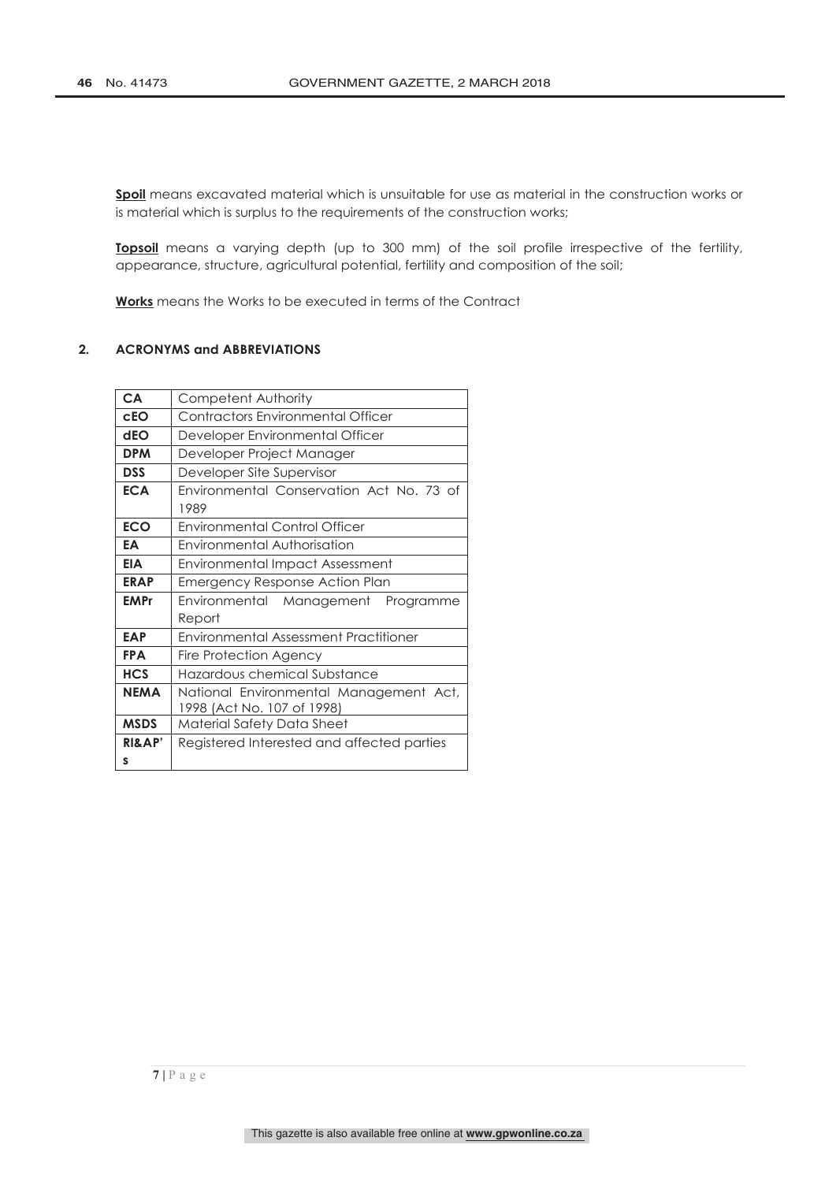**Spoil** means excavated material which is unsuitable for use as material in the construction works or is material which is surplus to the requirements of the construction works;

**Topsoil** means a varying depth (up to 300 mm) of the soil profile irrespective of the fertility, appearance, structure, agricultural potential, fertility and composition of the soil;

**Works** means the Works to be executed in terms of the Contract

## 2. ACRONYMS and ABBREVIATIONS

| | |
|---|---|
| **CA** | Competent Authority |
| **cEO** | Contractors Environmental Officer |
| **dEO** | Developer Environmental Officer |
| **DPM** | Developer Project Manager |
| **DSS** | Developer Site Supervisor |
| **ECA** | Environmental Conservation Act No. 73 of 1989 |
| **ECO** | Environmental Control Officer |
| **EA** | Environmental Authorisation |
| **EIA** | Environmental Impact Assessment |
| **ERAP** | Emergency Response Action Plan |
| **EMPr** | Environmental Management Programme Report |
| **EAP** | Environmental Assessment Practitioner |
| **FPA** | Fire Protection Agency |
| **HCS** | Hazardous chemical Substance |
| **NEMA** | National Environmental Management Act, 1998 (Act No. 107 of 1998) |
| **MSDS** | Material Safety Data Sheet |
| **RI&AP's** | Registered Interested and affected parties |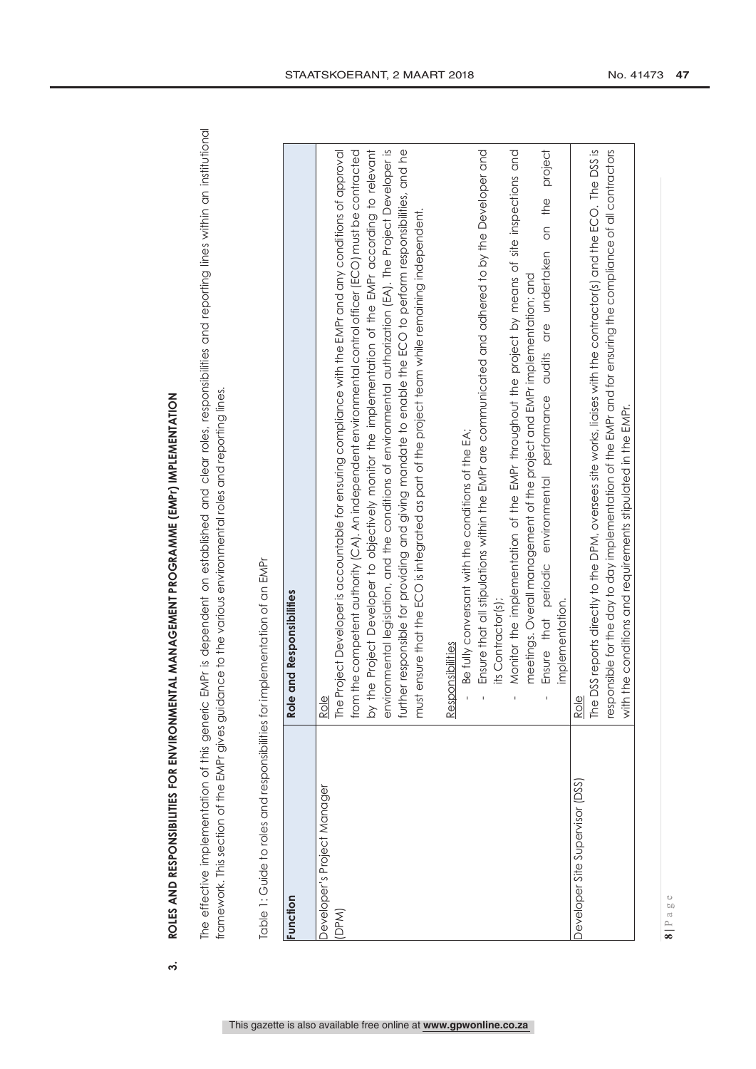## 3. ROLES AND RESPONSIBILITIES FOR ENVIRONMENTAL MANAGEMENT PROGRAMME (EMPr) IMPLEMENTATION

The effective implementation of this generic EMPr is dependent on established and clear roles, responsibilities and reporting lines within an institutional framework. This section of the EMPr gives guidance to the various environmental roles and reporting lines.

Table 1: Guide to roles and responsibilities for implementation of an EMPr

| Function | Role and Responsibilities |
|---|---|
| Developer's Project Manager (DPM) | Role<br>The Project Developer is accountable for ensuring compliance with the EMPr and any conditions of approval from the competent authority (CA). An independent environmental control officer (ECO) must be contracted by the Project Developer to objectively monitor the implementation of the EMPr according to relevant environmental legislation, and the conditions of environmental authorization (EA). The Project Developer is further responsible for providing and giving mandate to enable the ECO to perform responsibilities, and he must ensure that the ECO is integrated as part of the project team while remaining independent.<br><br>Responsibilities<br>- Be fully conversant with the conditions of the EA;<br>- Ensure that all stipulations within the EMPr are communicated and adhered to by the Developer and its Contractor(s);<br>- Monitor the implementation of the EMPr throughout the project by means of site inspections and meetings. Overall management of the project and EMPr implementation; and<br>- Ensure that periodic environmental performance audits are undertaken on the project implementation. |
| Developer Site Supervisor (DSS) | Role<br>The DSS reports directly to the DPM, oversees site works, liaises with the contractor(s) and the ECO. The DSS is responsible for the day to day implementation of the EMPr and for ensuring the compliance of all contractors with the conditions and requirements stipulated in the EMPr. |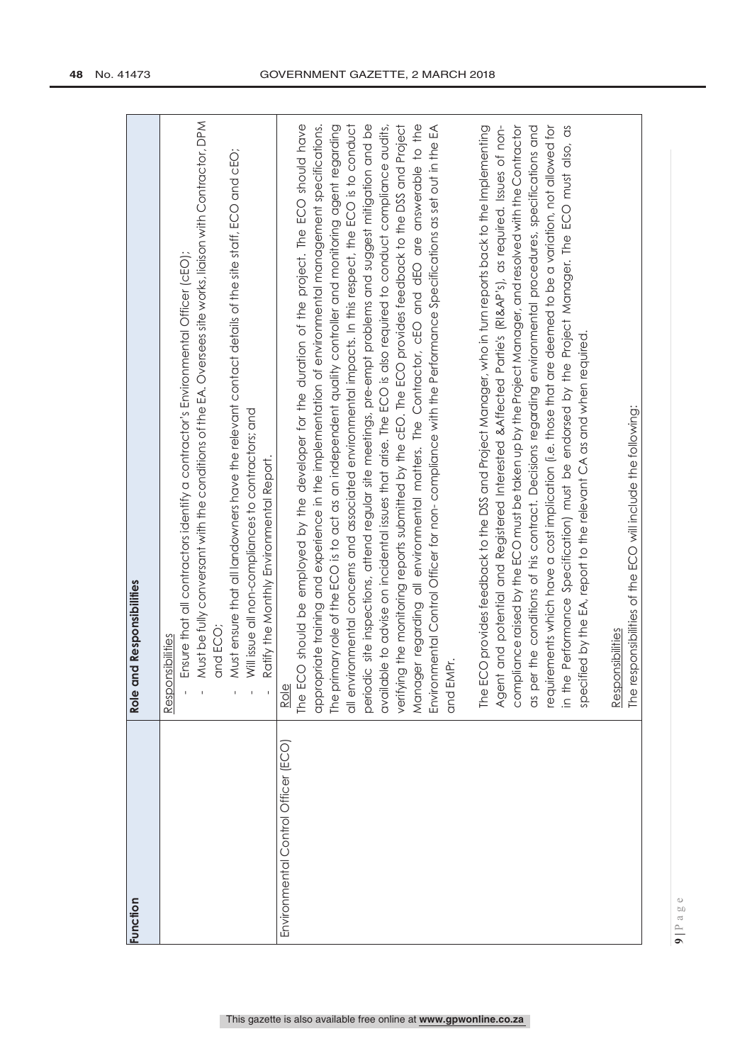| Function | Role and Responsibilities |
|---|---|
| | Responsibilities<br>- Ensure that all contractors identify a contractor's Environmental Officer (cEO);<br>- Must be fully conversant with the conditions of the EA. Oversees site works, liaison with Contractor, DPM and ECO;<br>- Must ensure that all landowners have the relevant contact details of the site staff, ECO and cEO;<br>- Will issue all non-compliances to contractors; and<br>- Ratify the Monthly Environmental Report. |
| Environmental Control Officer (ECO) | Role<br>The ECO should be employed by the developer for the duration of the project. The ECO should have appropriate training and experience in the implementation of environmental management specifications. The primary role of the ECO is to act as an independent quality controller and monitoring agent regarding all environmental concerns and associated environmental impacts. In this respect, the ECO is to conduct periodic site inspections, attend regular site meetings, pre-empt problems and suggest mitigation and be available to advise on incidental issues that arise. The ECO is also required to conduct compliance audits, verifying the monitoring reports submitted by the cEO. The ECO provides feedback to the DSS and Project Manager regarding all environmental matters. The Contractor, cEO and dEO are answerable to the Environmental Control Officer for non- compliance with the Performance Specifications as set out in the EA and EMPr.<br><br>The ECO provides feedback to the DSS and Project Manager, who in turn reports back to the Implementing Agent and potential and Registered Interested &Affected Partie's (RI&AP's), as required. Issues of non-compliance raised by the ECO must be taken up by the Project Manager, and resolved with the Contractor as per the conditions of his contract. Decisions regarding environmental procedures, specifications and requirements which have a cost implication (i.e. those that are deemed to be a variation, not allowed for in the Performance Specification) must be endorsed by the Project Manager. The ECO must also, as specified by the EA, report to the relevant CA as and when required.<br><br>Responsibilities<br>The responsibilities of the ECO will include the following: |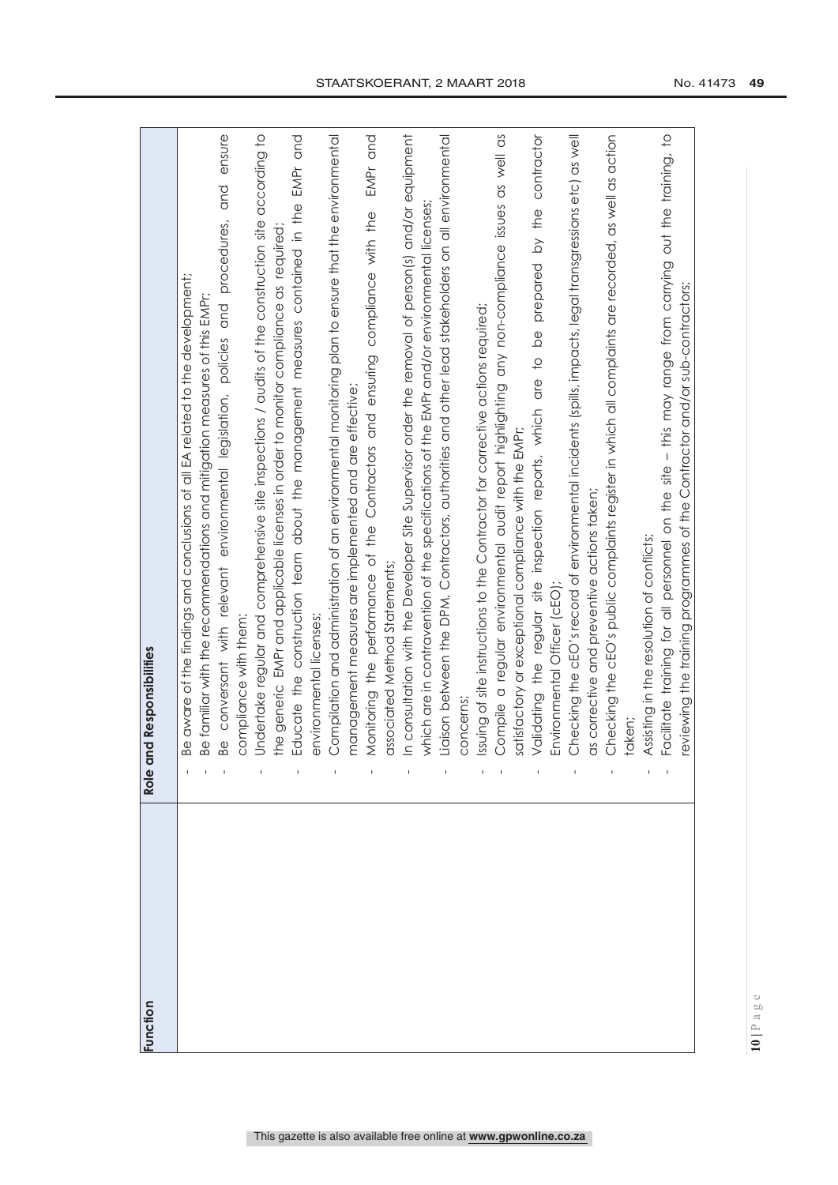| Function | Role and Responsibilities |
| --- | --- |
| | - Be aware of the findings and conclusions of all EA related to the development;<br>- Be familiar with the recommendations and mitigation measures of this EMPr;<br>- Be conversant with relevant environmental legislation, policies and procedures, and ensure compliance with them;<br>- Undertake regular and comprehensive site inspections / audits of the construction site according to the generic EMPr and applicable licenses in order to monitor compliance as required;<br>- Educate the construction team about the management measures contained in the EMPr and environmental licenses;<br>- Compilation and administration of an environmental monitoring plan to ensure that the environmental management measures are implemented and are effective;<br>- Monitoring the performance of the Contractors and ensuring compliance with the EMPr and associated Method Statements;<br>- In consultation with the Developer Site Supervisor order the removal of person(s) and/or equipment which are in contravention of the specifications of the EMPr and/or environmental licenses;<br>- Liaison between the DPM, Contractors, authorities and other lead stakeholders on all environmental concerns;<br>- Issuing of site instructions to the Contractor for corrective actions required;<br>- Compile a regular environmental audit report highlighting any non-compliance issues as well as satisfactory or exceptional compliance with the EMPr;<br>- Validating the regular site inspection reports, which are to be prepared by the contractor Environmental Officer (cEO);<br>- Checking the cEO's record of environmental incidents (spills, impacts, legal transgressions etc) as well as corrective and preventive actions taken;<br>- Checking the cEO's public complaints register in which all complaints are recorded, as well as action taken;<br>- Assisting in the resolution of conflicts;<br>- Facilitate training for all personnel on the site – this may range from carrying out the training, to reviewing the training programmes of the Contractor and/or sub-contractors; |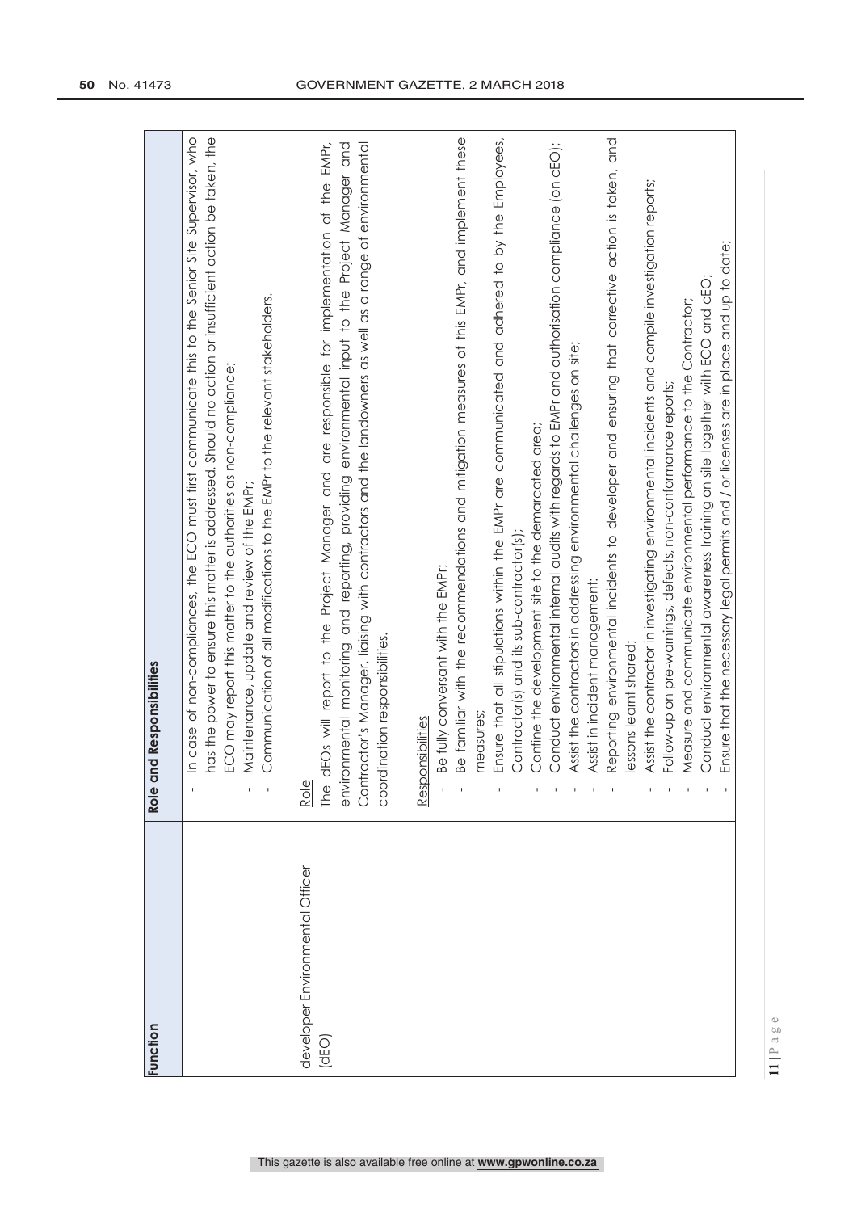| Function | Role and Responsibilities |
|---|---|
| | - In case of non-compliances, the ECO must first communicate this to the Senior Site Supervisor, who has the power to ensure this matter is addressed. Should no action or insufficient action be taken, the ECO may report this matter to the authorities as non-compliance;<br>- Maintenance, update and review of the EMPr;<br>- Communication of all modifications to the EMPr to the relevant stakeholders. |
| developer Environmental Officer (dEO) | Role<br>The dEOs will report to the Project Manager and are responsible for implementation of the EMPr, environmental monitoring and reporting, providing environmental input to the Project Manager and Contractor's Manager, liaising with contractors and the landowners as well as a range of environmental coordination responsibilities.<br><br>Responsibilities<br>- Be fully conversant with the EMPr;<br>- Be familiar with the recommendations and mitigation measures of this EMPr, and implement these measures;<br>- Ensure that all stipulations within the EMPr are communicated and adhered to by the Employees, Contractor(s) and its sub-contractor(s);<br>- Confine the development site to the demarcated area;<br>- Conduct environmental internal audits with regards to EMPr and authorisation compliance (on cEO);<br>- Assist the contractors in addressing environmental challenges on site;<br>- Assist in incident management;<br>- Reporting environmental incidents to developer and ensuring that corrective action is taken, and lessons learnt shared;<br>- Assist the contractor in investigating environmental incidents and compile investigation reports;<br>- Follow-up on pre-warnings, defects, non-conformance reports;<br>- Measure and communicate environmental performance to the Contractor;<br>- Conduct environmental awareness training on site together with ECO and cEO;<br>- Ensure that the necessary legal permits and / or licenses are in place and up to date; |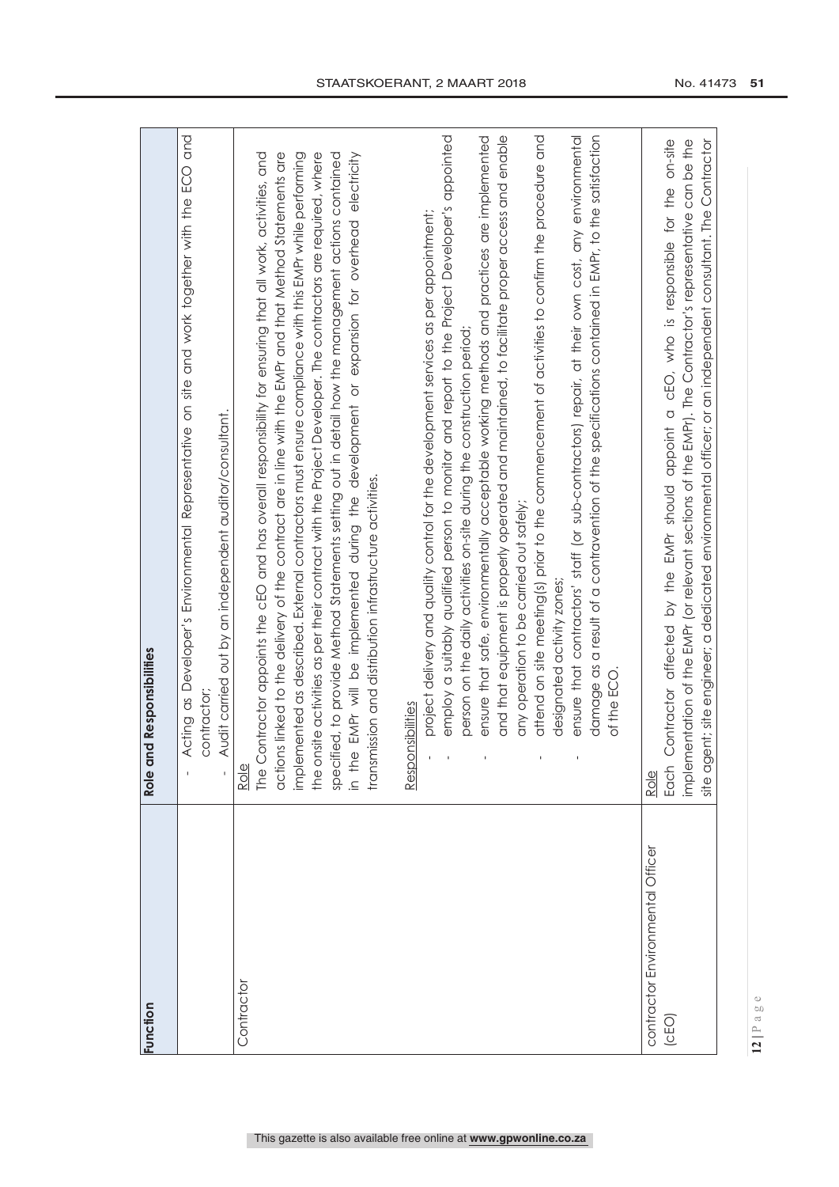| Function | Role and Responsibilities |
|---|---|
| | - Acting as Developer's Environmental Representative on site and work together with the ECO and contractor;<br>- Audit carried out by an independent auditor/consultant. |
| Contractor | Role<br>The Contractor appoints the cEO and has overall responsibility for ensuring that all work, activities, and actions linked to the delivery of the contract are in line with the EMPr and that Method Statements are implemented as described. External contractors must ensure compliance with this EMPr while performing the onsite activities as per their contract with the Project Developer. The contractors are required, where specified, to provide Method Statements setting out in detail how the management actions contained in the EMPr will be implemented during the development or expansion for overhead electricity transmission and distribution infrastructure activities.<br><br>Responsibilities<br>- project delivery and quality control for the development services as per appointment;<br>- employ a suitably qualified person to monitor and report to the Project Developer's appointed person on the daily activities on-site during the construction period;<br>- ensure that safe, environmentally acceptable working methods and practices are implemented and that equipment is properly operated and maintained, to facilitate proper access and enable any operation to be carried out safely;<br>- attend on site meeting(s) prior to the commencement of activities to confirm the procedure and designated activity zones;<br>- ensure that contractors' staff (or sub-contractors) repair, at their own cost, any environmental damage as a result of a contravention of the specifications contained in EMPr, to the satisfaction of the ECO. |
| contractor Environmental Officer (cEO) | Role<br>Each Contractor affected by the EMPr should appoint a cEO, who is responsible for the on-site implementation of the EMPr (or relevant sections of the EMPr). The Contractor's representative can be the site agent; site engineer; a dedicated environmental officer; or an independent consultant. The Contractor |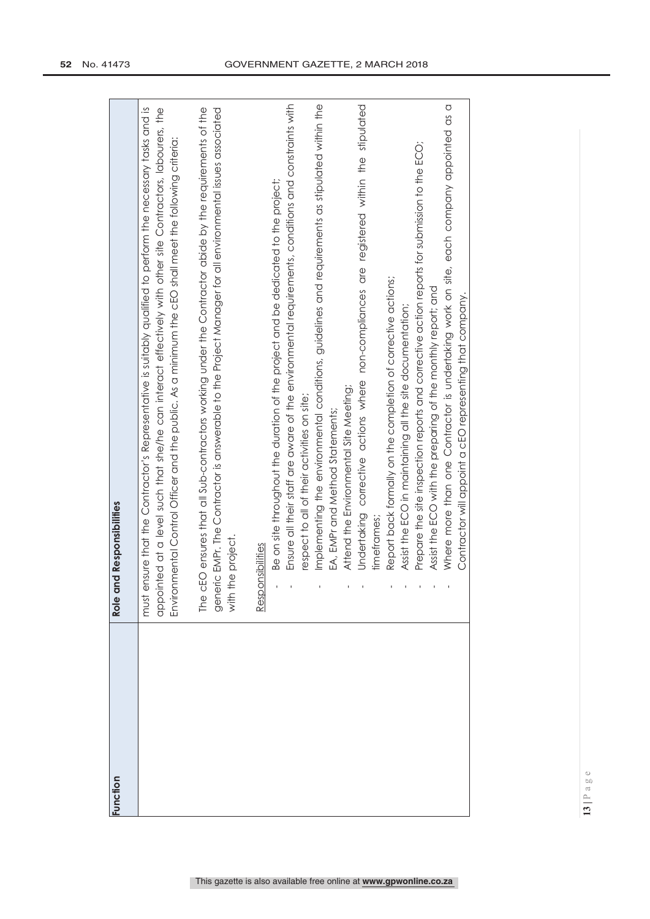| Function | Role and Responsibilities |
|---|---|
| | must ensure that the Contractor's Representative is suitably qualified to perform the necessary tasks and is appointed at a level such that she/he can interact effectively with other site Contractors, labourers, the Environmental Control Officer and the public. As a minimum the cEO shall meet the following criteria:<br><br>The cEO ensures that all Sub-contractors working under the Contractor abide by the requirements of the generic EMPr. The Contractor is answerable to the Project Manager for all environmental issues associated with the project.<br><br>Responsibilities<br>- Be on site throughout the duration of the project and be dedicated to the project;<br>- Ensure all their staff are aware of the environmental requirements, conditions and constraints with respect to all of their activities on site;<br>- Implementing the environmental conditions, guidelines and requirements as stipulated within the EA, EMPr and Method Statements;<br>- Attend the Environmental Site Meeting;<br>- Undertaking corrective actions where non-compliances are registered within the stipulated timeframes;<br>- Report back formally on the completion of corrective actions;<br>- Assist the ECO in maintaining all the site documentation;<br>- Prepare the site inspection reports and corrective action reports for submission to the ECO;<br>- Assist the ECO with the preparing of the monthly report; and<br>- Where more than one Contractor is undertaking work on site, each company appointed as a Contractor will appoint a cEO representing that company. |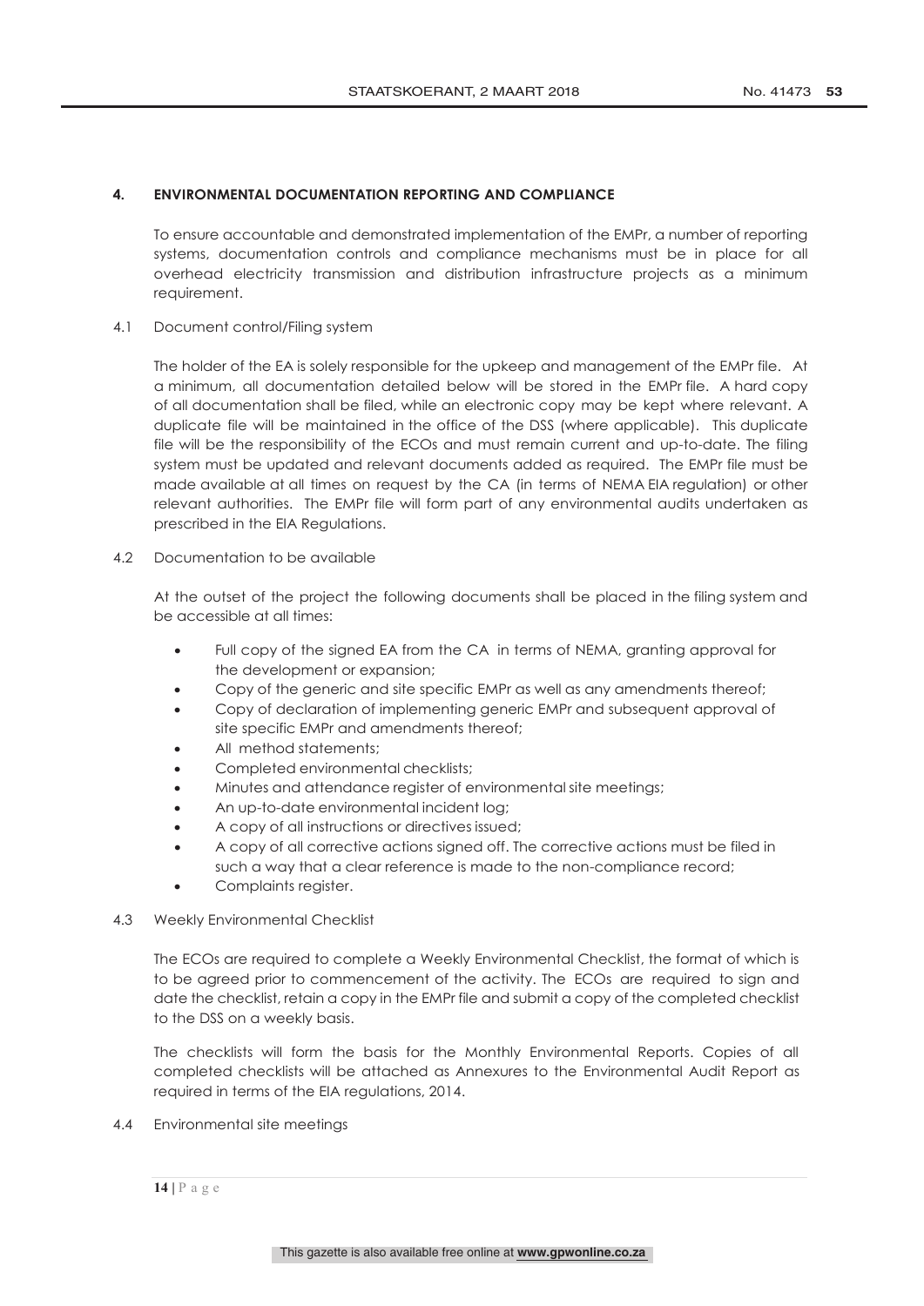## 4. ENVIRONMENTAL DOCUMENTATION REPORTING AND COMPLIANCE

To ensure accountable and demonstrated implementation of the EMPr, a number of reporting systems, documentation controls and compliance mechanisms must be in place for all overhead electricity transmission and distribution infrastructure projects as a minimum requirement.

### 4.1 Document control/Filing system

The holder of the EA is solely responsible for the upkeep and management of the EMPr file. At a minimum, all documentation detailed below will be stored in the EMPr file. A hard copy of all documentation shall be filed, while an electronic copy may be kept where relevant. A duplicate file will be maintained in the office of the DSS (where applicable). This duplicate file will be the responsibility of the ECOs and must remain current and up-to-date. The filing system must be updated and relevant documents added as required. The EMPr file must be made available at all times on request by the CA (in terms of NEMA EIA regulation) or other relevant authorities. The EMPr file will form part of any environmental audits undertaken as prescribed in the EIA Regulations.

### 4.2 Documentation to be available

At the outset of the project the following documents shall be placed in the filing system and be accessible at all times:

- Full copy of the signed EA from the CA in terms of NEMA, granting approval for the development or expansion;
- Copy of the generic and site specific EMPr as well as any amendments thereof;
- Copy of declaration of implementing generic EMPr and subsequent approval of site specific EMPr and amendments thereof;
- All method statements;
- Completed environmental checklists;
- Minutes and attendance register of environmental site meetings;
- An up-to-date environmental incident log;
- A copy of all instructions or directives issued;
- A copy of all corrective actions signed off. The corrective actions must be filed in such a way that a clear reference is made to the non-compliance record;
- Complaints register.

### 4.3 Weekly Environmental Checklist

The ECOs are required to complete a Weekly Environmental Checklist, the format of which is to be agreed prior to commencement of the activity. The ECOs are required to sign and date the checklist, retain a copy in the EMPr file and submit a copy of the completed checklist to the DSS on a weekly basis.

The checklists will form the basis for the Monthly Environmental Reports. Copies of all completed checklists will be attached as Annexures to the Environmental Audit Report as required in terms of the EIA regulations, 2014.

### 4.4 Environmental site meetings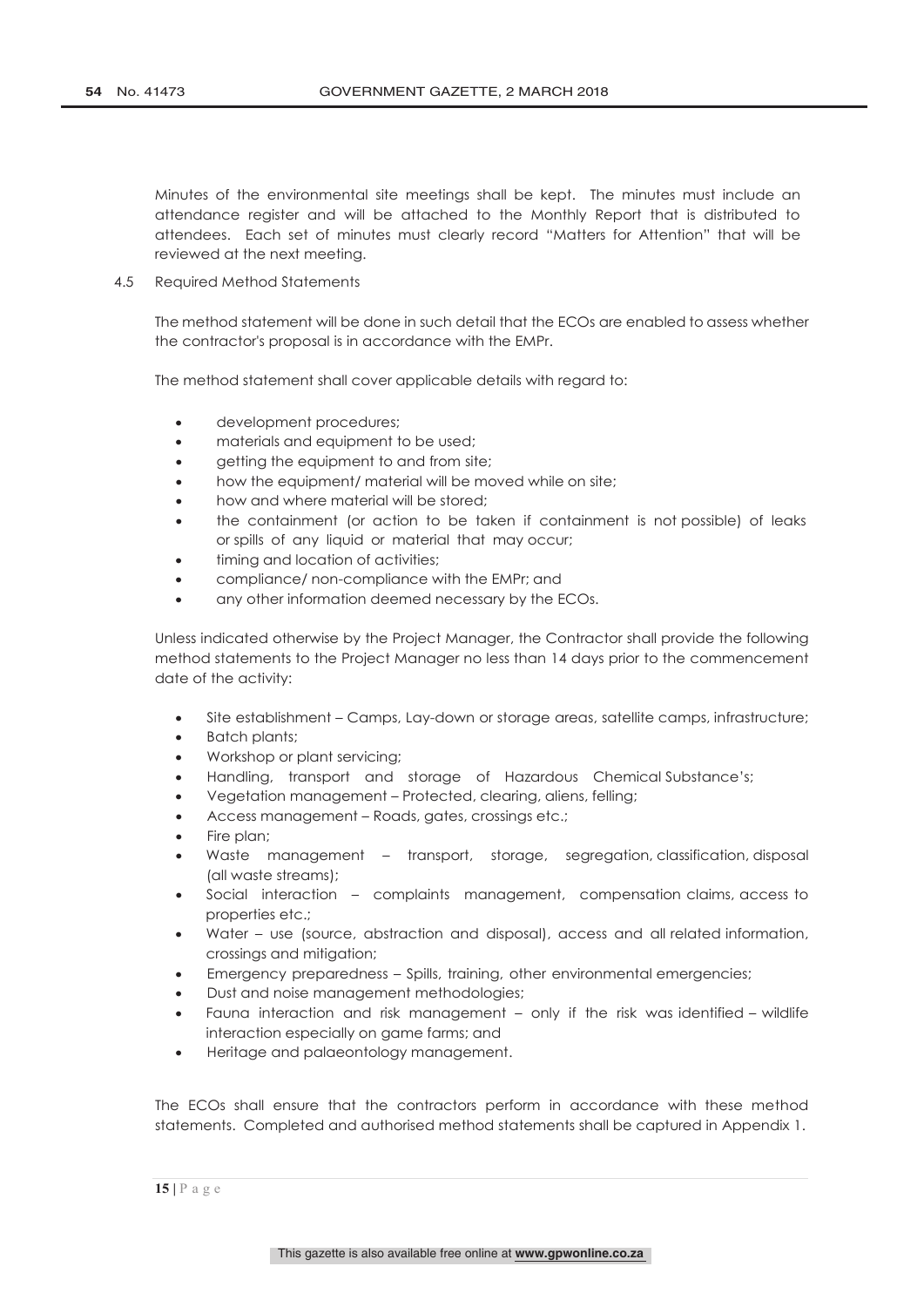Minutes of the environmental site meetings shall be kept. The minutes must include an attendance register and will be attached to the Monthly Report that is distributed to attendees. Each set of minutes must clearly record "Matters for Attention" that will be reviewed at the next meeting.

### 4.5 Required Method Statements

The method statement will be done in such detail that the ECOs are enabled to assess whether the contractor's proposal is in accordance with the EMPr.

The method statement shall cover applicable details with regard to:

- development procedures;
- materials and equipment to be used;
- getting the equipment to and from site;
- how the equipment/ material will be moved while on site;
- how and where material will be stored;
- the containment (or action to be taken if containment is not possible) of leaks or spills of any liquid or material that may occur;
- timing and location of activities;
- compliance/ non-compliance with the EMPr; and
- any other information deemed necessary by the ECOs.

Unless indicated otherwise by the Project Manager, the Contractor shall provide the following method statements to the Project Manager no less than 14 days prior to the commencement date of the activity:

- Site establishment – Camps, Lay-down or storage areas, satellite camps, infrastructure;
- Batch plants;
- Workshop or plant servicing;
- Handling, transport and storage of Hazardous Chemical Substance's;
- Vegetation management – Protected, clearing, aliens, felling;
- Access management – Roads, gates, crossings etc.;
- Fire plan;
- Waste management – transport, storage, segregation, classification, disposal (all waste streams);
- Social interaction – complaints management, compensation claims, access to properties etc.;
- Water – use (source, abstraction and disposal), access and all related information, crossings and mitigation;
- Emergency preparedness – Spills, training, other environmental emergencies;
- Dust and noise management methodologies;
- Fauna interaction and risk management – only if the risk was identified – wildlife interaction especially on game farms; and
- Heritage and palaeontology management.

The ECOs shall ensure that the contractors perform in accordance with these method statements. Completed and authorised method statements shall be captured in Appendix 1.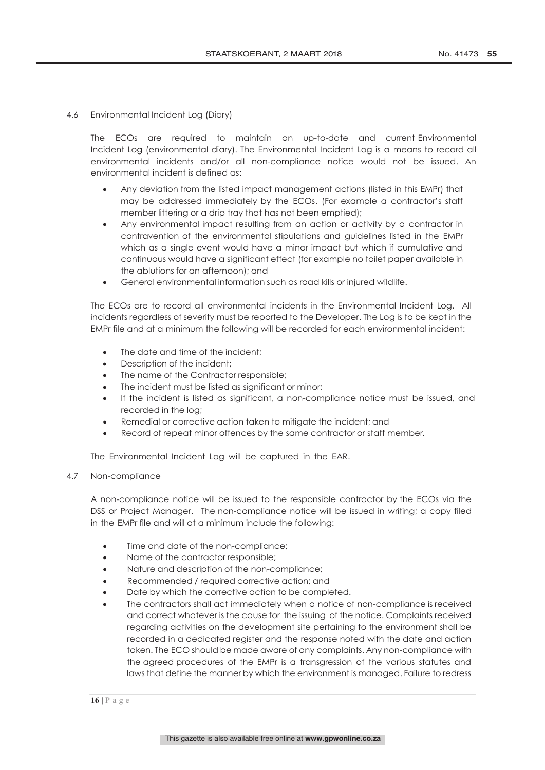## 4.6 Environmental Incident Log (Diary)

The ECOs are required to maintain an up-to-date and current Environmental Incident Log (environmental diary). The Environmental Incident Log is a means to record all environmental incidents and/or all non-compliance notice would not be issued. An environmental incident is defined as:

- Any deviation from the listed impact management actions (listed in this EMPr) that may be addressed immediately by the ECOs. (For example a contractor's staff member littering or a drip tray that has not been emptied);
- Any environmental impact resulting from an action or activity by a contractor in contravention of the environmental stipulations and guidelines listed in the EMPr which as a single event would have a minor impact but which if cumulative and continuous would have a significant effect (for example no toilet paper available in the ablutions for an afternoon); and
- General environmental information such as road kills or injured wildlife.

The ECOs are to record all environmental incidents in the Environmental Incident Log. All incidents regardless of severity must be reported to the Developer. The Log is to be kept in the EMPr file and at a minimum the following will be recorded for each environmental incident:

- The date and time of the incident;
- Description of the incident;
- The name of the Contractor responsible;
- The incident must be listed as significant or minor;
- If the incident is listed as significant, a non-compliance notice must be issued, and recorded in the log;
- Remedial or corrective action taken to mitigate the incident; and
- Record of repeat minor offences by the same contractor or staff member.

The Environmental Incident Log will be captured in the EAR.

## 4.7 Non-compliance

A non-compliance notice will be issued to the responsible contractor by the ECOs via the DSS or Project Manager. The non-compliance notice will be issued in writing; a copy filed in the EMPr file and will at a minimum include the following:

- Time and date of the non-compliance;
- Name of the contractor responsible;
- Nature and description of the non-compliance;
- Recommended / required corrective action; and
- Date by which the corrective action to be completed.
- The contractors shall act immediately when a notice of non-compliance is received and correct whatever is the cause for the issuing of the notice. Complaints received regarding activities on the development site pertaining to the environment shall be recorded in a dedicated register and the response noted with the date and action taken. The ECO should be made aware of any complaints. Any non-compliance with the agreed procedures of the EMPr is a transgression of the various statutes and laws that define the manner by which the environment is managed. Failure to redress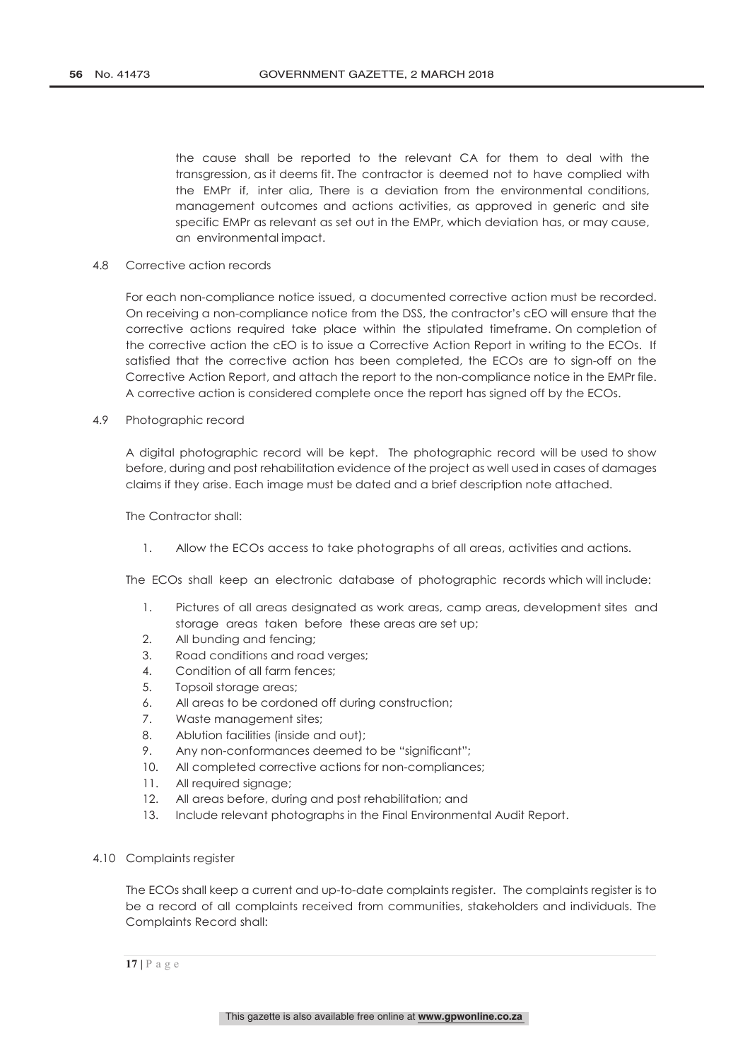the cause shall be reported to the relevant CA for them to deal with the transgression, as it deems fit. The contractor is deemed not to have complied with the EMPr if, inter alia, There is a deviation from the environmental conditions, management outcomes and actions activities, as approved in generic and site specific EMPr as relevant as set out in the EMPr, which deviation has, or may cause, an environmental impact.

4.8 Corrective action records

For each non-compliance notice issued, a documented corrective action must be recorded. On receiving a non-compliance notice from the DSS, the contractor's cEO will ensure that the corrective actions required take place within the stipulated timeframe. On completion of the corrective action the cEO is to issue a Corrective Action Report in writing to the ECOs. If satisfied that the corrective action has been completed, the ECOs are to sign-off on the Corrective Action Report, and attach the report to the non-compliance notice in the EMPr file. A corrective action is considered complete once the report has signed off by the ECOs.

4.9 Photographic record

A digital photographic record will be kept. The photographic record will be used to show before, during and post rehabilitation evidence of the project as well used in cases of damages claims if they arise. Each image must be dated and a brief description note attached.

The Contractor shall:

1. Allow the ECOs access to take photographs of all areas, activities and actions.

The ECOs shall keep an electronic database of photographic records which will include:

1. Pictures of all areas designated as work areas, camp areas, development sites and storage areas taken before these areas are set up;
2. All bunding and fencing;
3. Road conditions and road verges;
4. Condition of all farm fences;
5. Topsoil storage areas;
6. All areas to be cordoned off during construction;
7. Waste management sites;
8. Ablution facilities (inside and out);
9. Any non-conformances deemed to be "significant";
10. All completed corrective actions for non-compliances;
11. All required signage;
12. All areas before, during and post rehabilitation; and
13. Include relevant photographs in the Final Environmental Audit Report.

4.10 Complaints register

The ECOs shall keep a current and up-to-date complaints register. The complaints register is to be a record of all complaints received from communities, stakeholders and individuals. The Complaints Record shall: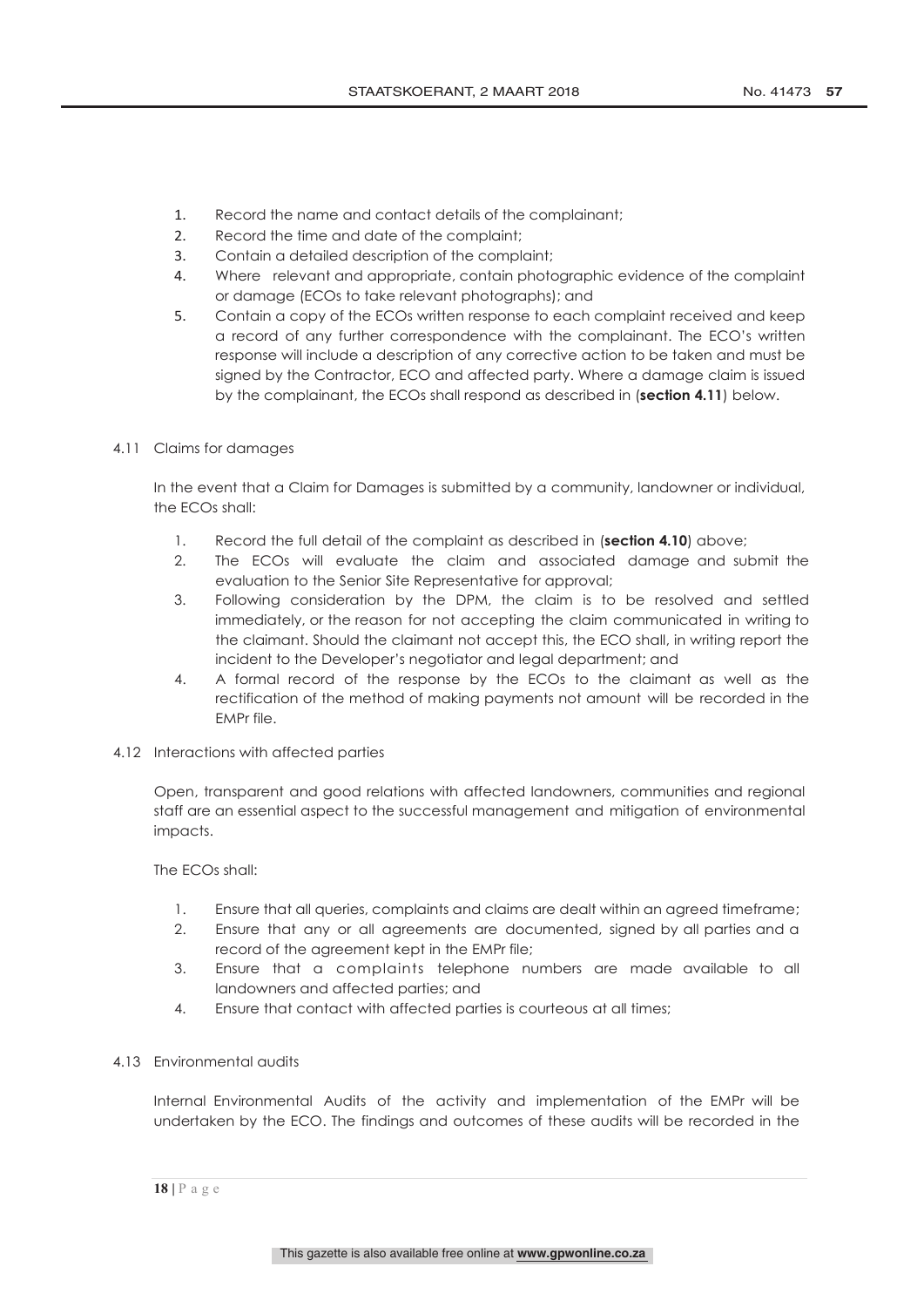1. Record the name and contact details of the complainant;
2. Record the time and date of the complaint;
3. Contain a detailed description of the complaint;
4. Where relevant and appropriate, contain photographic evidence of the complaint or damage (ECOs to take relevant photographs); and
5. Contain a copy of the ECOs written response to each complaint received and keep a record of any further correspondence with the complainant. The ECO's written response will include a description of any corrective action to be taken and must be signed by the Contractor, ECO and affected party. Where a damage claim is issued by the complainant, the ECOs shall respond as described in (**section 4.11**) below.

### 4.11 Claims for damages

In the event that a Claim for Damages is submitted by a community, landowner or individual, the ECOs shall:

1. Record the full detail of the complaint as described in (**section 4.10**) above;
2. The ECOs will evaluate the claim and associated damage and submit the evaluation to the Senior Site Representative for approval;
3. Following consideration by the DPM, the claim is to be resolved and settled immediately, or the reason for not accepting the claim communicated in writing to the claimant. Should the claimant not accept this, the ECO shall, in writing report the incident to the Developer's negotiator and legal department; and
4. A formal record of the response by the ECOs to the claimant as well as the rectification of the method of making payments not amount will be recorded in the EMPr file.

### 4.12 Interactions with affected parties

Open, transparent and good relations with affected landowners, communities and regional staff are an essential aspect to the successful management and mitigation of environmental impacts.

The ECOs shall:

1. Ensure that all queries, complaints and claims are dealt within an agreed timeframe;
2. Ensure that any or all agreements are documented, signed by all parties and a record of the agreement kept in the EMPr file;
3. Ensure that a complaints telephone numbers are made available to all landowners and affected parties; and
4. Ensure that contact with affected parties is courteous at all times;

### 4.13 Environmental audits

Internal Environmental Audits of the activity and implementation of the EMPr will be undertaken by the ECO. The findings and outcomes of these audits will be recorded in the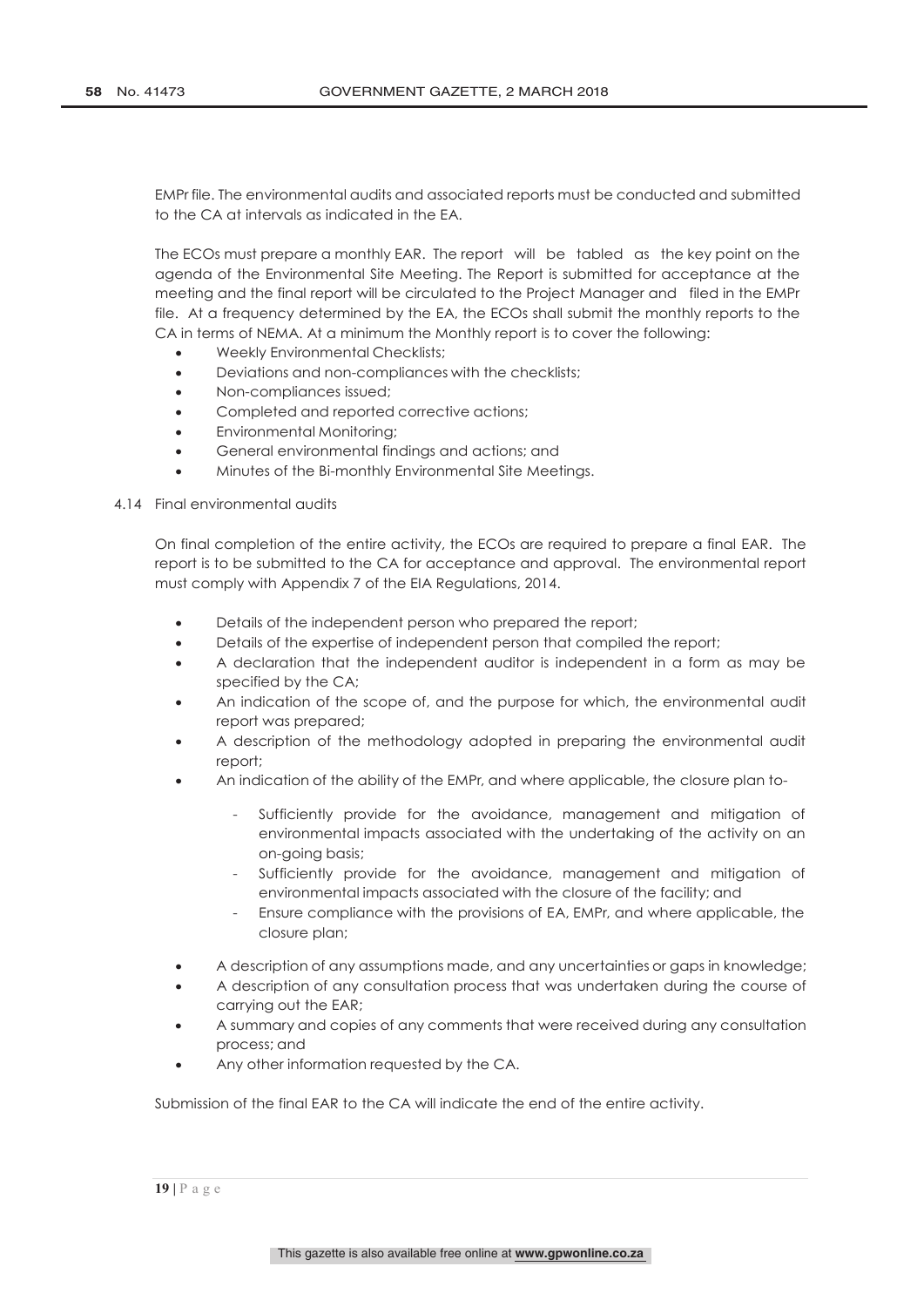EMPr file. The environmental audits and associated reports must be conducted and submitted to the CA at intervals as indicated in the EA.

The ECOs must prepare a monthly EAR. The report will be tabled as the key point on the agenda of the Environmental Site Meeting. The Report is submitted for acceptance at the meeting and the final report will be circulated to the Project Manager and filed in the EMPr file. At a frequency determined by the EA, the ECOs shall submit the monthly reports to the CA in terms of NEMA. At a minimum the Monthly report is to cover the following:

- Weekly Environmental Checklists;
- Deviations and non-compliances with the checklists;
- Non-compliances issued;
- Completed and reported corrective actions;
- Environmental Monitoring;
- General environmental findings and actions; and
- Minutes of the Bi-monthly Environmental Site Meetings.

4.14 Final environmental audits

On final completion of the entire activity, the ECOs are required to prepare a final EAR. The report is to be submitted to the CA for acceptance and approval. The environmental report must comply with Appendix 7 of the EIA Regulations, 2014.

- Details of the independent person who prepared the report;
- Details of the expertise of independent person that compiled the report;
- A declaration that the independent auditor is independent in a form as may be specified by the CA;
- An indication of the scope of, and the purpose for which, the environmental audit report was prepared;
- A description of the methodology adopted in preparing the environmental audit report;
- An indication of the ability of the EMPr, and where applicable, the closure plan to-
    - Sufficiently provide for the avoidance, management and mitigation of environmental impacts associated with the undertaking of the activity on an on-going basis;
    - Sufficiently provide for the avoidance, management and mitigation of environmental impacts associated with the closure of the facility; and
    - Ensure compliance with the provisions of EA, EMPr, and where applicable, the closure plan;
- A description of any assumptions made, and any uncertainties or gaps in knowledge;
- A description of any consultation process that was undertaken during the course of carrying out the EAR;
- A summary and copies of any comments that were received during any consultation process; and
- Any other information requested by the CA.

Submission of the final EAR to the CA will indicate the end of the entire activity.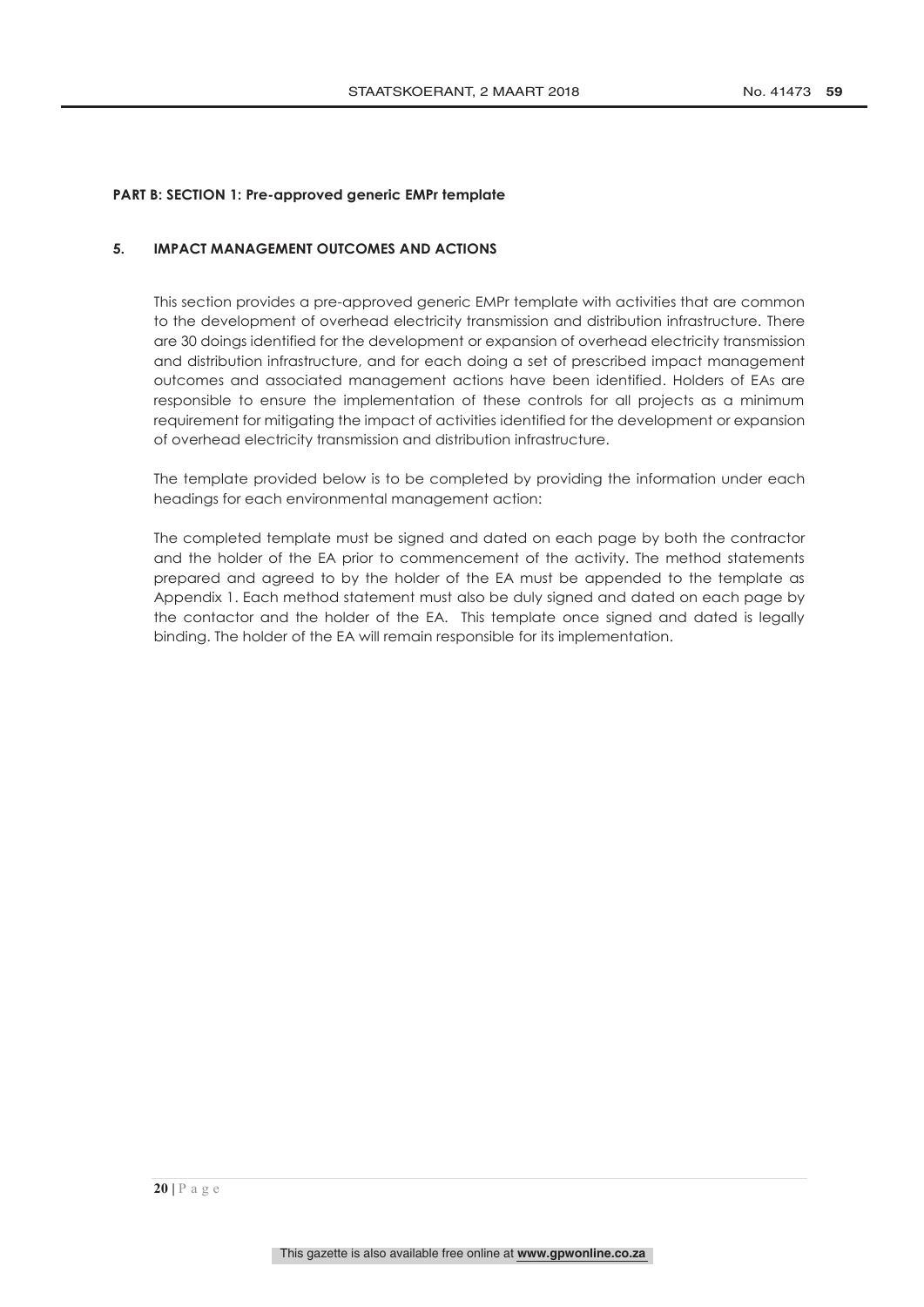**PART B: SECTION 1: Pre-approved generic EMPr template**

## 5. IMPACT MANAGEMENT OUTCOMES AND ACTIONS

This section provides a pre-approved generic EMPr template with activities that are common to the development of overhead electricity transmission and distribution infrastructure. There are 30 doings identified for the development or expansion of overhead electricity transmission and distribution infrastructure, and for each doing a set of prescribed impact management outcomes and associated management actions have been identified. Holders of EAs are responsible to ensure the implementation of these controls for all projects as a minimum requirement for mitigating the impact of activities identified for the development or expansion of overhead electricity transmission and distribution infrastructure.

The template provided below is to be completed by providing the information under each headings for each environmental management action:

The completed template must be signed and dated on each page by both the contractor and the holder of the EA prior to commencement of the activity. The method statements prepared and agreed to by the holder of the EA must be appended to the template as Appendix 1. Each method statement must also be duly signed and dated on each page by the contactor and the holder of the EA. This template once signed and dated is legally binding. The holder of the EA will remain responsible for its implementation.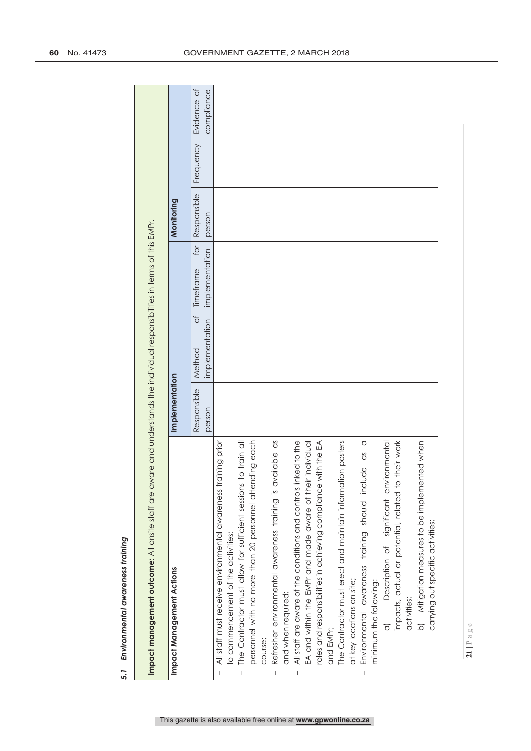### 5.1 *Environmental awareness training*

| **Impact management outcome:** All onsite staff are aware and understands the individual responsibilities in terms of this EMPr. | | | | | | |
|---|---|---|---|---|---|---|
| **Impact Management Actions** | **Implementation** | | | **Monitoring** | | |
| | Responsible person | Method of implementation | Timeframe for implementation | Responsible person | Frequency | Evidence of compliance |
| – All staff must receive environmental awareness training prior to commencement of the activities;<br>– The Contractor must allow for sufficient sessions to train all personnel with no more than 20 personnel attending each course;<br>– Refresher environmental awareness training is available as and when required;<br>– All staff are aware of the conditions and controls linked to the EA and within the EMPr and made aware of their individual roles and responsibilities in achieving compliance with the EA and EMPr;<br>– The Contractor must erect and maintain information posters at key locations on site;<br>– Environmental awareness training should include as a minimum the following:<br>a) Description of significant environmental impacts, actual or potential, related to their work activities;<br>b) Mitigation measures to be implemented when carrying out specific activities; | | | | | | |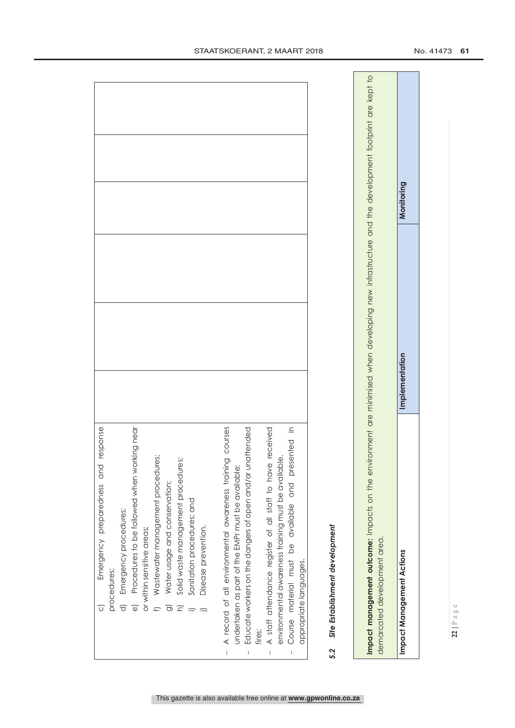| | | | | | |
|---|---|---|---|---|---|
| c) Emergency preparedness and response procedures;<br>d) Emergency procedures;<br>e) Procedures to be followed when working near or within sensitive areas;<br>f) Wastewater management procedures;<br>g) Water usage and conservation;<br>h) Solid waste management procedures;<br>i) Sanitation procedures; and<br>j) Disease prevention.<br><br>– A record of all environmental awareness training courses undertaken as part of the EMPr must be available;<br>– Educate workers on the dangers of open and/or unattended fires;<br>– A staff attendance register of all staff to have received environmental awareness training must be available.<br>– Course material must be available and presented in appropriate languages. | | | | | |

### 5.2 *Site Establishment development*

| **Impact management outcome:** Impacts on the environment are minimised when developing new infrastructure and the development footprint are kept to demarcated development area. | | |
|---|---|---|
| **Impact Management Actions** | **Implementation** | **Monitoring** |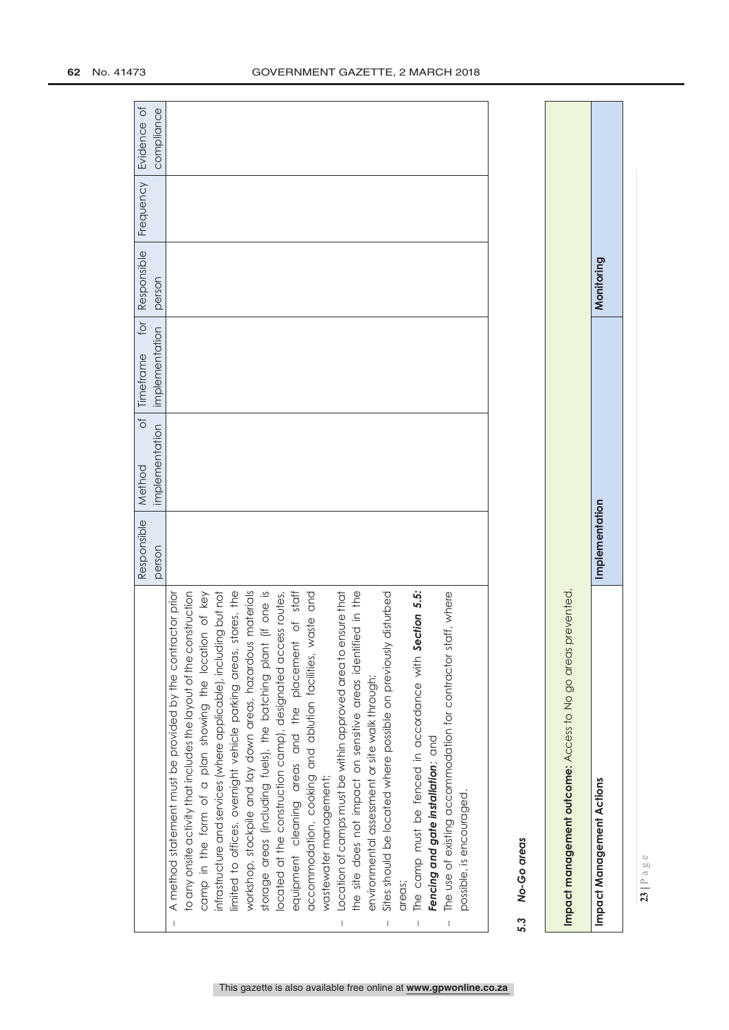| | Responsible person | Method of implementation | Timeframe for implementation | Responsible person | Frequency | Evidence of compliance |
|---|---|---|---|---|---|---|
| – A method statement must be provided by the contractor prior to any onsite activity that includes the layout of the construction camp in the form of a plan showing the location of key infrastructure and services (where applicable), including but not limited to offices, overnight vehicle parking areas, stores, the workshop, stockpile and lay down areas, hazardous materials storage areas (including fuels), the batching plant (if one is located at the construction camp), designated access routes, equipment cleaning areas and the placement of staff accommodation, cooking and ablution facilities, waste and wastewater management;<br>– Location of camps must be within approved area to ensure that the site does not impact on sensitive areas identified in the environmental assessment or site walk through;<br>– Sites should be located where possible on previously disturbed areas;<br>– The camp must be fenced in accordance with ***Section 5.5: Fencing and gate installation***; and<br>– The use of existing accommodation for contractor staff, where possible, is encouraged. | | | | | | |

### *5.3 No-Go areas*

| **Impact management outcome:** Access to No go areas prevented. | | |
|---|---|---|
| **Impact Management Actions** | **Implementation** | **Monitoring** |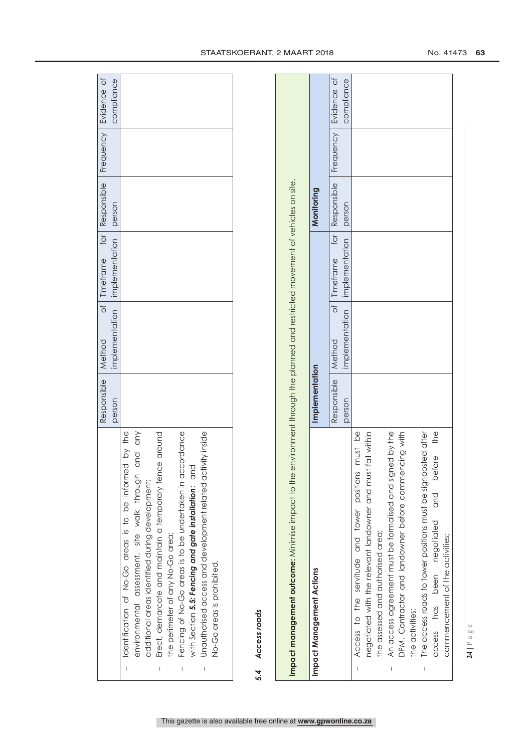| | Responsible person | Method of implementation | Timeframe for implementation | Responsible person | Frequency | Evidence of compliance |
|---|---|---|---|---|---|---|
| – Identification of No-Go areas is to be informed by the environmental assessment, site walk through and any additional areas identified during development;<br>– Erect, demarcate and maintain a temporary fence around the perimeter of any No-Go area;<br>– Fencing of No-Go areas is to be undertaken in accordance with Section ***5.5: Fencing and gate installation***; and<br>– Unauthorised access and development related activity inside No-Go areas is prohibited. | | | | | | |

### *5.4 Access roads*

| **Impact management outcome:** Minimise impact to the environment through the planned and restricted movement of vehicles on site. | | | | | | |
|---|---|---|---|---|---|---|
| **Impact Management Actions** | **Implementation** | | | **Monitoring** | | |
| | Responsible person | Method of implementation | Timeframe for implementation | Responsible person | Frequency | Evidence of compliance |
| – Access to the servitude and tower positions must be negotiated with the relevant landowner and must fall within the assessed and authorised area;<br>– An access agreement must be formalised and signed by the DPM, Contractor and landowner before commencing with the activities;<br>– The access roads to tower positions must be signposted after access has been negotiated and before the commencement of the activities; | | | | | | |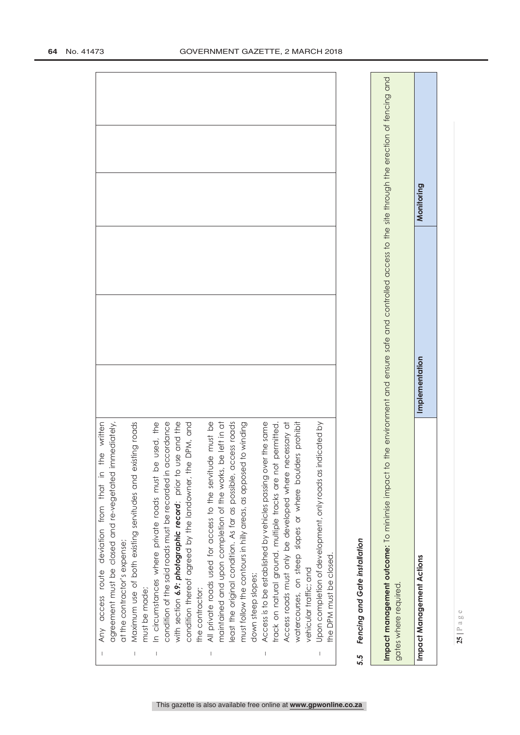| | | | | | |
|---|---|---|---|---|---|
| – Any access route deviation from that in the written agreement must be closed and re-vegetated immediately, at the contractor's expense;<br>– Maximum use of both existing servitudes and existing roads must be made;<br>– In circumstances where private roads must be used, the condition of the said roads must be recorded in accordance with section ***6.9: photographic record***; prior to use and the condition thereof agreed by the landowner, the DPM, and the contractor;<br>– All private roads used for access to the servitude must be maintained and upon completion of the works, be left in at least the original condition. As far as possible, access roads must follow the contours in hilly areas, as opposed to winding down steep slopes;<br>– Access is to be established by vehicles passing over the same track on natural ground, multiple tracks are not permitted. Access roads must only be developed where necessary at watercourses, on steep slopes or where boulders prohibit vehicular traffic; and<br>– Upon completion of development, only roads as indicated by the DPM must be closed. | | | | | |

### *5.5 Fencing and Gate installation*

**Impact management outcome:** To minimise impact to the environment and ensure safe and controlled access to the site through the erection of fencing and gates where required.

| Impact Management Actions | Implementation | | | Monitoring | |
|---|---|---|---|---|---|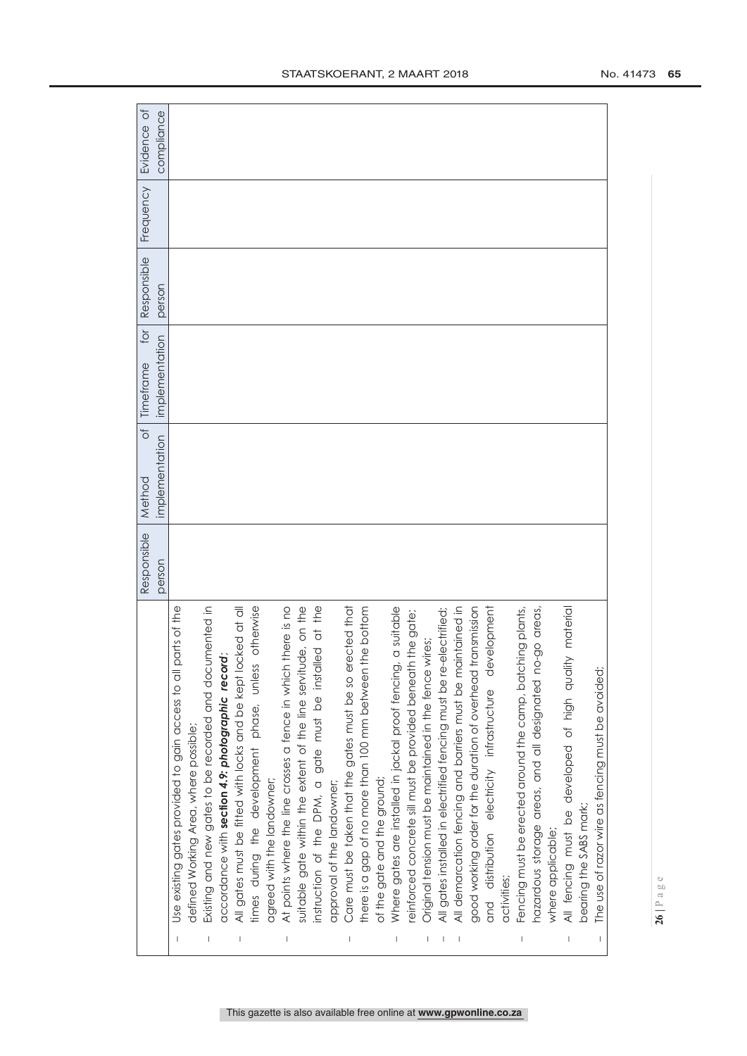| | Responsible person | Method of implementation | Timeframe for implementation | Responsible person | Frequency | Evidence of compliance |
|---|---|---|---|---|---|---|
| – Use existing gates provided to gain access to all parts of the defined Working Area, where possible;<br>– Existing and new gates to be recorded and documented in accordance with **section 4.9: *photographic record***;<br>– All gates must be fitted with locks and be kept locked at all times during the development phase, unless otherwise agreed with the landowner;<br>– At points where the line crosses a fence in which there is no suitable gate within the extent of the line servitude, on the instruction of the DPM, a gate must be installed at the approval of the landowner;<br>– Care must be taken that the gates must be so erected that there is a gap of no more than 100 mm between the bottom of the gate and the ground;<br>– Where gates are installed in jackal proof fencing, a suitable reinforced concrete sill must be provided beneath the gate;<br>– Original tension must be maintained in the fence wires;<br>– All gates installed in electrified fencing must be re-electrified;<br>– All demarcation fencing and barriers must be maintained in good working order for the duration of overhead transmission and distribution electricity infrastructure development activities;<br>– Fencing must be erected around the camp, batching plants, hazardous storage areas, and all designated no-go areas, where applicable;<br>– All fencing must be developed of high quality material bearing the SABS mark;<br>– The use of razor wire as fencing must be avoided; | | | | | | |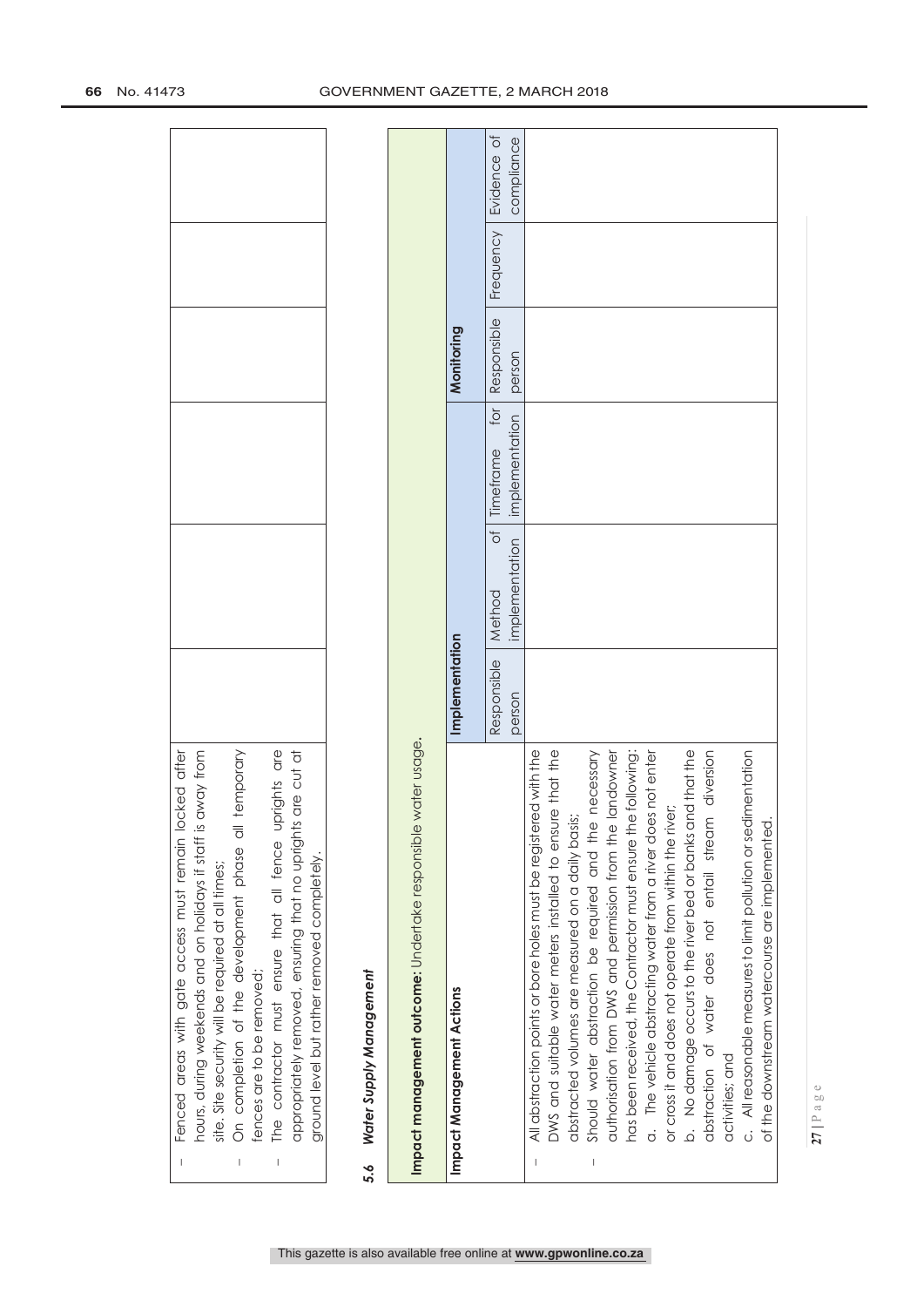| | | | | | | |
|---|---|---|---|---|---|---|
| – Fenced areas with gate access must remain locked after hours, during weekends and on holidays if staff is away from site. Site security will be required at all times;<br>– On completion of the development phase all temporary fences are to be removed;<br>– The contractor must ensure that all fence uprights are appropriately removed, ensuring that no uprights are cut at ground level but rather removed completely. | | | | | | |

### *5.6 Water Supply Management*

| **Impact management outcome:** Undertake responsible water usage. | | | | | | |
|---|---|---|---|---|---|---|
| **Impact Management Actions** | **Implementation** | | | **Monitoring** | | |
| | Responsible person | Method of implementation | Timeframe for implementation | Responsible person | Frequency | Evidence of compliance |
| – All abstraction points or bore holes must be registered with the DWS and suitable water meters installed to ensure that the abstracted volumes are measured on a daily basis;<br>– Should water abstraction be required and the necessary authorisation from DWS and permission from the landowner has been received, the Contractor must ensure the following:<br>a. The vehicle abstracting water from a river does not enter or cross it and does not operate from within the river;<br>b. No damage occurs to the river bed or banks and that the abstraction of water does not entail stream diversion activities; and<br>c. All reasonable measures to limit pollution or sedimentation of the downstream watercourse are implemented. | | | | | | |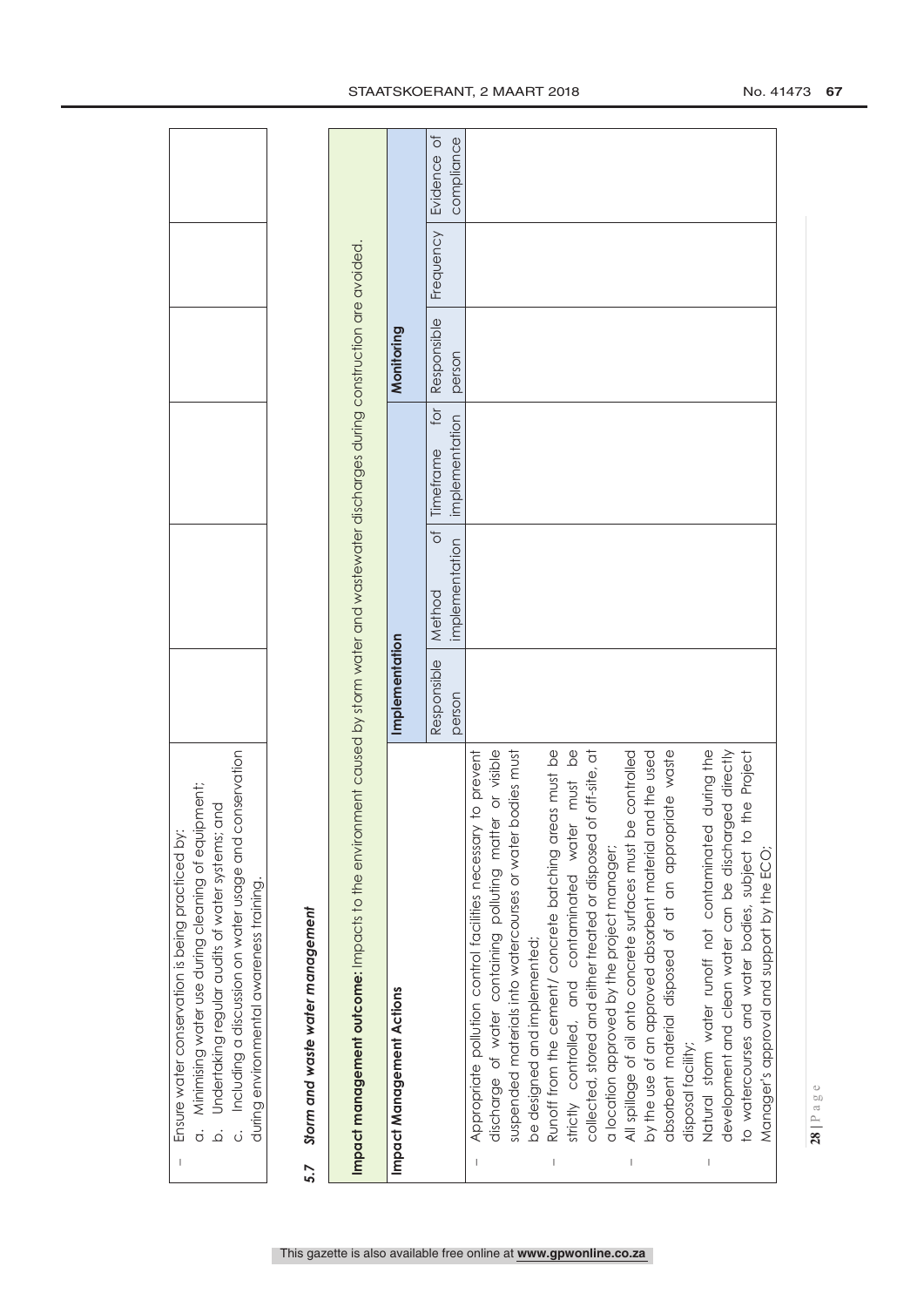| | | | | | | |
|---|---|---|---|---|---|---|
| – Ensure water conservation is being practiced by: a. Minimising water use during cleaning of equipment; b. Undertaking regular audits of water systems; and c. Including a discussion on water usage and conservation during environmental awareness training. | | | | | | |

### 5.7 *Storm and waste water management*

| **Impact management outcome:** Impacts to the environment caused by storm water and wastewater discharges during construction are avoided. | | | | | | |
|---|---|---|---|---|---|---|
| **Impact Management Actions** | **Implementation** | | | **Monitoring** | | |
| | Responsible person | Method of implementation | Timeframe for implementation | Responsible person | Frequency | Evidence of compliance |
| – Appropriate pollution control facilities necessary to prevent discharge of water containing polluting matter or visible suspended materials into watercourses or water bodies must be designed and implemented;<br>– Runoff from the cement/ concrete batching areas must be strictly controlled, and contaminated water must be collected, stored and either treated or disposed of off-site, at a location approved by the project manager;<br>– All spillage of oil onto concrete surfaces must be controlled by the use of an approved absorbent material and the used absorbent material disposed of at an appropriate waste disposal facility;<br>– Natural storm water runoff not contaminated during the development and clean water can be discharged directly to watercourses and water bodies, subject to the Project Manager's approval and support by the ECO; | | | | | | |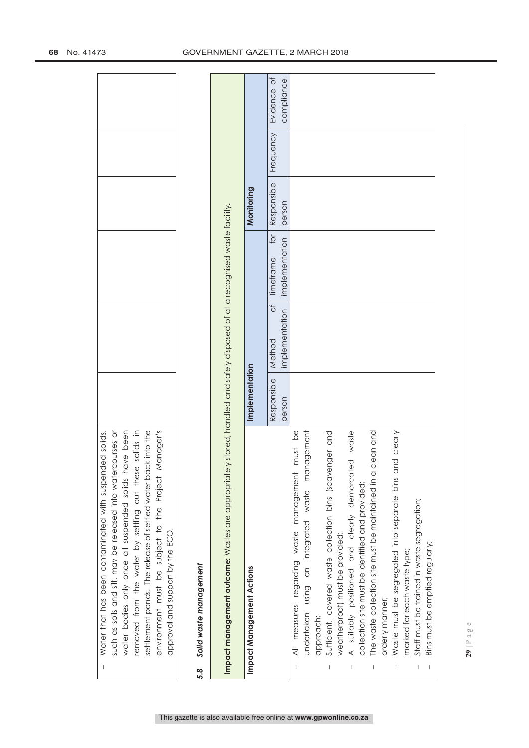| | | | | | | |
|---|---|---|---|---|---|---|
| – Water that has been contaminated with suspended solids, such as soils and silt, may be released into watercourses or water bodies only once all suspended solids have been removed from the water by settling out these solids in settlement ponds. The release of settled water back into the environment must be subject to the Project Manager's approval and support by the ECO. | | | | | | |

### 5.8 *Solid waste management*

| **Impact management outcome:** Wastes are appropriately stored, handled and safely disposed of at a recognised waste facility. | | | | | | |
|---|---|---|---|---|---|---|
| **Impact Management Actions** | **Implementation** | | | **Monitoring** | | |
| | Responsible person | Method of implementation | Timeframe for implementation | Responsible person | Frequency | Evidence of compliance |
| – All measures regarding waste management must be undertaken using an integrated waste management approach;<br>– Sufficient, covered waste collection bins (scavenger and weatherproof) must be provided;<br>– A suitably positioned and clearly demarcated waste collection site must be identified and provided;<br>– The waste collection site must be maintained in a clean and orderly manner;<br>– Waste must be segregated into separate bins and clearly marked for each waste type;<br>– Staff must be trained in waste segregation;<br>– Bins must be emptied regularly; | | | | | | |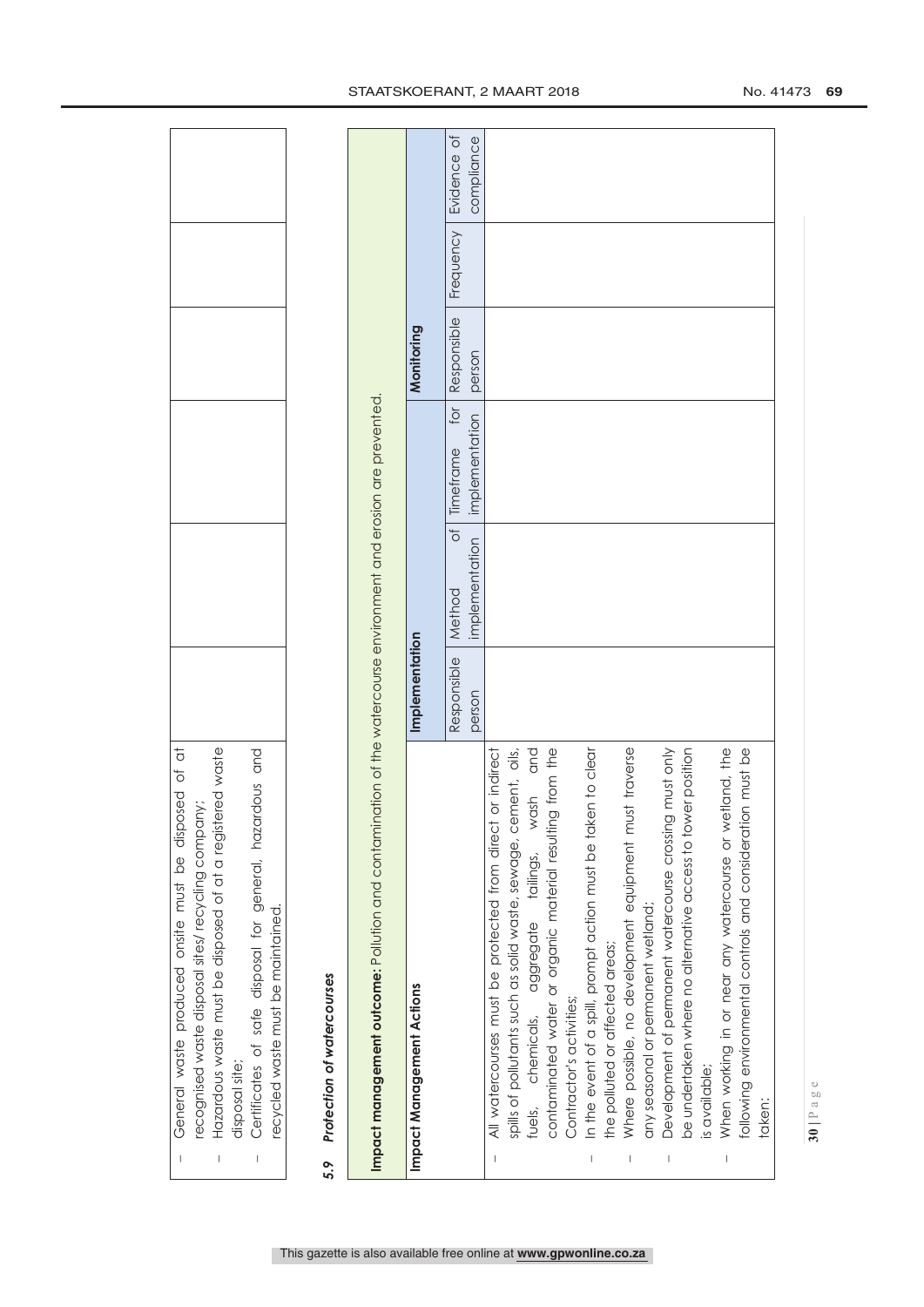| | | | | | | |
|---|---|---|---|---|---|---|
| – General waste produced onsite must be disposed of at recognised waste disposal sites/ recycling company;<br>– Hazardous waste must be disposed of at a registered waste disposal site;<br>– Certificates of safe disposal for general, hazardous and recycled waste must be maintained. | | | | | | |

### 5.9 *Protection of watercourses*

| **Impact management outcome:** Pollution and contamination of the watercourse environment and erosion are prevented. | | | | | | |
|---|---|---|---|---|---|---|
| **Impact Management Actions** | **Implementation** | | | **Monitoring** | | |
| | Responsible person | Method of implementation | Timeframe for implementation | Responsible person | Frequency | Evidence of compliance |
| – All watercourses must be protected from direct or indirect spills of pollutants such as solid waste, sewage, cement, oils, fuels, chemicals, aggregate tailings, wash and contaminated water or organic material resulting from the Contractor's activities;<br>– In the event of a spill, prompt action must be taken to clear the polluted or affected areas;<br>– Where possible, no development equipment must traverse any seasonal or permanent wetland;<br>– Development of permanent watercourse crossing must only be undertaken where no alternative access to tower position is available;<br>– When working in or near any watercourse or wetland, the following environmental controls and consideration must be taken: | | | | | | |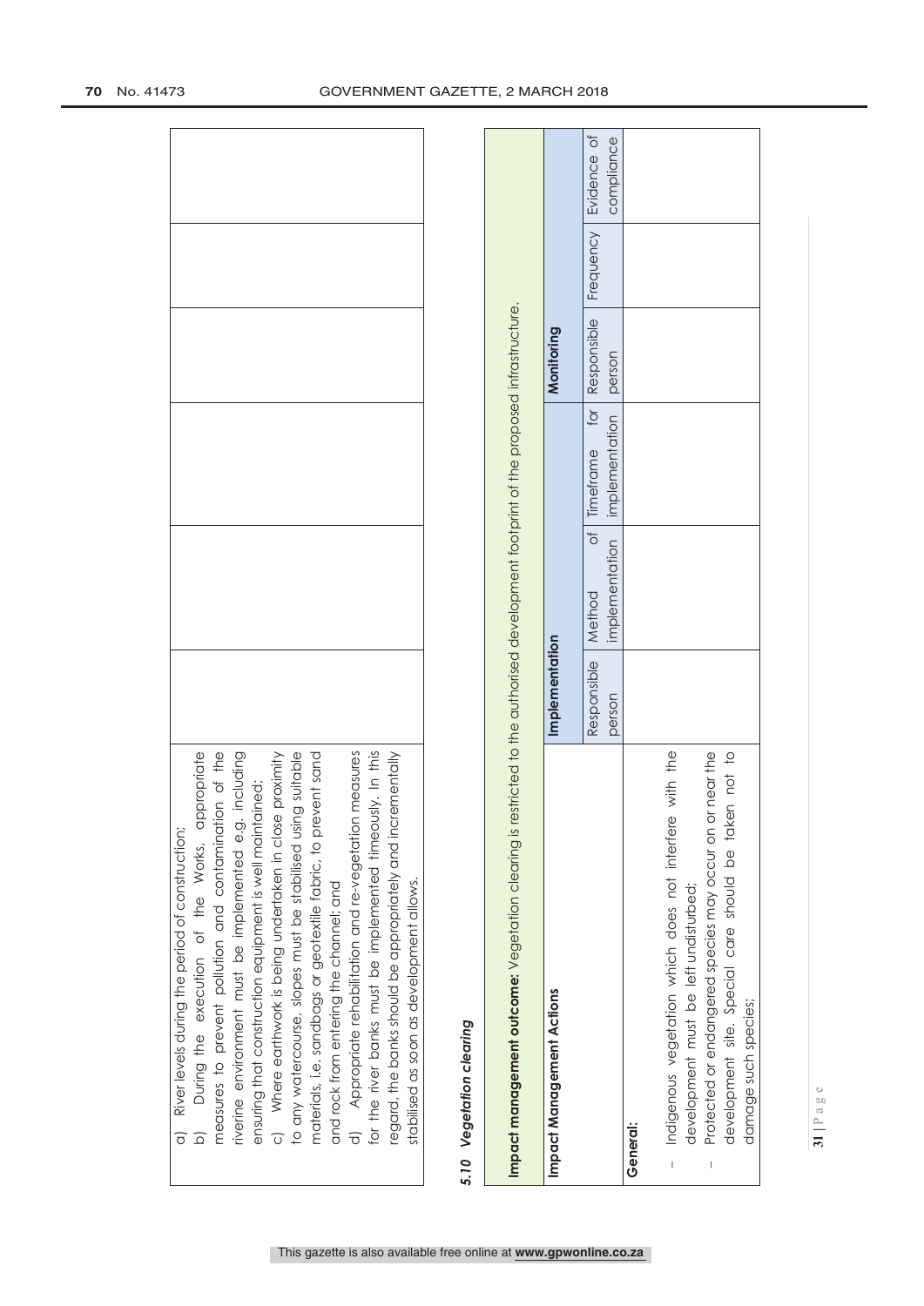| | | | | | | |
|---|---|---|---|---|---|---|
| a) River levels during the period of construction;<br>b) During the execution of the Works, appropriate measures to prevent pollution and contamination of the riverine environment must be implemented e.g. including ensuring that construction equipment is well maintained;<br>c) Where earthwork is being undertaken in close proximity to any watercourse, slopes must be stabilised using suitable materials, i.e. sandbags or geotextile fabric, to prevent sand and rock from entering the channel; and<br>d) Appropriate rehabilitation and re-vegetation measures for the river banks must be implemented timeously. In this regard, the banks should be appropriately and incrementally stabilised as soon as development allows. | | | | | | |

### 5.10 *Vegetation clearing*

| **Impact management outcome:** Vegetation clearing is restricted to the authorised development footprint of the proposed infrastructure. | | | | | | |
|---|---|---|---|---|---|---|
| **Impact Management Actions** | **Implementation** | | | **Monitoring** | | |
| | Responsible person | Method of implementation | Timeframe for implementation | Responsible person | Frequency | Evidence of compliance |
| **General:**<br>– Indigenous vegetation which does not interfere with the development must be left undisturbed;<br>– Protected or endangered species may occur on or near the development site. Special care should be taken not to damage such species; | | | | | | |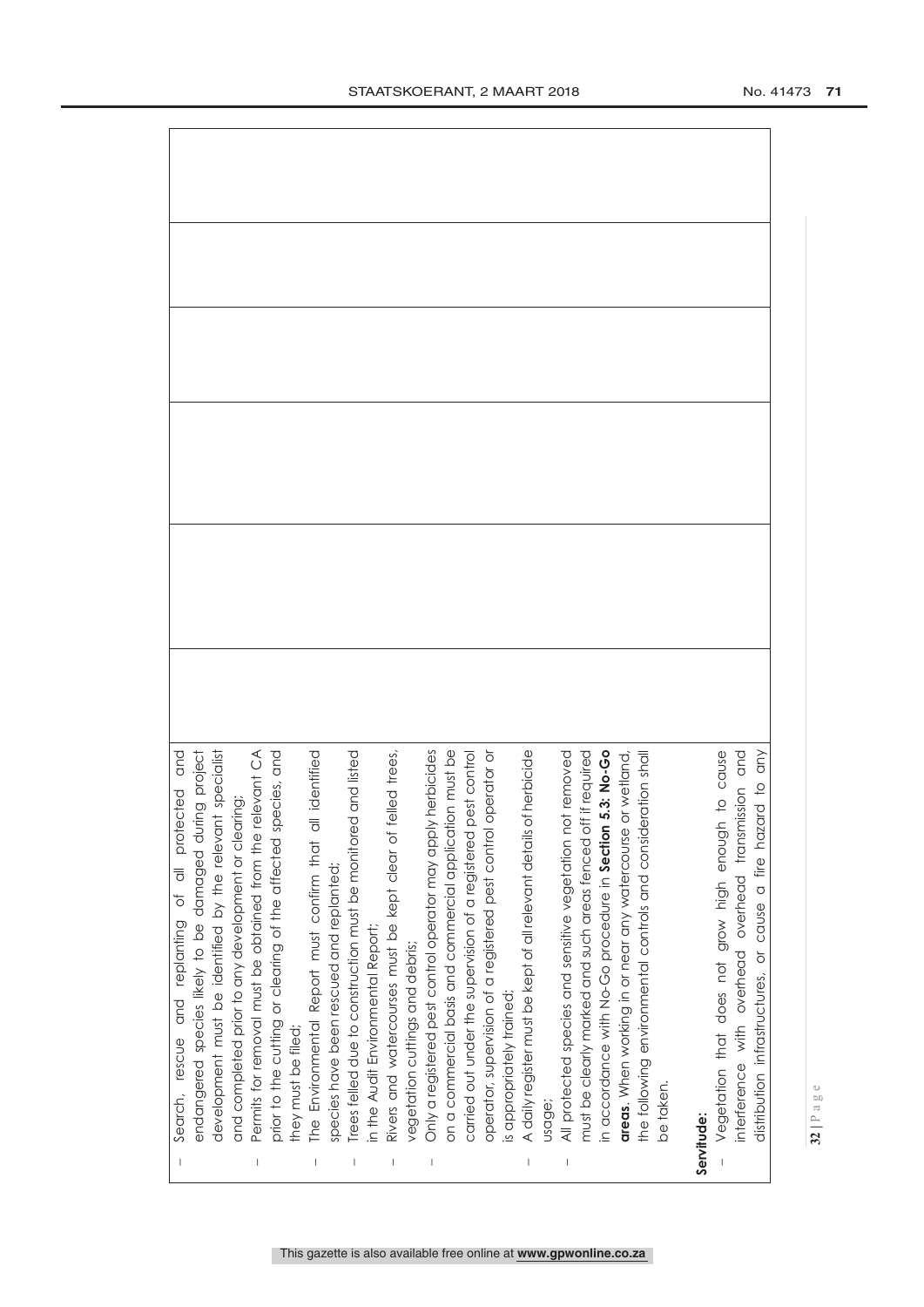| | | | | | |
|---|---|---|---|---|---|
| – Search, rescue and replanting of all protected and endangered species likely to be damaged during project development must be identified by the relevant specialist and completed prior to any development or clearing;<br>– Permits for removal must be obtained from the relevant CA prior to the cutting or clearing of the affected species, and they must be filed;<br>– The Environmental Report must confirm that all identified species have been rescued and replanted;<br>– Trees felled due to construction must be monitored and listed in the Audit Environmental Report;<br>– Rivers and watercourses must be kept clear of felled trees, vegetation cuttings and debris;<br>– Only a registered pest control operator may apply herbicides on a commercial basis and commercial application must be carried out under the supervision of a registered pest control operator, supervision of a registered pest control operator or is appropriately trained;<br>– A daily register must be kept of all relevant details of herbicide usage;<br>– All protected species and sensitive vegetation not removed must be clearly marked and such areas fenced off if required in accordance with No-Go procedure in **Section 5.3: No-Go areas**. When working in or near any watercourse or wetland, the following environmental controls and consideration shall be taken.<br><br>**Servitude:**<br>– Vegetation that does not grow high enough to cause interference with overhead transmission and distribution infrastructures, or cause a fire hazard to any | | | | | |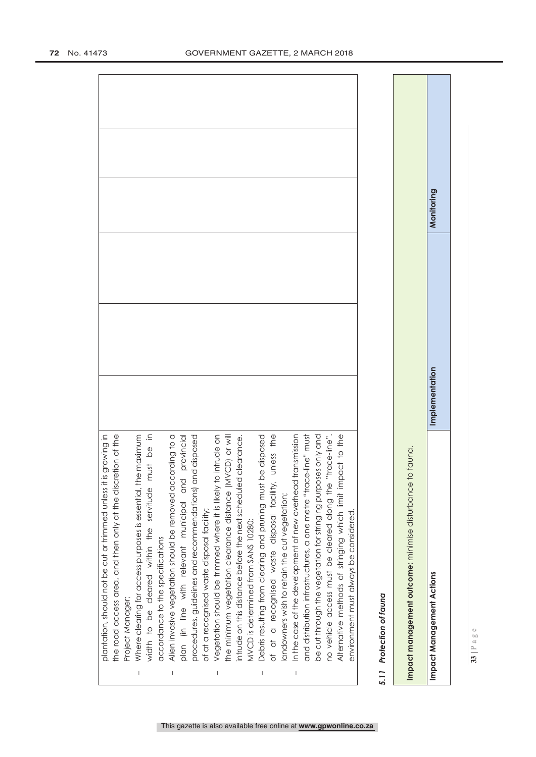| | | | | | |
|---|---|---|---|---|---|
| plantation, should not be cut or trimmed unless it is growing in the road access area, and then only at the discretion of the Project Manager;<br>– Where clearing for access purposes is essential, the maximum width to be cleared within the servitude must be in accordance to the specifications<br>– Alien invasive vegetation should be removed according to a plan (in line with relevant municipal and provincial procedures, guidelines and recommendations) and disposed of at a recognised waste disposal facility;<br>– Vegetation should be trimmed where it is likely to intrude on the minimum vegetation clearance distance (MVCD) or will intrude on this distance before the next scheduled clearance. MVCD is determined from SANS 10280;<br>– Debris resulting from clearing and pruning must be disposed of at a recognised waste disposal facility, unless the landowners wish to retain the cut vegetation;<br>– In the case of the development of new overhead transmission and distribution infrastructures, a one metre "trace-line" must be cut through the vegetation for stringing purposes only and no vehicle access must be cleared along the "trace-line". Alternative methods of stringing which limit impact to the environment must always be considered. | | | | | |

### 5.11 *Protection of fauna*

| **Impact management outcome:** minimise disturbance to fauna. | | |
|---|---|---|
| **Impact Management Actions** | **Implementation** | **Monitoring** |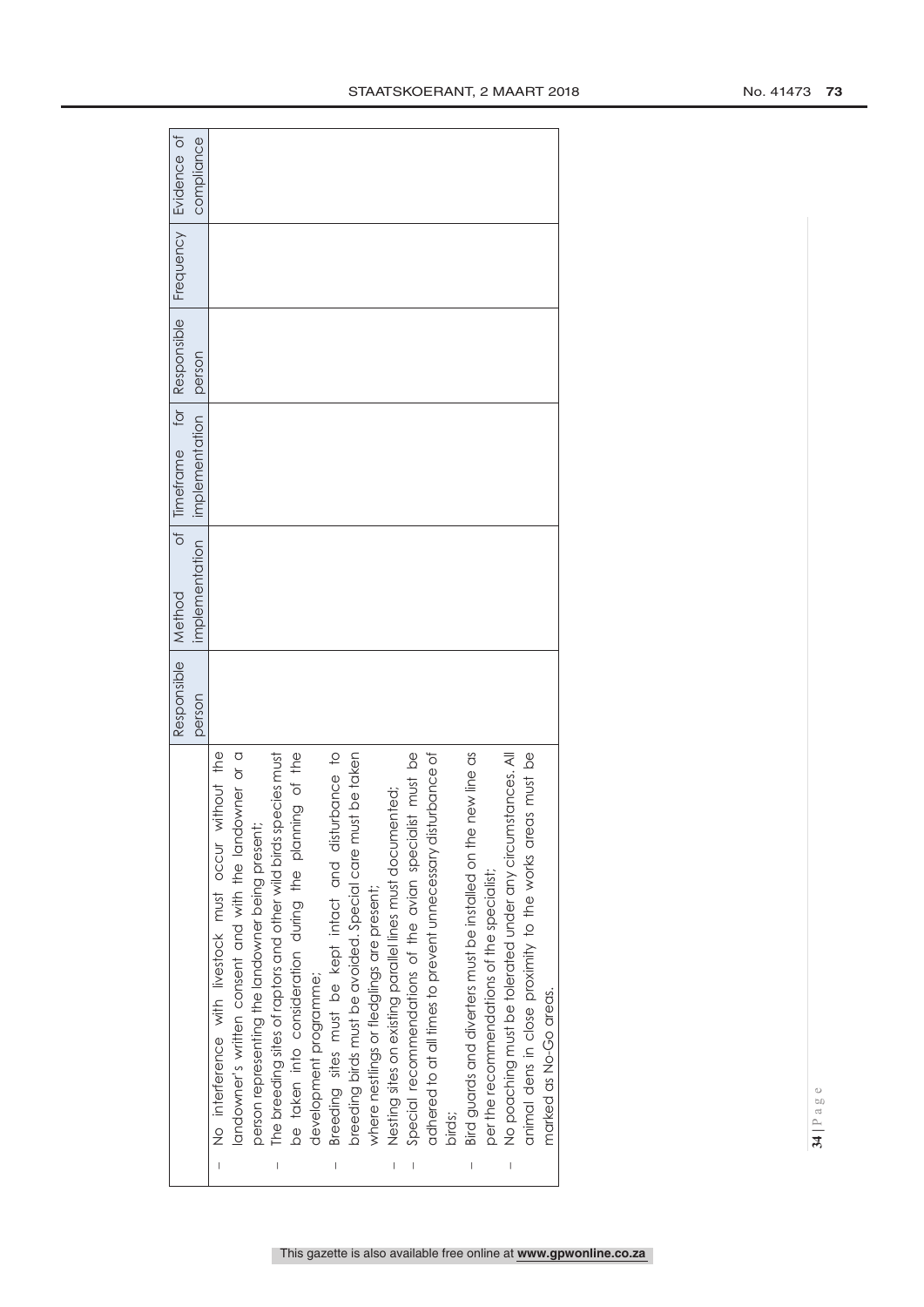| | Responsible person | Method of implementation | Timeframe for implementation | Responsible person | Frequency | Evidence of compliance |
|---|---|---|---|---|---|---|
| – No interference with livestock must occur without the landowner's written consent and with the landowner or a person representing the landowner being present;<br>– The breeding sites of raptors and other wild birds species must be taken into consideration during the planning of the development programme;<br>– Breeding sites must be kept intact and disturbance to breeding birds must be avoided. Special care must be taken where nestlings or fledglings are present;<br>– Nesting sites on existing parallel lines must documented;<br>– Special recommendations of the avian specialist must be adhered to at all times to prevent unnecessary disturbance of birds;<br>– Bird guards and diverters must be installed on the new line as per the recommendations of the specialist;<br>– No poaching must be tolerated under any circumstances. All animal dens in close proximity to the works areas must be marked as No-Go areas. | | | | | | |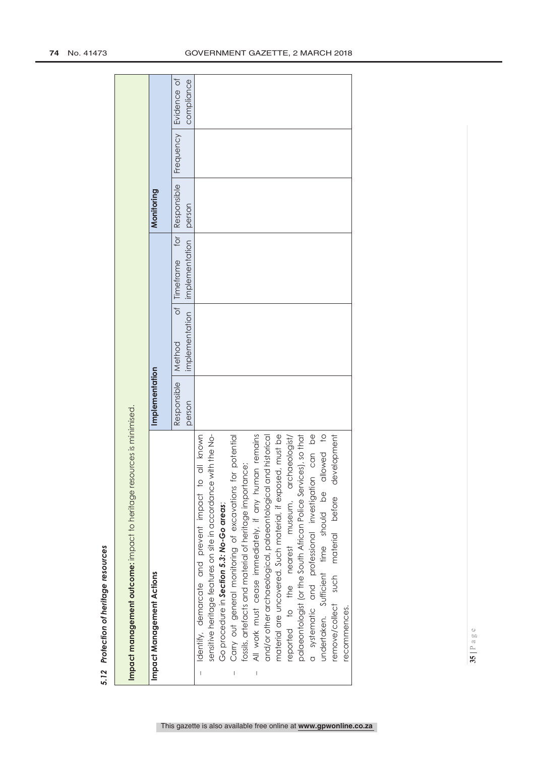### 5.12 *Protection of heritage resources*

| **Impact management outcome:** Impact to heritage resources is minimised. | | | | | | |
|---|---|---|---|---|---|---|
| **Impact Management Actions** | **Implementation** | | | **Monitoring** | | |
| | Responsible person | Method of implementation | Timeframe for implementation | Responsible person | Frequency | Evidence of compliance |
| – Identify, demarcate and prevent impact to all known sensitive heritage features on site in accordance with the No-Go procedure in ***Section 5.3: No-Go areas***;<br>– Carry out general monitoring of excavations for potential fossils, artefacts and material of heritage importance;<br>– All work must cease immediately, if any human remains and/or other archaeological, palaeontological and historical material are uncovered. Such material, if exposed, must be reported to the nearest museum, archaeologist/ palaeontologist (or the South African Police Services), so that a systematic and professional investigation can be undertaken. Sufficient time should be allowed to remove/collect such material before development recommences. | | | | | | |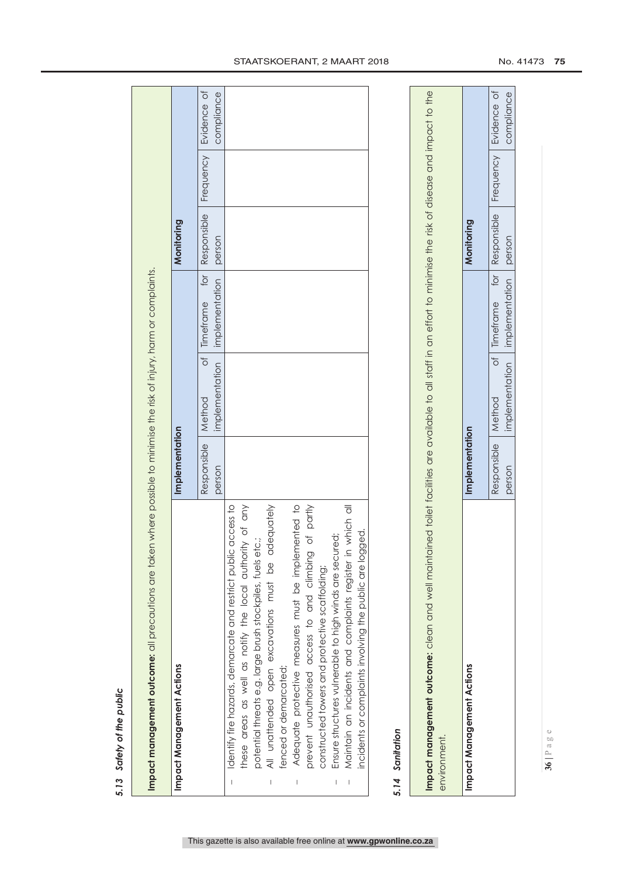### 5.13 *Safety of the public*

**Impact management outcome:** all precautions are taken where possible to minimise the risk of injury, harm or complaints.

| Impact Management Actions | Implementation | | | Monitoring | | |
|---|---|---|---|---|---|---|
| | Responsible person | Method of implementation | Timeframe for implementation | Responsible person | Frequency | Evidence of compliance |
| – Identify fire hazards, demarcate and restrict public access to these areas as well as notify the local authority of any potential threats e.g. large brush stockpiles, fuels etc.;<br>– All unattended open excavations must be adequately fenced or demarcated;<br>– Adequate protective measures must be implemented to prevent unauthorised access to and climbing of partly constructed towers and protective scaffolding;<br>– Ensure structures vulnerable to high winds are secured;<br>– Maintain an incidents and complaints register in which all incidents or complaints involving the public are logged. | | | | | | |

### 5.14 *Sanitation*

**Impact management outcome:** clean and well maintained toilet facilities are available to all staff in an effort to minimise the risk of disease and impact to the environment.

| Impact Management Actions | Implementation | | | Monitoring | | |
|---|---|---|---|---|---|---|
| | Responsible person | Method of implementation | Timeframe for implementation | Responsible person | Frequency | Evidence of compliance |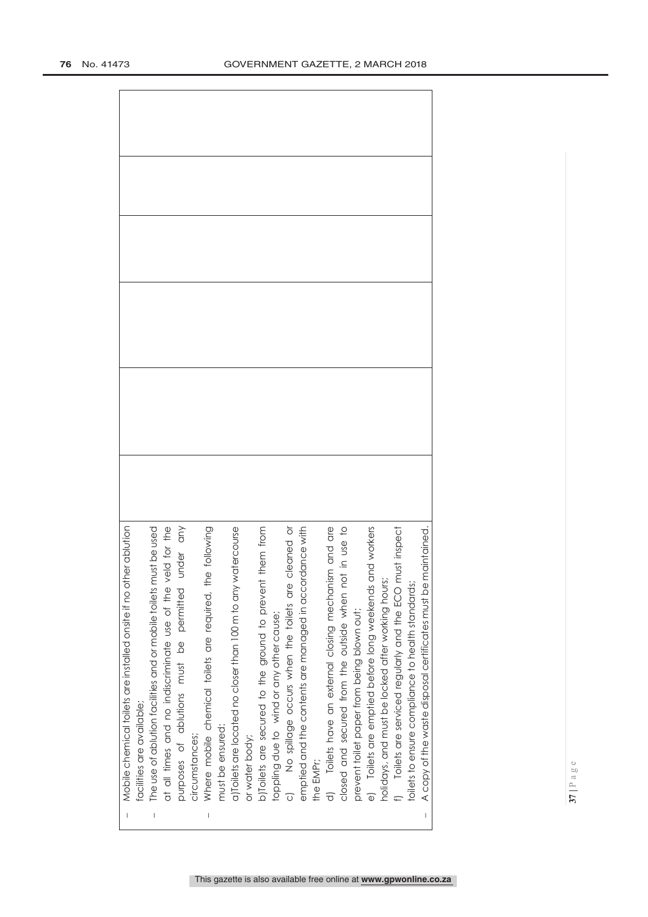| | | | | | |
|---|---|---|---|---|---|
| – Mobile chemical toilets are installed onsite if no other ablution facilities are available;<br>– The use of ablution facilities and or mobile toilets must be used at all times and no indiscriminate use of the veld for the purposes of ablutions must be permitted under any circumstances;<br>– Where mobile chemical toilets are required, the following must be ensured:<br>a) Toilets are located no closer than 100 m to any watercourse or water body;<br>b) Toilets are secured to the ground to prevent them from toppling due to wind or any other cause;<br>c) No spillage occurs when the toilets are cleaned or emptied and the contents are managed in accordance with the EMPr;<br>d) Toilets have an external closing mechanism and are closed and secured from the outside when not in use to prevent toilet paper from being blown out;<br>e) Toilets are emptied before long weekends and workers holidays, and must be locked after working hours;<br>f) Toilets are serviced regularly and the ECO must inspect toilets to ensure compliance to health standards;<br>– A copy of the waste disposal certificates must be maintained. | | | | | |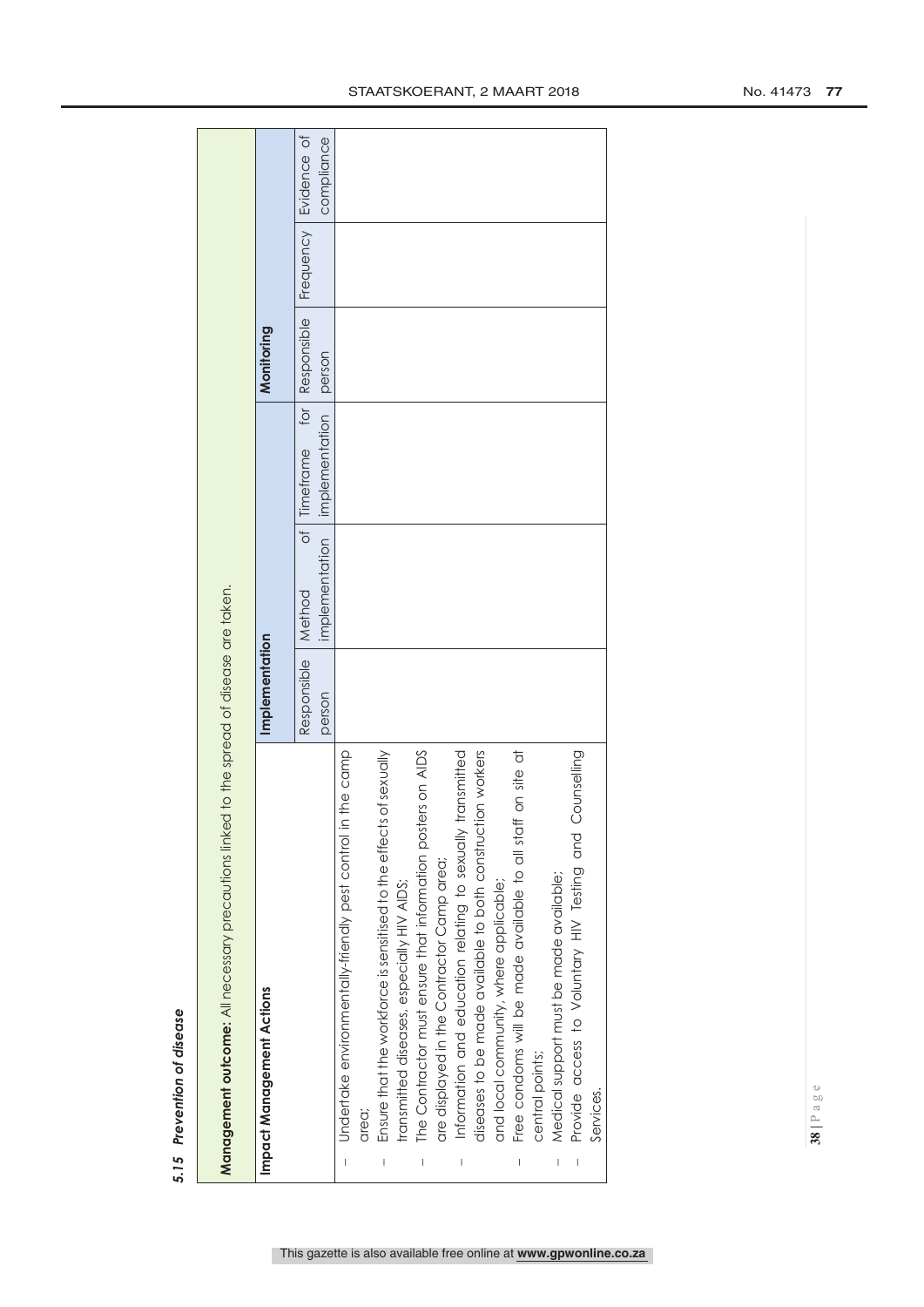### *5.15 Prevention of disease*

| **Management outcome:** All necessary precautions linked to the spread of disease are taken. | | | | | | |
|---|---|---|---|---|---|---|
| **Impact Management Actions** | **Implementation** | | | **Monitoring** | | |
| | Responsible person | Method of implementation | Timeframe for implementation | Responsible person | Frequency | Evidence of compliance |
| – Undertake environmentally-friendly pest control in the camp area;<br>– Ensure that the workforce is sensitised to the effects of sexually transmitted diseases, especially HIV AIDS;<br>– The Contractor must ensure that information posters on AIDS are displayed in the Contractor Camp area;<br>– Information and education relating to sexually transmitted diseases to be made available to both construction workers and local community, where applicable;<br>– Free condoms will be made available to all staff on site at central points;<br>– Medical support must be made available;<br>– Provide access to Voluntary HIV Testing and Counselling Services. | | | | | | |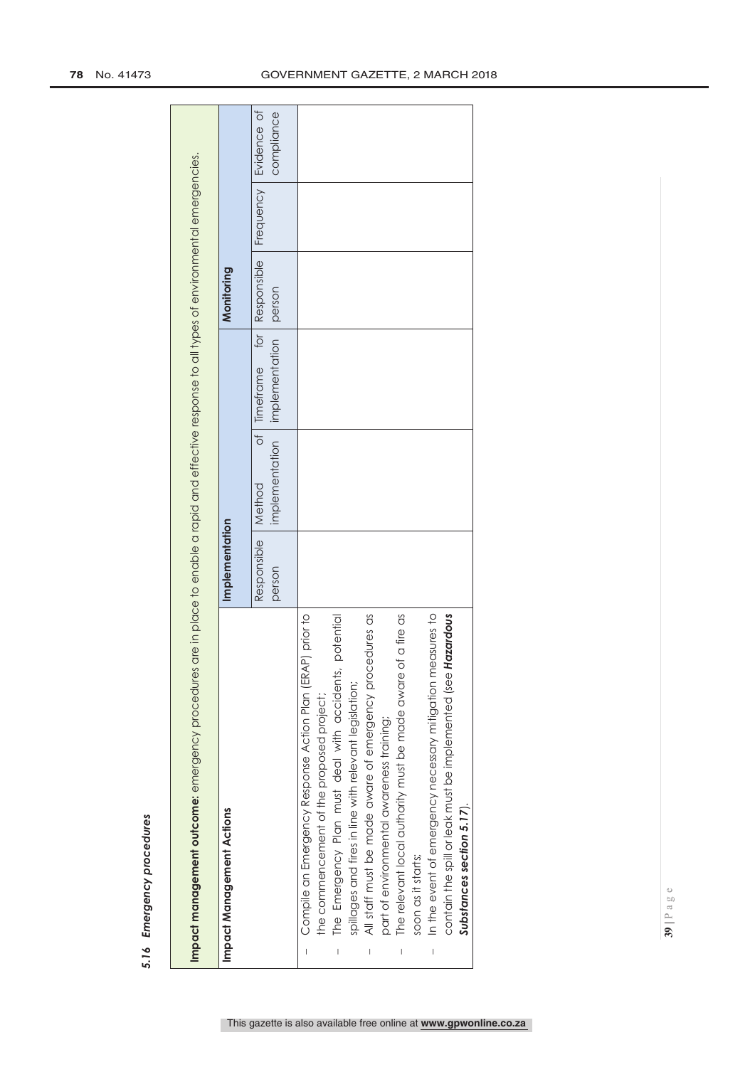### *5.16 Emergency procedures*

| **Impact management outcome:** emergency procedures are in place to enable a rapid and effective response to all types of environmental emergencies. | | | | | | |
|---|---|---|---|---|---|---|
| **Impact Management Actions** | **Implementation** | | | **Monitoring** | | |
| | Responsible person | Method of implementation | Timeframe for implementation | Responsible person | Frequency | Evidence of compliance |
| – Compile an Emergency Response Action Plan (ERAP) prior to the commencement of the proposed project;<br>– The Emergency Plan must deal with accidents, potential spillages and fires in line with relevant legislation;<br>– All staff must be made aware of emergency procedures as part of environmental awareness training;<br>– The relevant local authority must be made aware of a fire as soon as it starts;<br>– In the event of emergency necessary mitigation measures to contain the spill or leak must be implemented (see ***Hazardous Substances section 5.17***). | | | | | | |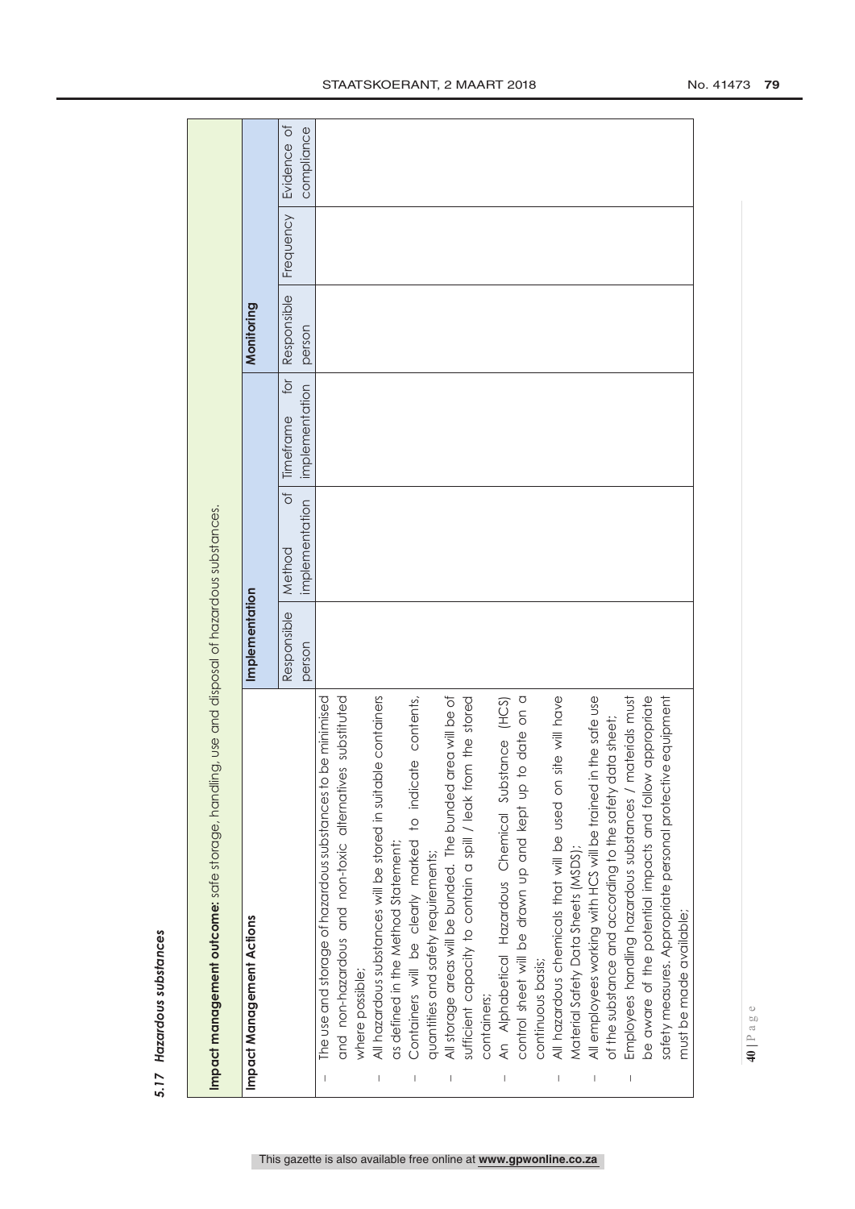### *5.17 Hazardous substances*

| **Impact management outcome:** safe storage, handling, use and disposal of hazardous substances. | | | | | | |
|---|---|---|---|---|---|---|
| **Impact Management Actions** | **Implementation** | | | **Monitoring** | | |
| | Responsible person | Method of implementation | Timeframe for implementation | Responsible person | Frequency | Evidence of compliance |
| – The use and storage of hazardous substances to be minimised and non-hazardous and non-toxic alternatives substituted where possible;<br>– All hazardous substances will be stored in suitable containers as defined in the Method Statement;<br>– Containers will be clearly marked to indicate contents, quantities and safety requirements;<br>– All storage areas will be bunded. The bunded area will be of sufficient capacity to contain a spill / leak from the stored containers;<br>– An Alphabetical Hazardous Chemical Substance (HCS) control sheet will be drawn up and kept up to date on a continuous basis;<br>– All hazardous chemicals that will be used on site will have Material Safety Data Sheets (MSDS);<br>– All employees working with HCS will be trained in the safe use of the substance and according to the safety data sheet;<br>– Employees handling hazardous substances / materials must be aware of the potential impacts and follow appropriate safety measures. Appropriate personal protective equipment must be made available; | | | | | | |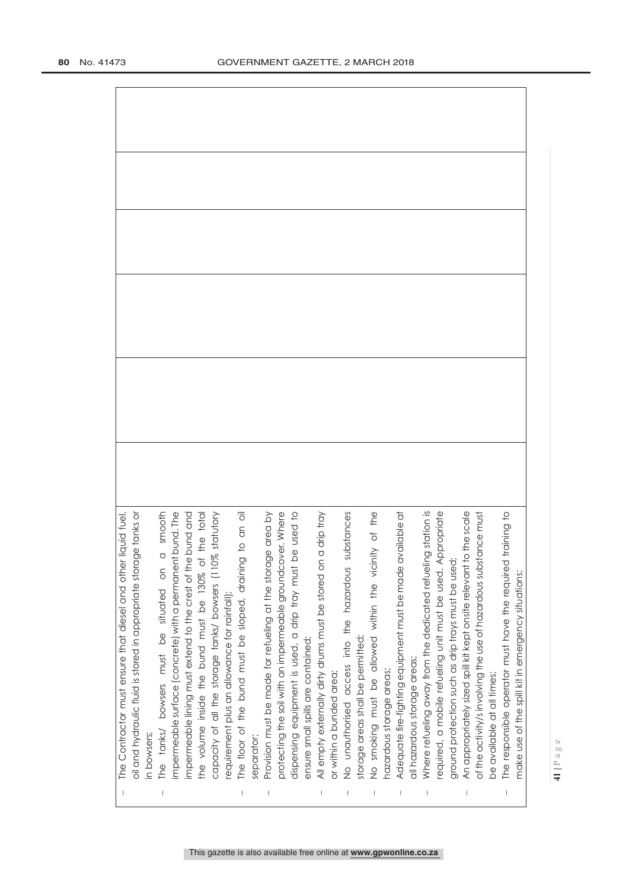| | | | | | |
|---|---|---|---|---|---|
| – The Contractor must ensure that diesel and other liquid fuel, oil and hydraulic fluid is stored in appropriate storage tanks or in bowsers;<br>– The tanks/ bowsers must be situated on a smooth impermeable surface (concrete) with a permanent bund. The impermeable lining must extend to the crest of the bund and the volume inside the bund must be 130% of the total capacity of all the storage tanks/ bowsers (110% statutory requirement plus an allowance for rainfall);<br>– The floor of the bund must be sloped, draining to an oil separator;<br>– Provision must be made for refueling at the storage area by protecting the soil with an impermeable groundcover. Where dispensing equipment is used, a drip tray must be used to ensure small spills are contained;<br>– All empty externally dirty drums must be stored on a drip tray or within a bunded area;<br>– No unauthorised access into the hazardous substances storage areas shall be permitted;<br>– No smoking must be allowed within the vicinity of the hazardous storage areas;<br>– Adequate fire-fighting equipment must be made available at all hazardous storage areas;<br>– Where refueling away from the dedicated refueling station is required, a mobile refueling unit must be used. Appropriate ground protection such as drip trays must be used;<br>– An appropriately sized spill kit kept onsite relevant to the scale of the activity/s involving the use of hazardous substance must be available at all times;<br>– The responsible operator must have the required training to make use of the spill kit in emergency situations; | | | | | |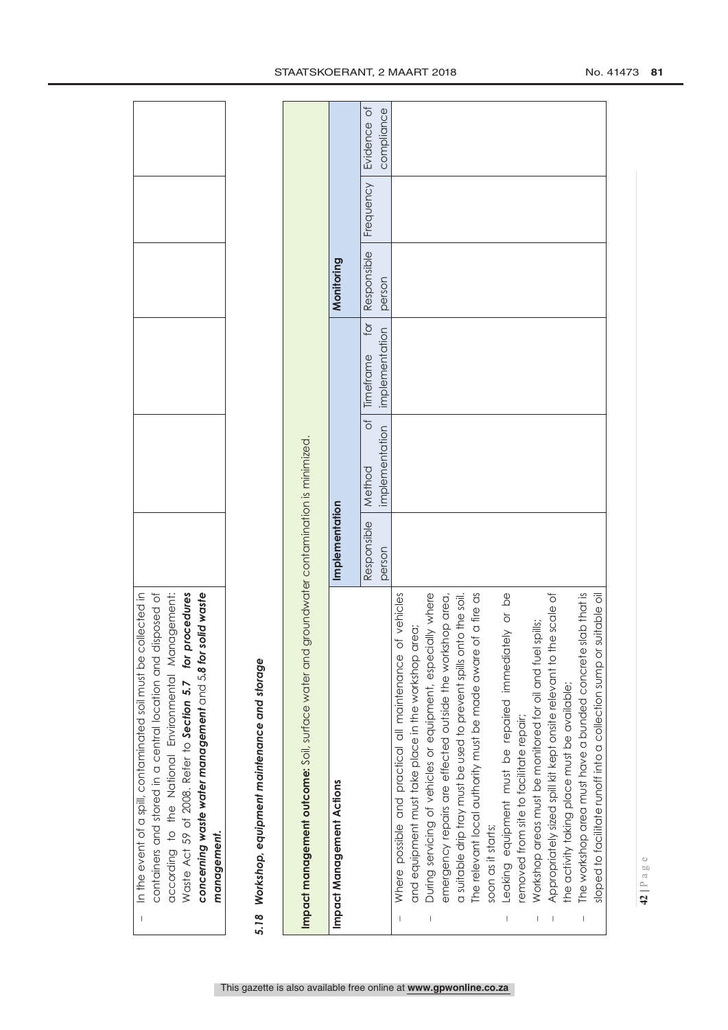| – In the event of a spill, contaminated soil must be collected in containers and stored in a central location and disposed of according to the National Environmental Management: Waste Act 59 of 2008. Refer to ***Section 5.7 for procedures concerning waste water management*** and ***5.8 for solid waste management.*** | | | | | | |
|---|---|---|---|---|---|---|

### *5.18 Workshop, equipment maintenance and storage*

| **Impact management outcome:** Soil, surface water and groundwater contamination is minimized. | | | | | | |
|---|---|---|---|---|---|---|
| **Impact Management Actions** | **Implementation** | | | **Monitoring** | | |
| | Responsible person | Method of implementation | Timeframe for implementation | Responsible person | Frequency | Evidence of compliance |
| – Where possible and practical all maintenance of vehicles and equipment must take place in the workshop area;<br>– During servicing of vehicles or equipment, especially where emergency repairs are effected outside the workshop area, a suitable drip tray must be used to prevent spills onto the soil. The relevant local authority must be made aware of a fire as soon as it starts;<br>– Leaking equipment must be repaired immediately or be removed from site to facilitate repair;<br>– Workshop areas must be monitored for oil and fuel spills;<br>– Appropriately sized spill kit kept onsite relevant to the scale of the activity taking place must be available;<br>– The workshop area must have a bunded concrete slab that is sloped to facilitate runoff into a collection sump or suitable oil | | | | | | |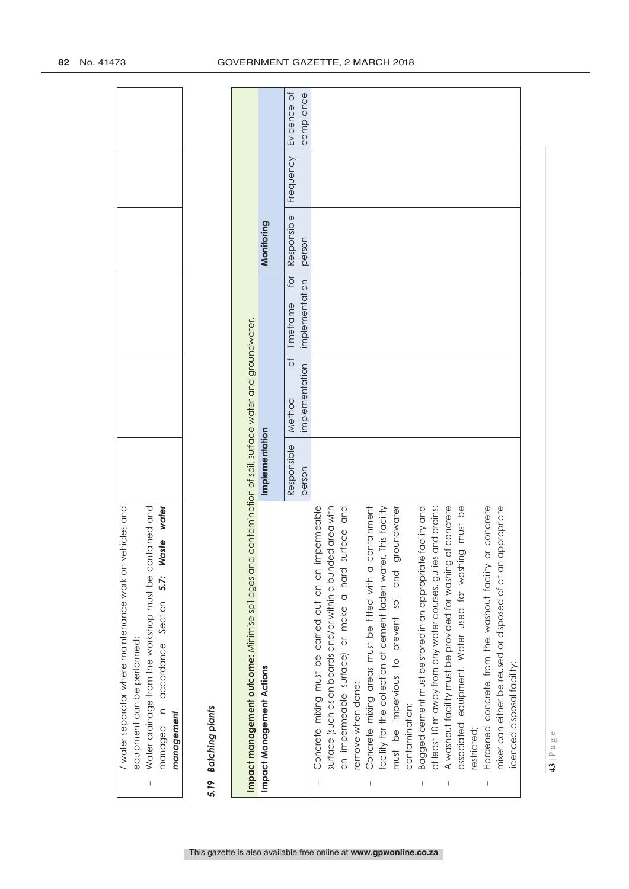| | | | | | | |
|---|---|---|---|---|---|---|
| / water separator where maintenance work on vehicles and equipment can be performed;<br>- Water drainage from the workshop must be contained and managed in accordance Section ***5.7: Waste water management***. | | | | | | |

## *5.19 Batching plants*

| **Impact management outcome:** Minimise spillages and contamination of soil, surface water and groundwater. | | | | | | |
|---|---|---|---|---|---|---|
| **Impact Management Actions** | **Implementation** | | | **Monitoring** | | |
| | Responsible person | Method of implementation | Timeframe for implementation | Responsible person | Frequency | Evidence of compliance |
| - Concrete mixing must be carried out on an impermeable surface (such as on boards and/or within a bunded area with an impermeable surface) or make a hard surface and remove when done;<br>- Concrete mixing areas must be fitted with a containment facility for the collection of cement laden water. This facility must be impervious to prevent soil and groundwater contamination;<br>- Bagged cement must be stored in an appropriate facility and at least 10 m away from any water courses, gullies and drains;<br>- A washout facility must be provided for washing of concrete associated equipment. Water used for washing must be restricted;<br>- Hardened concrete from the washout facility or concrete mixer can either be reused or disposed of at an appropriate licenced disposal facility; | | | | | | |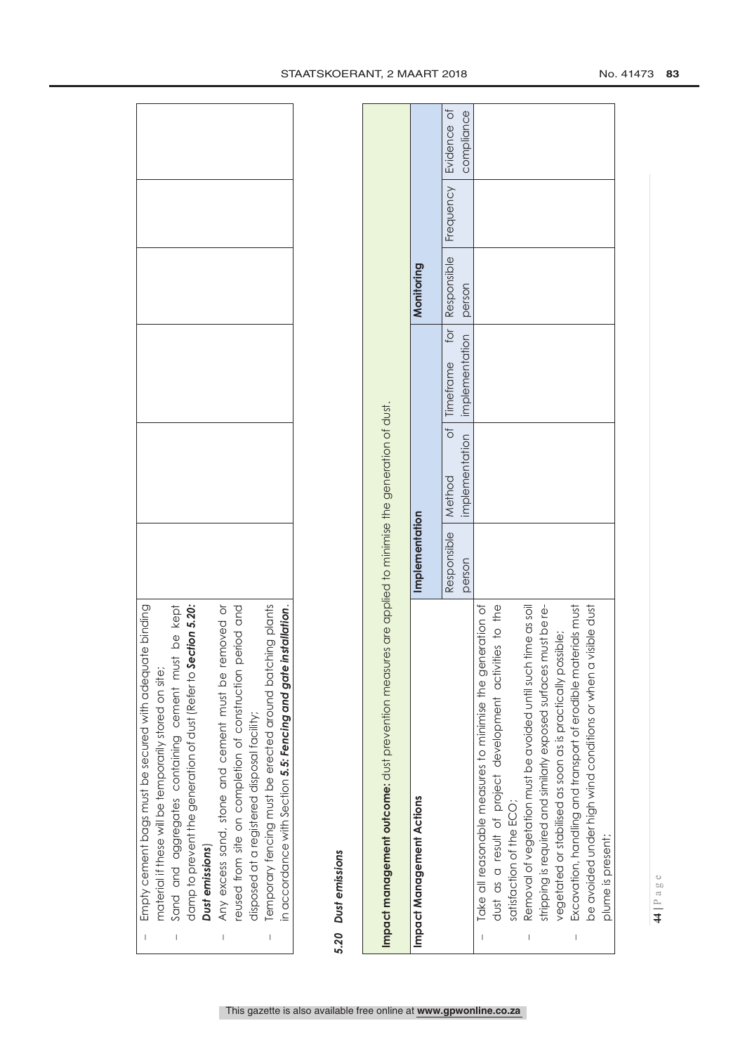| | | | | | | |
|---|---|---|---|---|---|---|
| – Empty cement bags must be secured with adequate binding material if these will be temporarily stored on site;<br>– Sand and aggregates containing cement must be kept damp to prevent the generation of dust (Refer to ***Section 5.20: Dust emissions***)<br>– Any excess sand, stone and cement must be removed or reused from site on completion of construction period and disposed at a registered disposal facility;<br>– Temporary fencing must be erected around batching plants in accordance with Section ***5.5: Fencing and gate installation***. | | | | | | |

### *5.20 Dust emissions*

| **Impact management outcome:** dust prevention measures are applied to minimise the generation of dust. | | | | | | |
|---|---|---|---|---|---|---|
| **Impact Management Actions** | ***Implementation*** | | | ***Monitoring*** | | |
| | Responsible person | Method of implementation | Timeframe for implementation | Responsible person | Frequency | Evidence of compliance |
| – Take all reasonable measures to minimise the generation of dust as a result of project development activities to the satisfaction of the ECO;<br>– Removal of vegetation must be avoided until such time as soil stripping is required and similarly exposed surfaces must be re-vegetated or stabilised as soon as is practically possible;<br>– Excavation, handling and transport of erodible materials must be avoided under high wind conditions or when a visible dust plume is present; | | | | | | |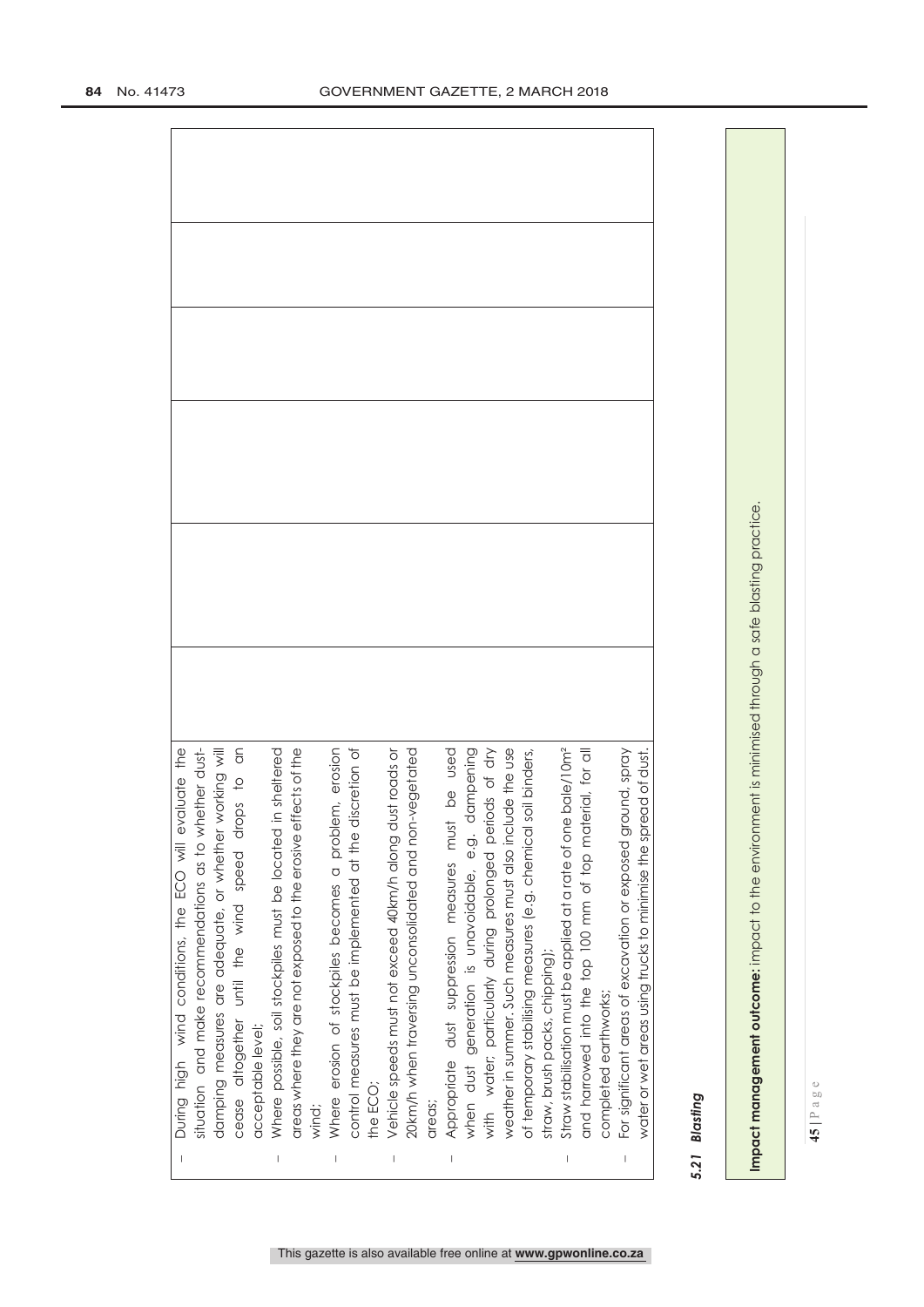| | | | | | |
|---|---|---|---|---|---|
| – During high wind conditions, the ECO will evaluate the situation and make recommendations as to whether dust-damping measures are adequate, or whether working will cease altogether until the wind speed drops to an acceptable level;<br>– Where possible, soil stockpiles must be located in sheltered areas where they are not exposed to the erosive effects of the wind;<br>– Where erosion of stockpiles becomes a problem, erosion control measures must be implemented at the discretion of the ECO;<br>– Vehicle speeds must not exceed 40km/h along dust roads or 20km/h when traversing unconsolidated and non-vegetated areas;<br>– Appropriate dust suppression measures must be used when dust generation is unavoidable, e.g. dampening with water, particularly during prolonged periods of dry weather in summer. Such measures must also include the use of temporary stabilising measures (e.g. chemical soil binders, straw, brush packs, chipping);<br>– Straw stabilisation must be applied at a rate of one bale/10m² and harrowed into the top 100 mm of top material, for all completed earthworks;<br>– For significant areas of excavation or exposed ground, spray water or wet areas using trucks to minimise the spread of dust. | | | | | |

### 5.21 Blasting

**Impact management outcome:** impact to the environment is minimised through a safe blasting practice.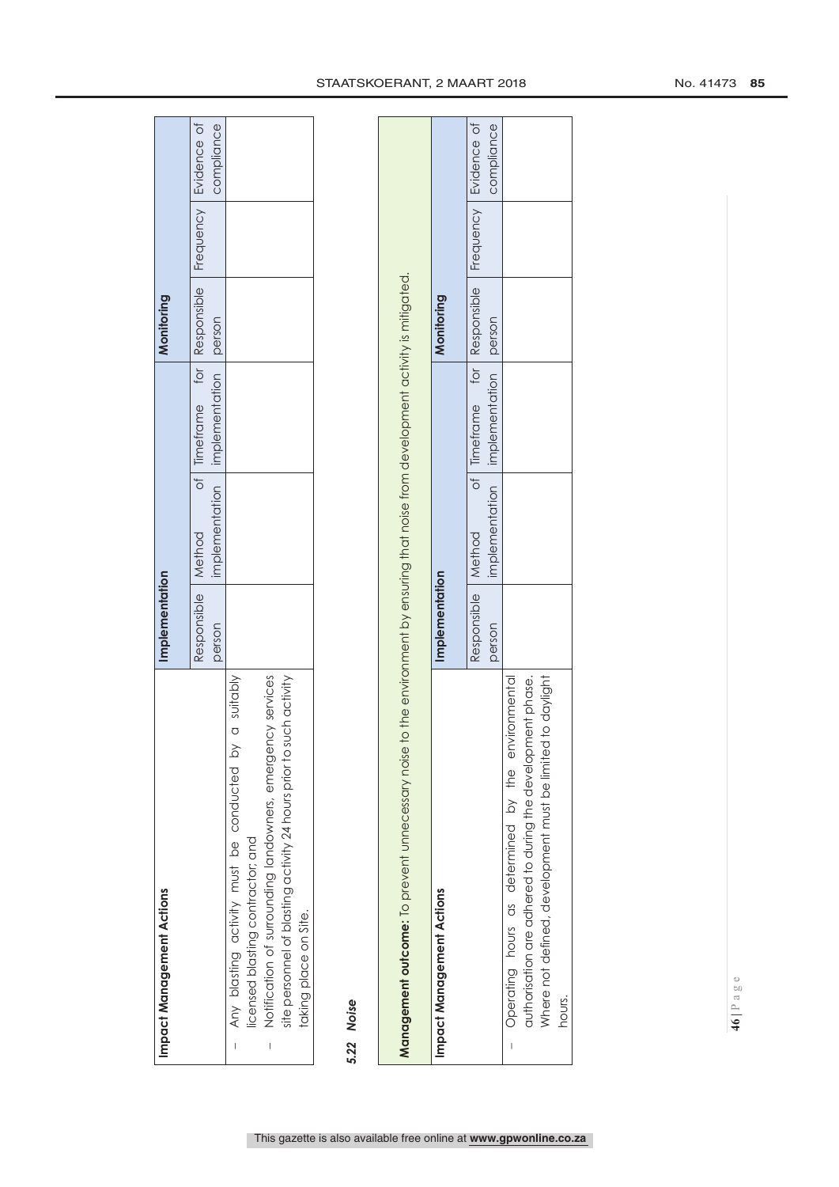| Impact Management Actions | Implementation | | | Monitoring | | |
|---|---|---|---|---|---|---|
| | Responsible person | Method of implementation | Timeframe for implementation | Responsible person | Frequency | Evidence of compliance |
| – Any blasting activity must be conducted by a suitably licensed blasting contractor; and<br>– Notification of surrounding landowners, emergency services site personnel of blasting activity 24 hours prior to such activity taking place on Site. | | | | | | |

### 5.22 *Noise*

**Management outcome:** To prevent unnecessary noise to the environment by ensuring that noise from development activity is mitigated.

| Impact Management Actions | Implementation | | | Monitoring | | |
|---|---|---|---|---|---|---|
| | Responsible person | Method of implementation | Timeframe for implementation | Responsible person | Frequency | Evidence of compliance |
| – Operating hours as determined by the environmental authorisation are adhered to during the development phase. Where not defined, development must be limited to daylight hours. | | | | | | |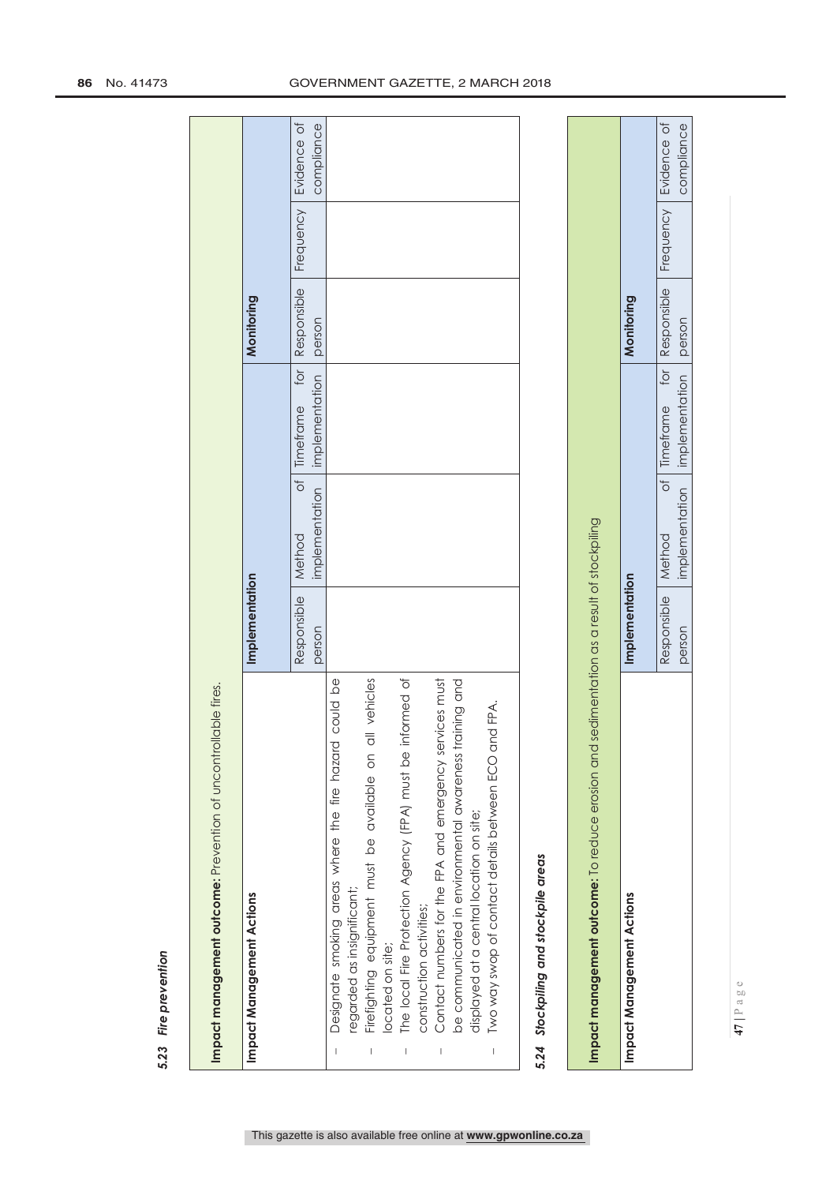### 5.23 *Fire prevention*

| **Impact management outcome:** Prevention of uncontrollable fires. | | | | | | |
|---|---|---|---|---|---|---|
| **Impact Management Actions** | **Implementation** | | | **Monitoring** | | |
| | Responsible person | Method of implementation | Timeframe for implementation | Responsible person | Frequency | Evidence of compliance |
| – Designate smoking areas where the fire hazard could be regarded as insignificant;<br>– Firefighting equipment must be available on all vehicles located on site;<br>– The local Fire Protection Agency (FPA) must be informed of construction activities;<br>– Contact numbers for the FPA and emergency services must be communicated in environmental awareness training and displayed at a central location on site;<br>– Two way swop of contact details between ECO and FPA. | | | | | | |

### 5.24 *Stockpiling and stockpile areas*

| **Impact management outcome:** To reduce erosion and sedimentation as a result of stockpiling | | | | | | |
|---|---|---|---|---|---|---|
| **Impact Management Actions** | **Implementation** | | | **Monitoring** | | |
| | Responsible person | Method of implementation | Timeframe for implementation | Responsible person | Frequency | Evidence of compliance |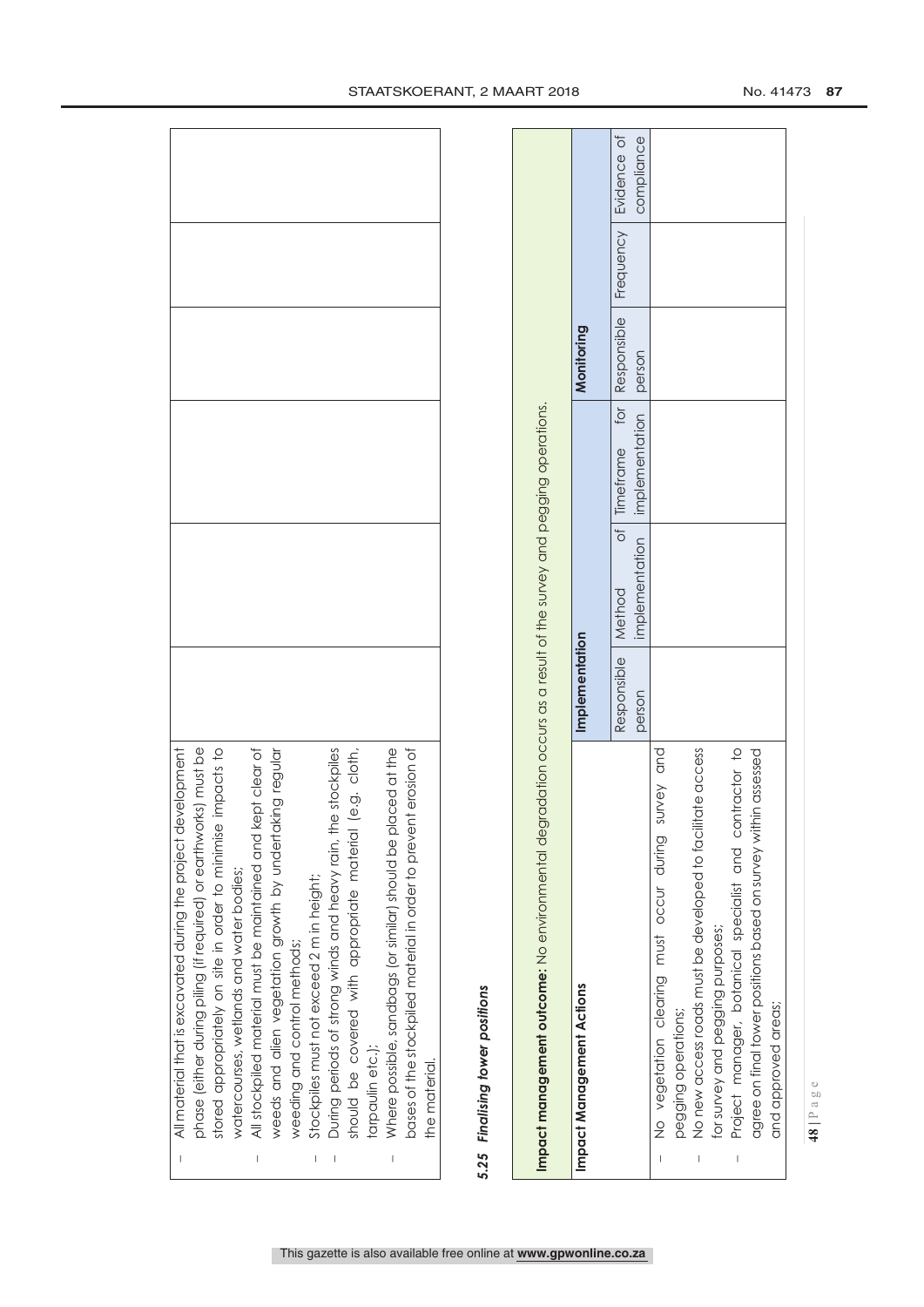| | | | | | | |
|---|---|---|---|---|---|---|
| – All material that is excavated during the project development phase (either during piling (if required) or earthworks) must be stored appropriately on site in order to minimise impacts to watercourses, wetlands and water bodies;<br>– All stockpiled material must be maintained and kept clear of weeds and alien vegetation growth by undertaking regular weeding and control methods;<br>– Stockpiles must not exceed 2 m in height;<br>– During periods of strong winds and heavy rain, the stockpiles should be covered with appropriate material (e.g. cloth, tarpaulin etc.);<br>– Where possible, sandbags (or similar) should be placed at the bases of the stockpiled material in order to prevent erosion of the material. | | | | | | |

### *5.25 Finalising tower positions*

| **Impact management outcome:** No environmental degradation occurs as a result of the survey and pegging operations. | | | | | | |
|---|---|---|---|---|---|---|
| **Impact Management Actions** | **Implementation** | | | **Monitoring** | | |
| | Responsible person | Method of implementation | Timeframe for implementation | Responsible person | Frequency | Evidence of compliance |
| – No vegetation clearing must occur during survey and pegging operations;<br>– No new access roads must be developed to facilitate access for survey and pegging purposes;<br>– Project manager, botanical specialist and contractor to agree on final tower positions based on survey within assessed and approved areas; | | | | | | |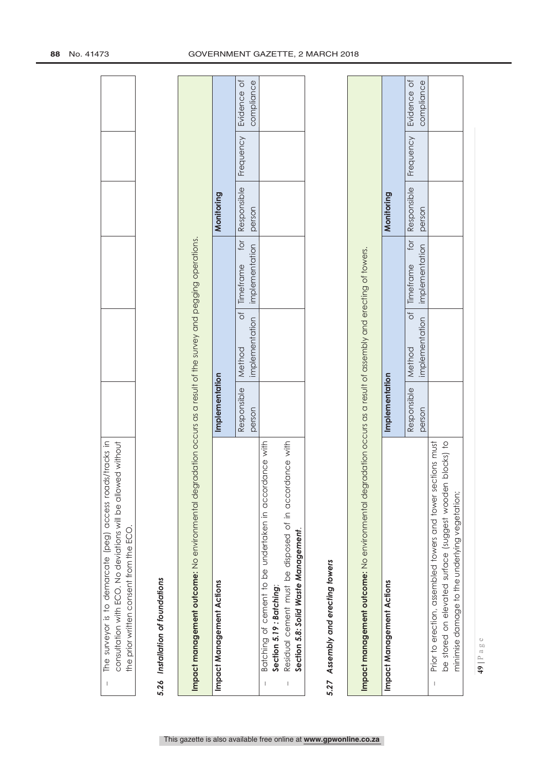| | | | | | | |
|---|---|---|---|---|---|---|
| – The surveyor is to demarcate (peg) access roads/tracks in consultation with ECO. No deviations will be allowed without the prior written consent from the ECO. | | | | | | |

### 5.26 *Installation of foundations*

| **Impact management outcome:** No environmental degradation occurs as a result of the survey and pegging operations. | | | | | | |
|---|---|---|---|---|---|---|
| **Impact Management Actions** | **Implementation** | | | **Monitoring** | | |
| | Responsible person | Method of implementation | Timeframe for implementation | Responsible person | Frequency | Evidence of compliance |
| – Batching of cement to be undertaken in accordance with ***Section 5.19 : Batching***;<br>– Residual cement must be disposed of in accordance with ***Section 5.8: Solid Waste Management***. | | | | | | |

### 5.27 *Assembly and erecting towers*

| **Impact management outcome:** No environmental degradation occurs as a result of assembly and erecting of towers. | | | | | | |
|---|---|---|---|---|---|---|
| **Impact Management Actions** | **Implementation** | | | **Monitoring** | | |
| | Responsible person | Method of implementation | Timeframe for implementation | Responsible person | Frequency | Evidence of compliance |
| – Prior to erection, assembled towers and tower sections must be stored on elevated surface (suggest wooden blocks) to minimise damage to the underlying vegetation; | | | | | | |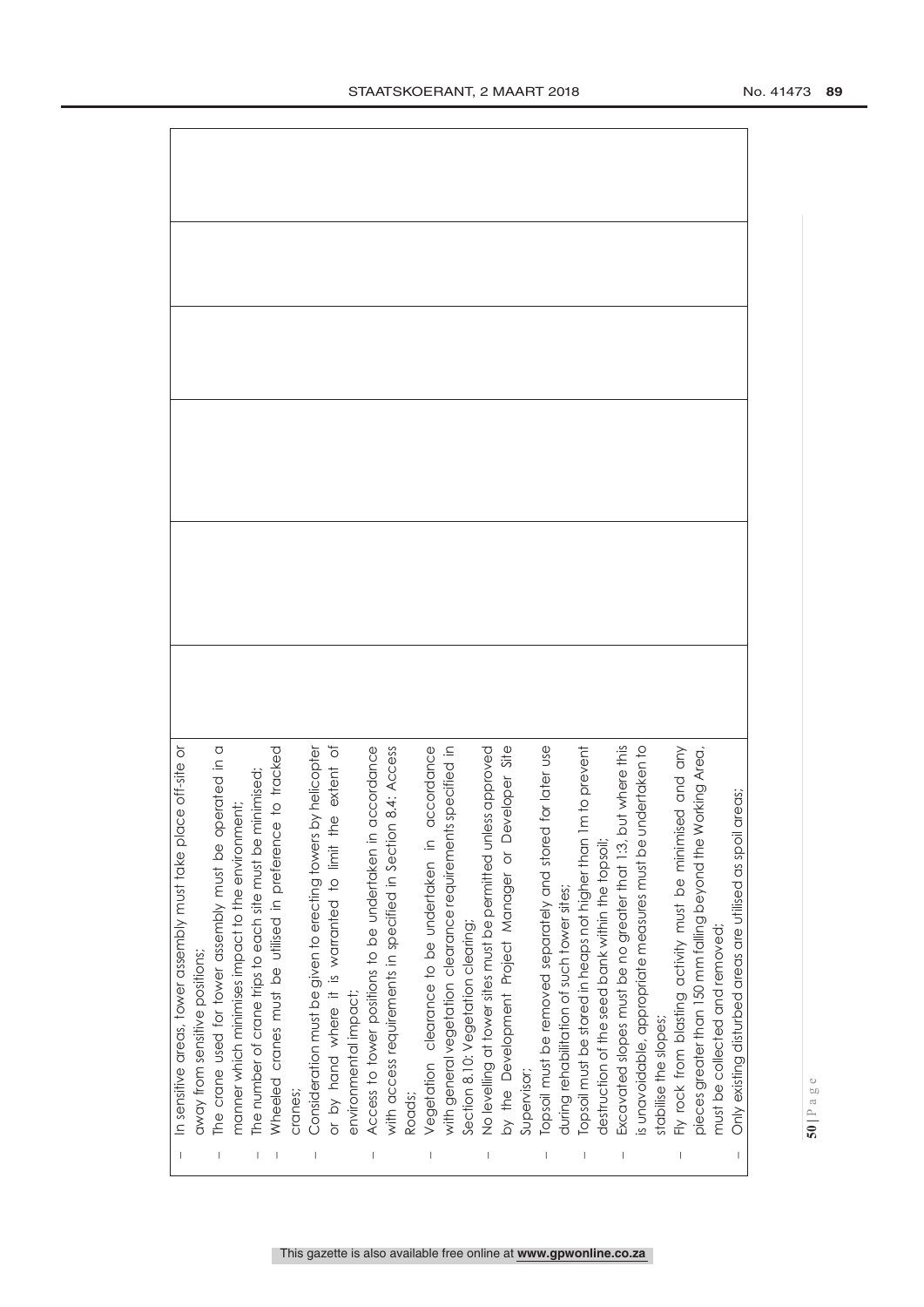| | | | | | |
|---|---|---|---|---|---|
| – In sensitive areas, tower assembly must take place off-site or away from sensitive positions;<br>– The crane used for tower assembly must be operated in a manner which minimises impact to the environment;<br>– The number of crane trips to each site must be minimised;<br>– Wheeled cranes must be utilised in preference to tracked cranes;<br>– Consideration must be given to erecting towers by helicopter or by hand where it is warranted to limit the extent of environmental impact;<br>– Access to tower positions to be undertaken in accordance with access requirements in specified in Section 8.4: Access Roads;<br>– Vegetation clearance to be undertaken in accordance with general vegetation clearance requirements specified in Section 8.10: Vegetation clearing;<br>– No levelling at tower sites must be permitted unless approved by the Development Project Manager or Developer Site Supervisor;<br>– Topsoil must be removed separately and stored for later use during rehabilitation of such tower sites;<br>– Topsoil must be stored in heaps not higher than 1m to prevent destruction of the seed bank within the topsoil;<br>– Excavated slopes must be no greater that 1:3, but where this is unavoidable, appropriate measures must be undertaken to stabilise the slopes;<br>– Fly rock from blasting activity must be minimised and any pieces greater than 150 mm falling beyond the Working Area, must be collected and removed;<br>– Only existing disturbed areas are utilised as spoil areas; | | | | | |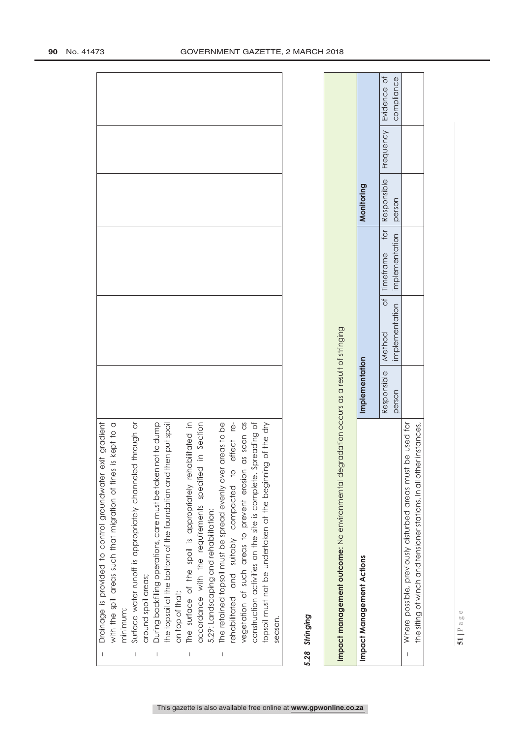| | | | | | | |
|---|---|---|---|---|---|---|
| – Drainage is provided to control groundwater exit gradient with the spill areas such that migration of fines is kept to a minimum;<br>– Surface water runoff is appropriately channeled through or around spoil areas;<br>– During backfilling operations, care must be taken not to dump the topsoil at the bottom of the foundation and then put spoil on top of that;<br>– The surface of the spoil is appropriately rehabilitated in accordance with the requirements specified in Section 5.29: Landscaping and rehabilitation;<br>– The retained topsoil must be spread evenly over areas to be rehabilitated and suitably compacted to effect re-vegetation of such areas to prevent erosion as soon as construction activities on the site is complete. Spreading of topsoil must not be undertaken at the beginning of the dry season. | | | | | | |

### 5.28 *Stringing*

| **Impact management outcome:** No environmental degradation occurs as a result of stringing | | | | | | |
|---|---|---|---|---|---|---|
| **Impact Management Actions** | **Implementation** | | | **Monitoring** | | |
| | Responsible person | Method of implementation | Timeframe for implementation | Responsible person | Frequency | Evidence of compliance |
| – Where possible, previously disturbed areas must be used for the siting of winch and tensioner stations. In all other instances, | | | | | | |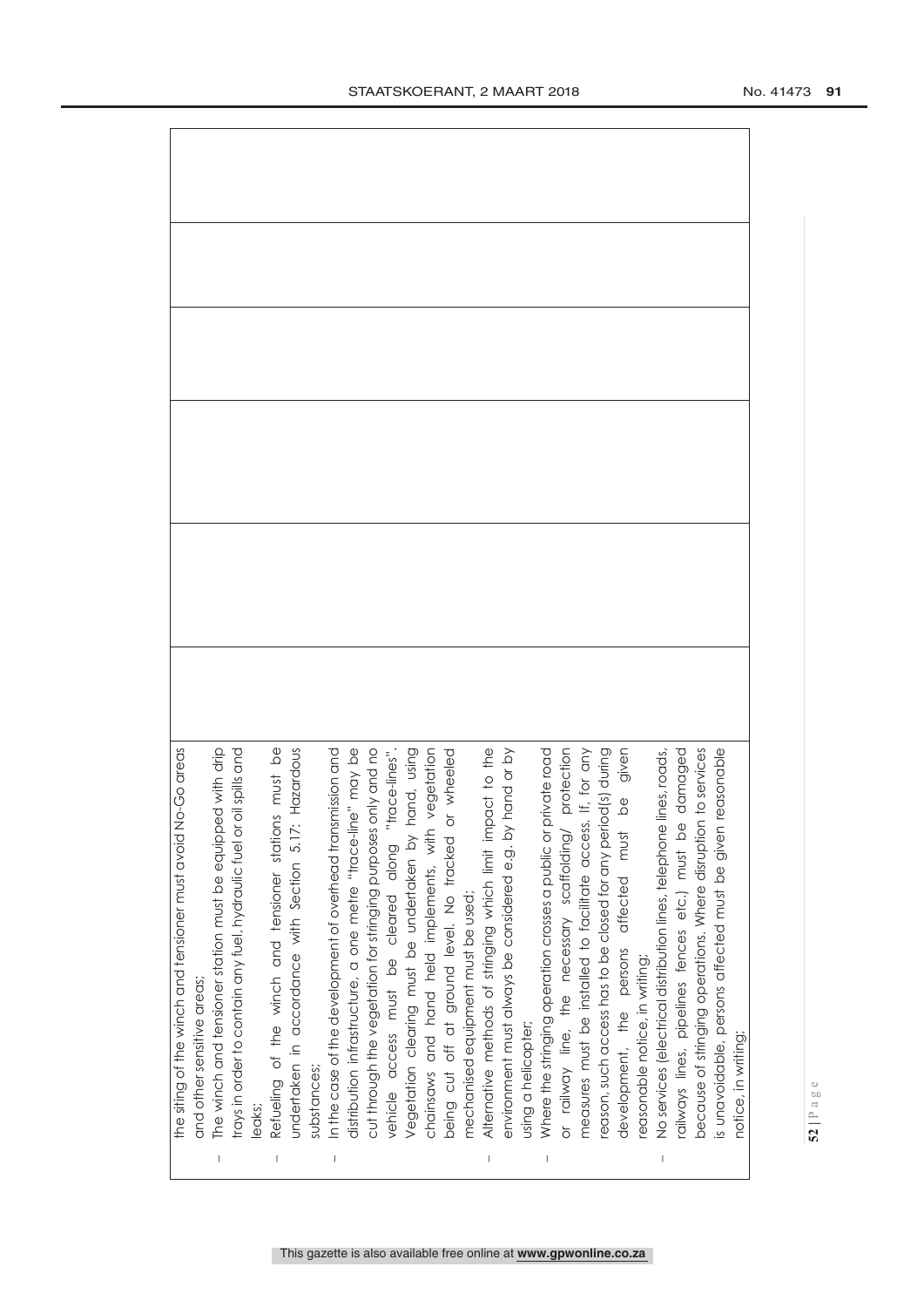| | | | | | |
|---|---|---|---|---|---|
| the siting of the winch and tensioner must avoid No-Go areas and other sensitive areas;<br>– The winch and tensioner station must be equipped with drip trays in order to contain any fuel, hydraulic fuel or oil spills and leaks;<br>– Refueling of the winch and tensioner stations must be undertaken in accordance with Section 5.17: Hazardous substances;<br>– In the case of the development of overhead transmission and distribution infrastructure, a one metre "trace-line" may be cut through the vegetation for stringing purposes only and no vehicle access must be cleared along "trace-lines". Vegetation clearing must be undertaken by hand, using chainsaws and hand held implements, with vegetation being cut off at ground level. No tracked or wheeled mechanised equipment must be used;<br>– Alternative methods of stringing which limit impact to the environment must always be considered e.g. by hand or by using a helicopter;<br>– Where the stringing operation crosses a public or private road or railway line, the necessary scaffolding/ protection measures must be installed to facilitate access. If, for any reason, such access has to be closed for any period(s) during development, the persons affected must be given reasonable notice, in writing;<br>– No services (electrical distribution lines, telephone lines, roads, railways lines, pipelines fences etc.) must be damaged because of stringing operations. Where disruption to services is unavoidable, persons affected must be given reasonable notice, in writing; | | | | | |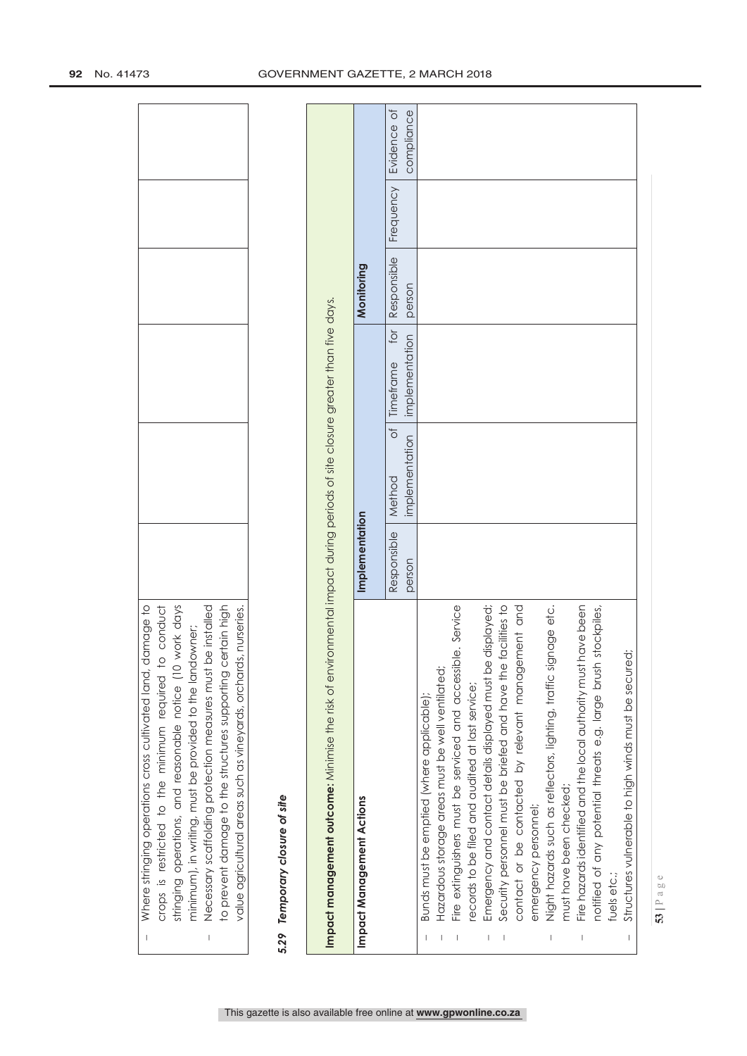| | | | | | | |
|---|---|---|---|---|---|---|
| – Where stringing operations cross cultivated land, damage to crops is restricted to the minimum required to conduct stringing operations, and reasonable notice (10 work days minimum), in writing, must be provided to the landowner;<br>– Necessary scaffolding protection measures must be installed to prevent damage to the structures supporting certain high value agricultural areas such as vineyards, orchards, nurseries. | | | | | | |

### 5.29 *Temporary closure of site*

| **Impact management outcome:** Minimise the risk of environmental impact during periods of site closure greater than five days. | | | | | | |
|---|---|---|---|---|---|---|
| **Impact Management Actions** | **Implementation** | | | **Monitoring** | | |
| | Responsible person | Method of implementation | Timeframe for implementation | Responsible person | Frequency | Evidence of compliance |
| – Bunds must be emptied (where applicable);<br>– Hazardous storage areas must be well ventilated;<br>– Fire extinguishers must be serviced and accessible. Service records to be filed and audited at last service;<br>– Emergency and contact details displayed must be displayed;<br>– Security personnel must be briefed and have the facilities to contact or be contacted by relevant management and emergency personnel;<br>– Night hazards such as reflectors, lighting, traffic signage etc. must have been checked;<br>– Fire hazards identified and the local authority must have been notified of any potential threats e.g. large brush stockpiles, fuels etc.;<br>– Structures vulnerable to high winds must be secured; | | | | | | |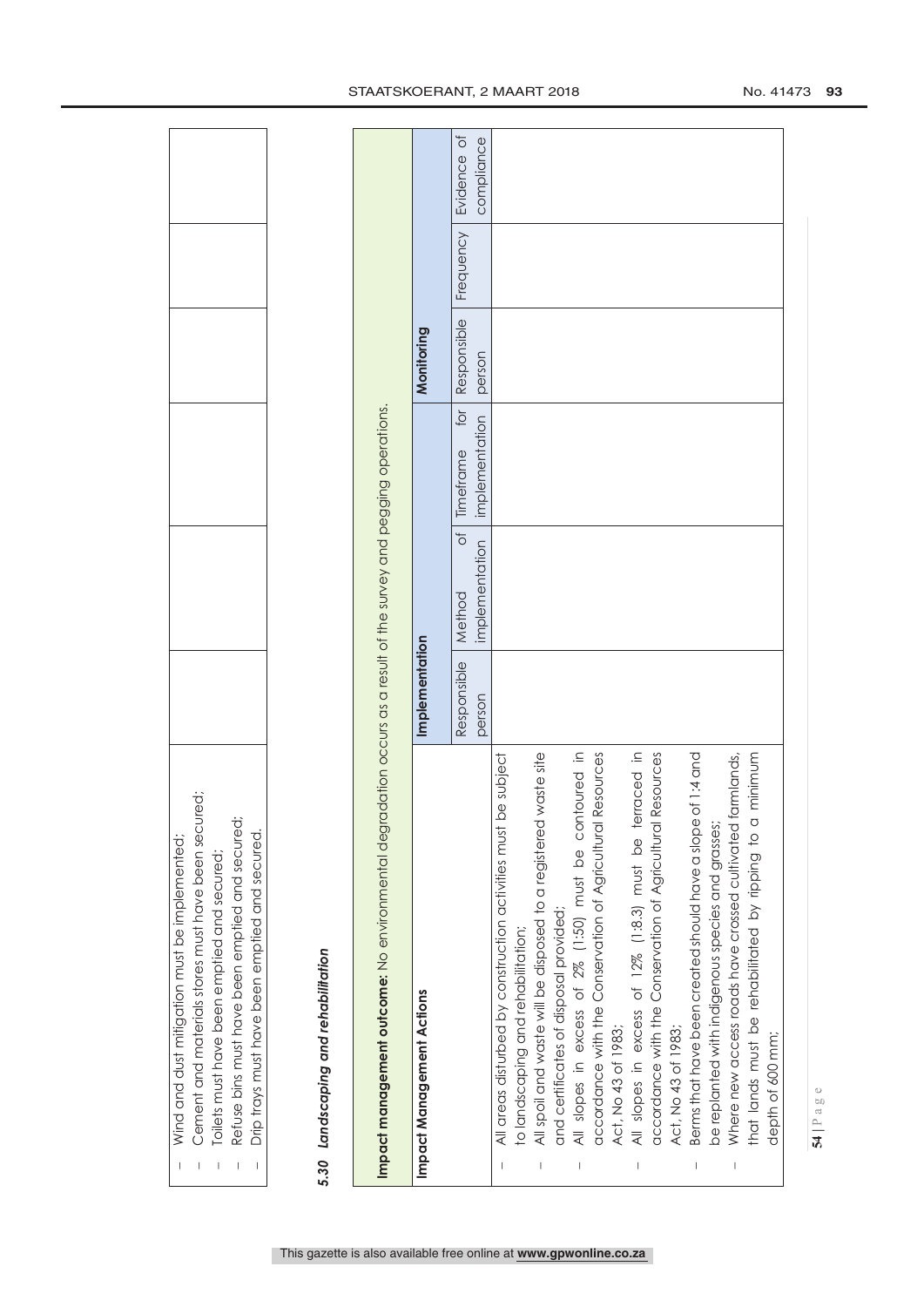| | | | | | | |
|---|---|---|---|---|---|---|
| – Wind and dust mitigation must be implemented;<br>– Cement and materials stores must have been secured;<br>– Toilets must have been emptied and secured;<br>– Refuse bins must have been emptied and secured;<br>– Drip trays must have been emptied and secured. | | | | | | |

### 5.30 *Landscaping and rehabilitation*

| **Impact management outcome:** No environmental degradation occurs as a result of the survey and pegging operations. | | | | | | |
|---|---|---|---|---|---|---|
| **Impact Management Actions** | **Implementation** | | | **Monitoring** | | |
| | Responsible person | Method of implementation | Timeframe for implementation | Responsible person | Frequency | Evidence of compliance |
| – All areas disturbed by construction activities must be subject to landscaping and rehabilitation;<br>– All spoil and waste will be disposed to a registered waste site and certificates of disposal provided;<br>– All slopes in excess of 2% (1:50) must be contoured in accordance with the Conservation of Agricultural Resources Act, No 43 of 1983;<br>– All slopes in excess of 12% (1:8,3) must be terraced in accordance with the Conservation of Agricultural Resources Act, No 43 of 1983;<br>– Berms that have been created should have a slope of 1:4 and be replanted with indigenous species and grasses;<br>– Where new access roads have crossed cultivated farmlands, that lands must be rehabilitated by ripping to a minimum depth of 600 mm; | | | | | | |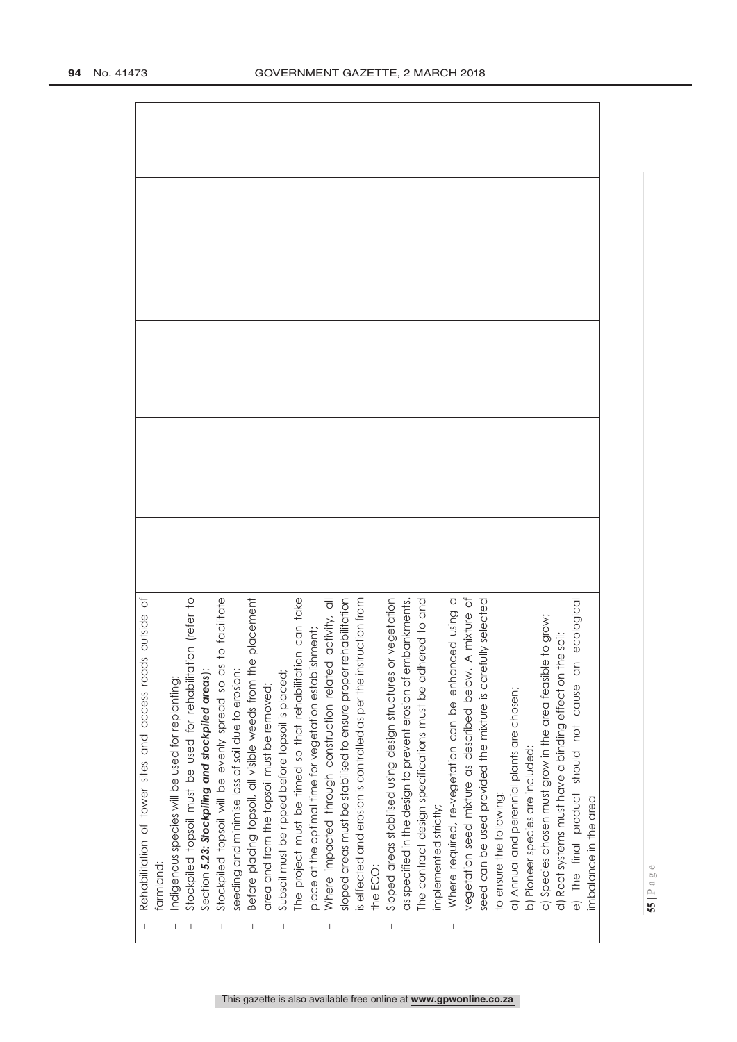| | | | | | |
|---|---|---|---|---|---|
| – Rehabilitation of tower sites and access roads outside of farmland;<br>– Indigenous species will be used for replanting;<br>– Stockpiled topsoil must be used for rehabilitation (refer to Section ***5.23: Stockpiling and stockpiled areas***);<br>– Stockpiled topsoil will be evenly spread so as to facilitate seeding and minimise loss of soil due to erosion;<br>– Before placing topsoil, all visible weeds from the placement area and from the topsoil must be removed;<br>– Subsoil must be ripped before topsoil is placed;<br>– The project must be timed so that rehabilitation can take place at the optimal time for vegetation establishment;<br>– Where impacted through construction related activity, all sloped areas must be stabilised to ensure proper rehabilitation is effected and erosion is controlled as per the instruction from the ECO;<br>– Sloped areas stabilised using design structures or vegetation as specified in the design to prevent erosion of embankments. The contract design specifications must be adhered to and implemented strictly;<br>– Where required, re-vegetation can be enhanced using a vegetation seed mixture as described below. A mixture of seed can be used provided the mixture is carefully selected to ensure the following:<br>a) Annual and perennial plants are chosen;<br>b) Pioneer species are included;<br>c) Species chosen must grow in the area feasible to grow;<br>d) Root systems must have a binding effect on the soil;<br>e) The final product should not cause an ecological imbalance in the area | | | | | |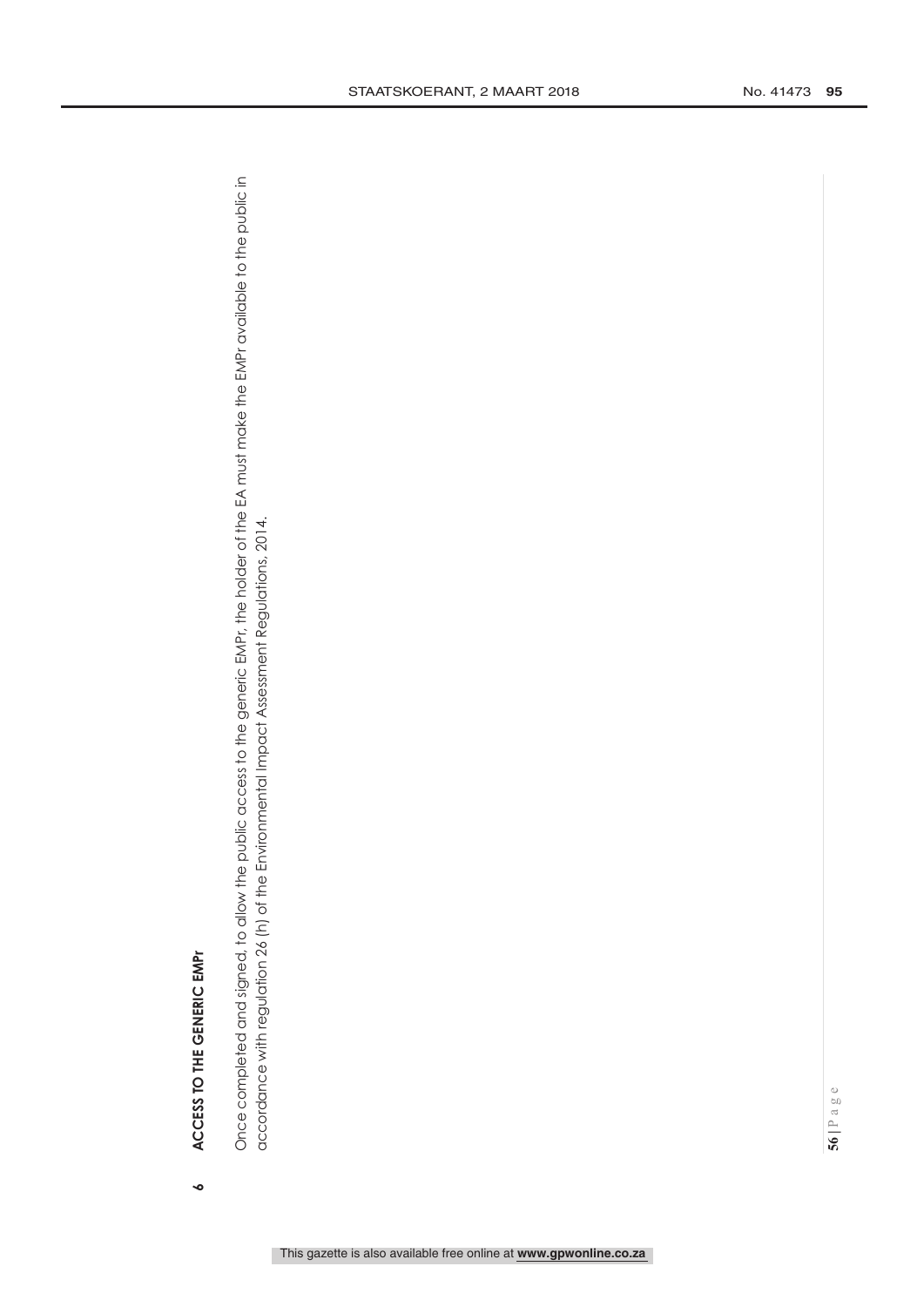## 6 ACCESS TO THE GENERIC EMPr

Once completed and signed, to allow the public access to the generic EMPr, the holder of the EA must make the EMPr available to the public in accordance with regulation 26 (h) of the Environmental Impact Assessment Regulations, 2014.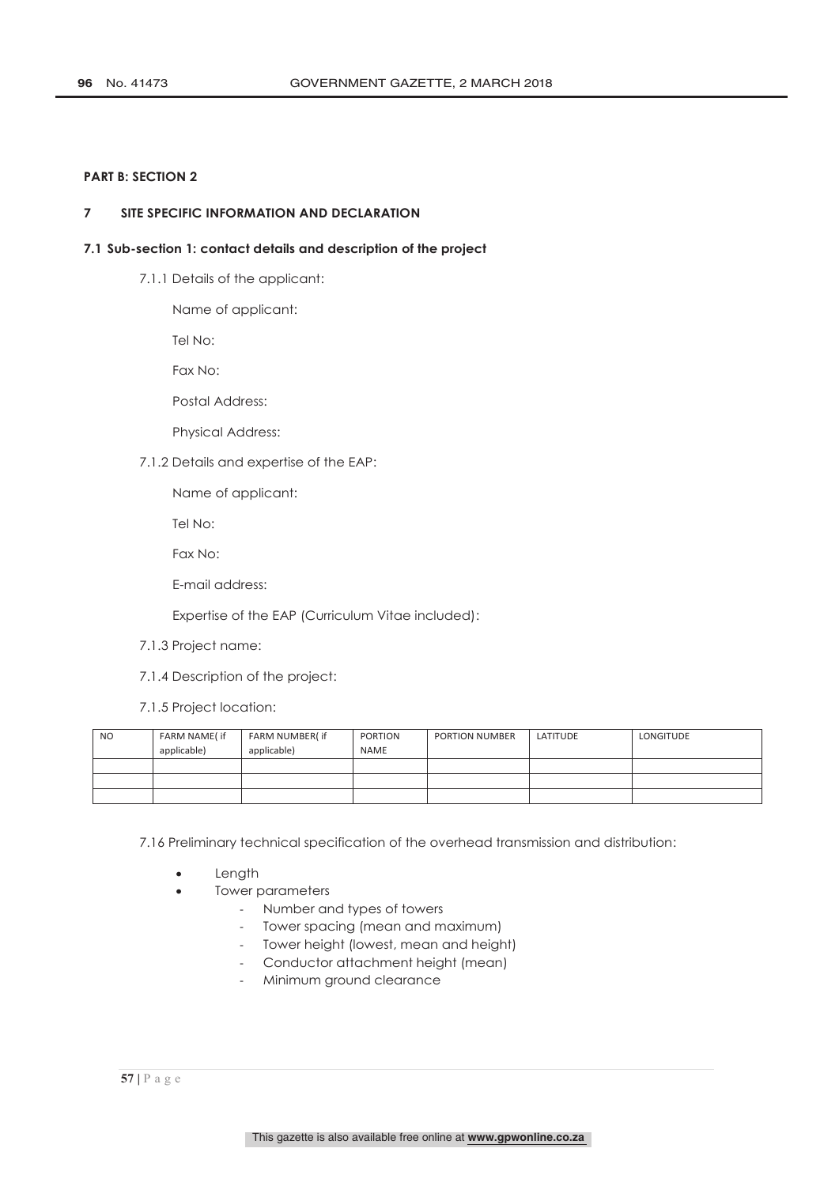**PART B: SECTION 2**

**7 SITE SPECIFIC INFORMATION AND DECLARATION**

**7.1 Sub-section 1: contact details and description of the project**

7.1.1 Details of the applicant:

Name of applicant:

Tel No:

Fax No:

Postal Address:

Physical Address:

7.1.2 Details and expertise of the EAP:

Name of applicant:

Tel No:

Fax No:

E-mail address:

Expertise of the EAP (Curriculum Vitae included):

7.1.3 Project name:

7.1.4 Description of the project:

7.1.5 Project location:

| NO | FARM NAME( if applicable) | FARM NUMBER( if applicable) | PORTION NAME | PORTION NUMBER | LATITUDE | LONGITUDE |
|---|---|---|---|---|---|---|
| | | | | | | |
| | | | | | | |
| | | | | | | |

7.16 Preliminary technical specification of the overhead transmission and distribution:

- Length
- Tower parameters
  - Number and types of towers
  - Tower spacing (mean and maximum)
  - Tower height (lowest, mean and height)
  - Conductor attachment height (mean)
  - Minimum ground clearance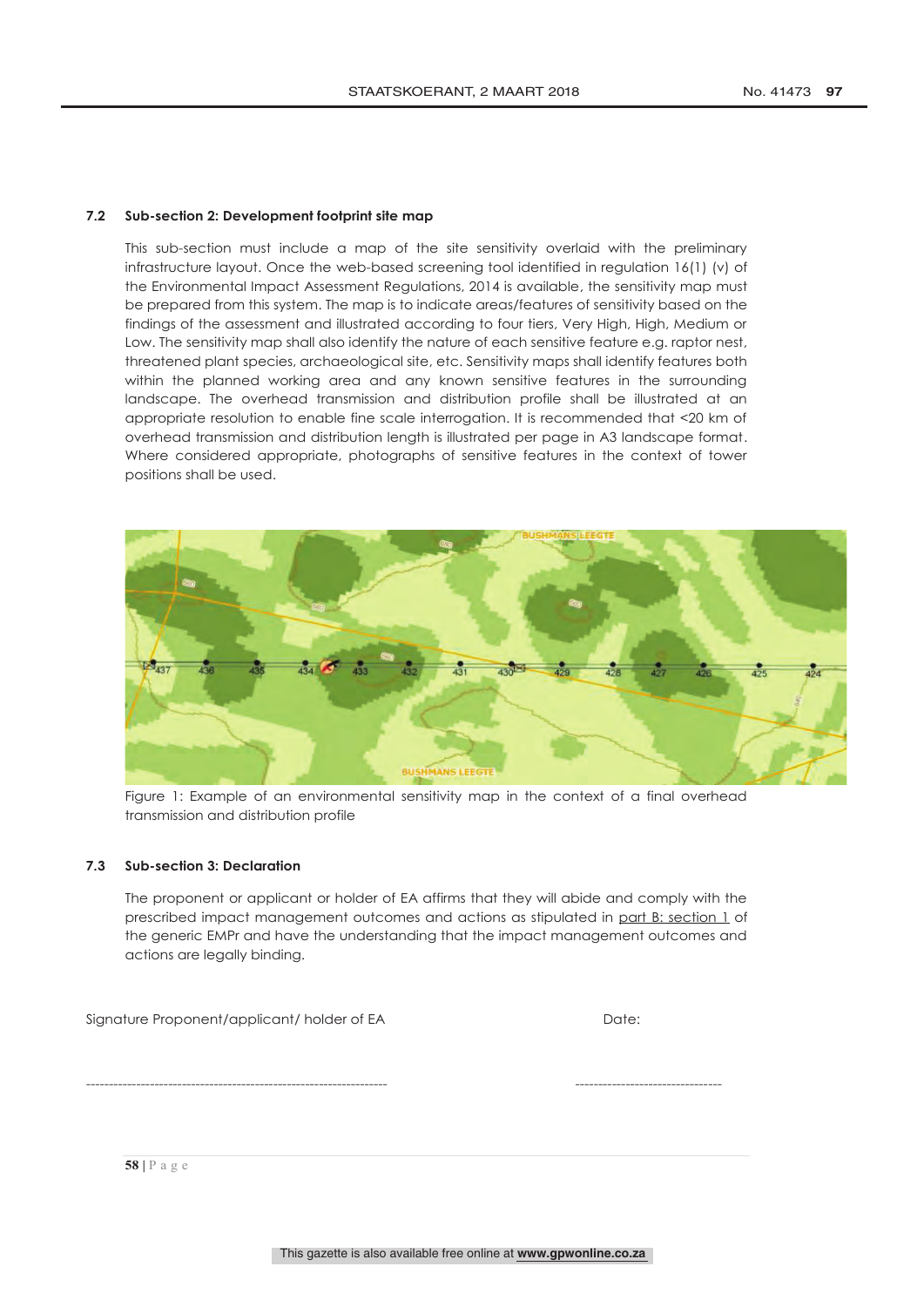### 7.2 Sub-section 2: Development footprint site map

This sub-section must include a map of the site sensitivity overlaid with the preliminary infrastructure layout. Once the web-based screening tool identified in regulation 16(1) (v) of the Environmental Impact Assessment Regulations, 2014 is available, the sensitivity map must be prepared from this system. The map is to indicate areas/features of sensitivity based on the findings of the assessment and illustrated according to four tiers, Very High, High, Medium or Low. The sensitivity map shall also identify the nature of each sensitive feature e.g. raptor nest, threatened plant species, archaeological site, etc. Sensitivity maps shall identify features both within the planned working area and any known sensitive features in the surrounding landscape. The overhead transmission and distribution profile shall be illustrated at an appropriate resolution to enable fine scale interrogation. It is recommended that <20 km of overhead transmission and distribution length is illustrated per page in A3 landscape format. Where considered appropriate, photographs of sensitive features in the context of tower positions shall be used.

Figure 1: Example of an environmental sensitivity map in the context of a final overhead transmission and distribution profile

### 7.3 Sub-section 3: Declaration

The proponent or applicant or holder of EA affirms that they will abide and comply with the prescribed impact management outcomes and actions as stipulated in part B: section 1 of the generic EMPr and have the understanding that the impact management outcomes and actions are legally binding.

Signature Proponent/applicant/ holder of EA

Date:

-------------------------------------------------------------------- --------------------------------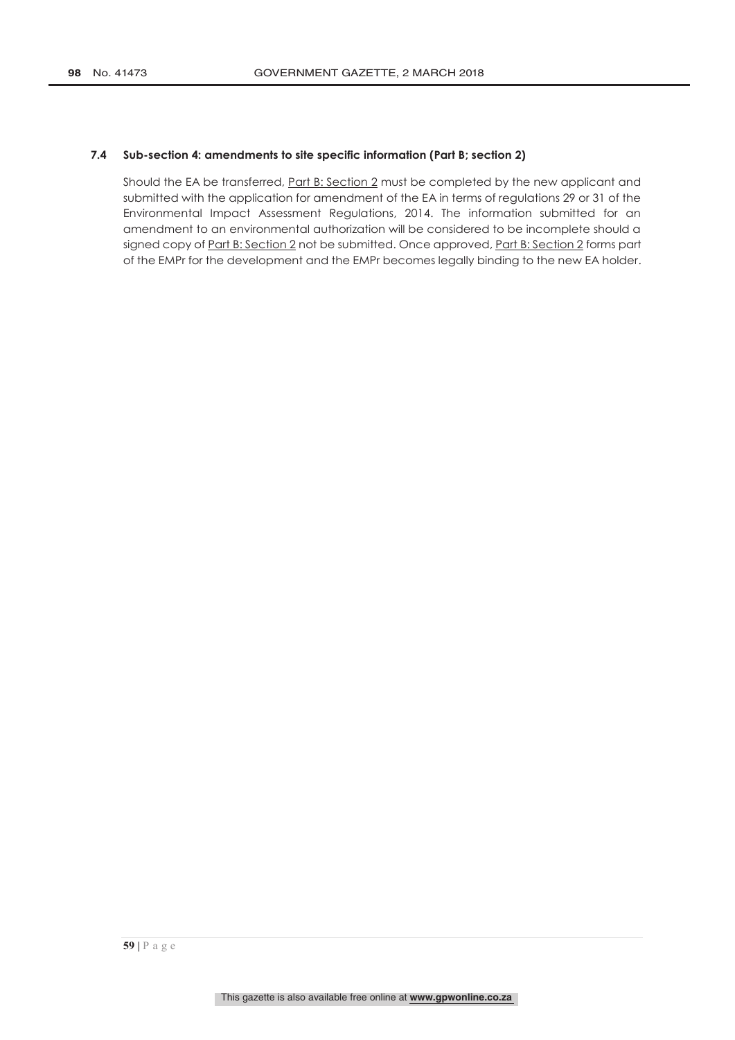### 7.4 Sub-section 4: amendments to site specific information (Part B; section 2)

Should the EA be transferred, Part B: Section 2 must be completed by the new applicant and submitted with the application for amendment of the EA in terms of regulations 29 or 31 of the Environmental Impact Assessment Regulations, 2014. The information submitted for an amendment to an environmental authorization will be considered to be incomplete should a signed copy of Part B: Section 2 not be submitted. Once approved, Part B: Section 2 forms part of the EMPr for the development and the EMPr becomes legally binding to the new EA holder.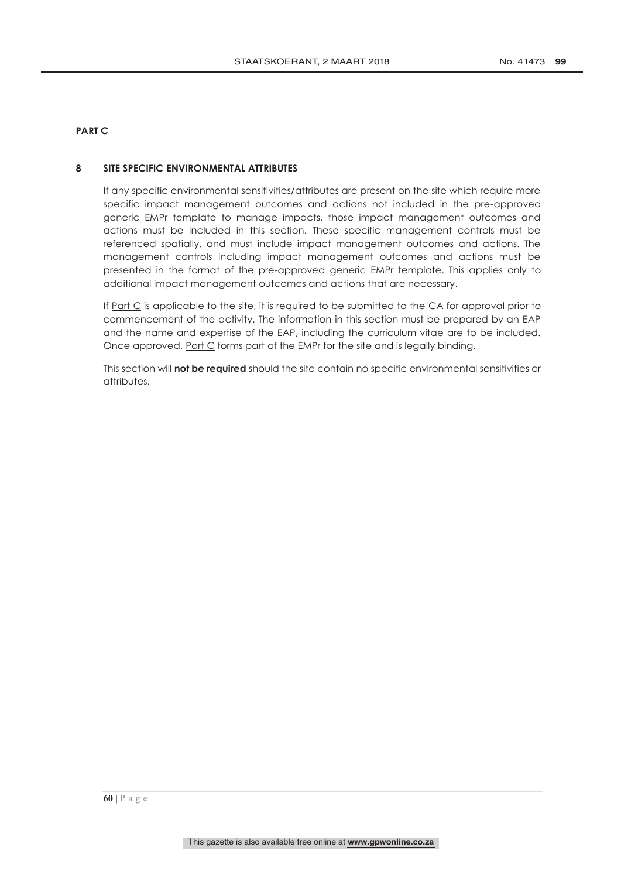**PART C**

## 8 SITE SPECIFIC ENVIRONMENTAL ATTRIBUTES

If any specific environmental sensitivities/attributes are present on the site which require more specific impact management outcomes and actions not included in the pre-approved generic EMPr template to manage impacts, those impact management outcomes and actions must be included in this section. These specific management controls must be referenced spatially, and must include impact management outcomes and actions. The management controls including impact management outcomes and actions must be presented in the format of the pre-approved generic EMPr template. This applies only to additional impact management outcomes and actions that are necessary.

If Part C is applicable to the site, it is required to be submitted to the CA for approval prior to commencement of the activity. The information in this section must be prepared by an EAP and the name and expertise of the EAP, including the curriculum vitae are to be included. Once approved, Part C forms part of the EMPr for the site and is legally binding.

This section will **not be required** should the site contain no specific environmental sensitivities or attributes.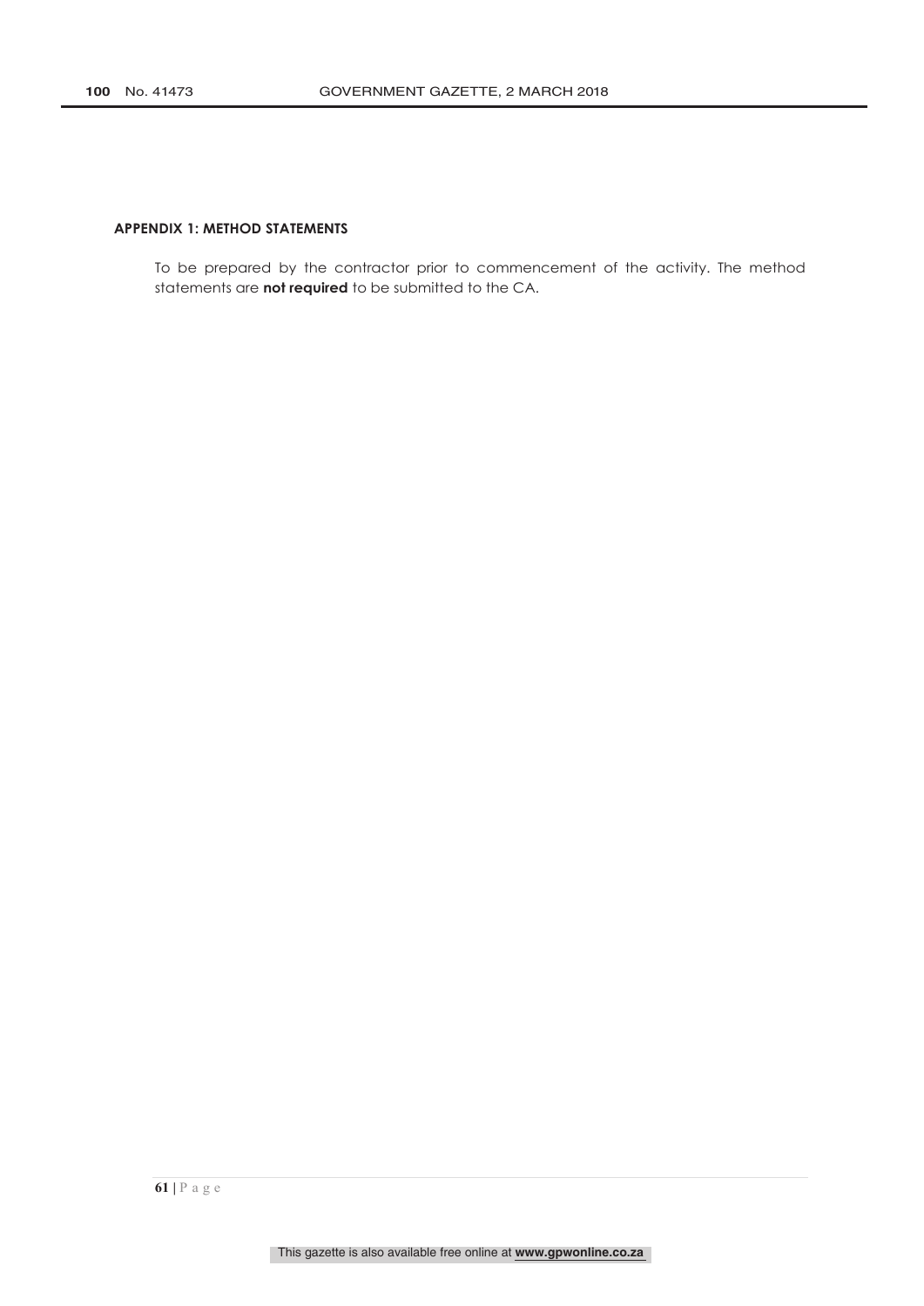## APPENDIX 1: METHOD STATEMENTS

To be prepared by the contractor prior to commencement of the activity. The method statements are **not required** to be submitted to the CA.